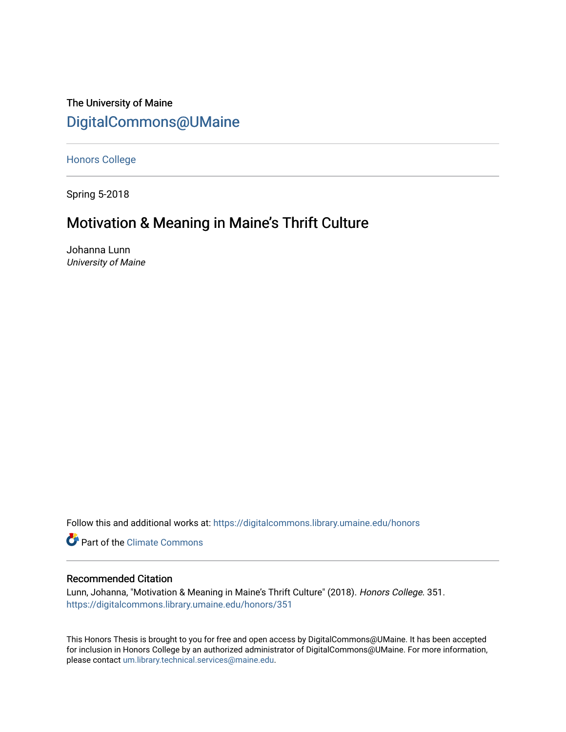The University of Maine

DigitalCommons@UMaine

Honors College

Spring 5-2018

# Motivation & Meaning in Maine's Thrift Culture

Johanna Lunn
*University of Maine*

Follow this and additional works at: https://digitalcommons.library.umaine.edu/honors

Part of the Climate Commons

## Recommended Citation

Lunn, Johanna, "Motivation & Meaning in Maine's Thrift Culture" (2018). *Honors College*. 351.
https://digitalcommons.library.umaine.edu/honors/351

This Honors Thesis is brought to you for free and open access by DigitalCommons@UMaine. It has been accepted for inclusion in Honors College by an authorized administrator of DigitalCommons@UMaine. For more information, please contact um.library.technical.services@maine.edu.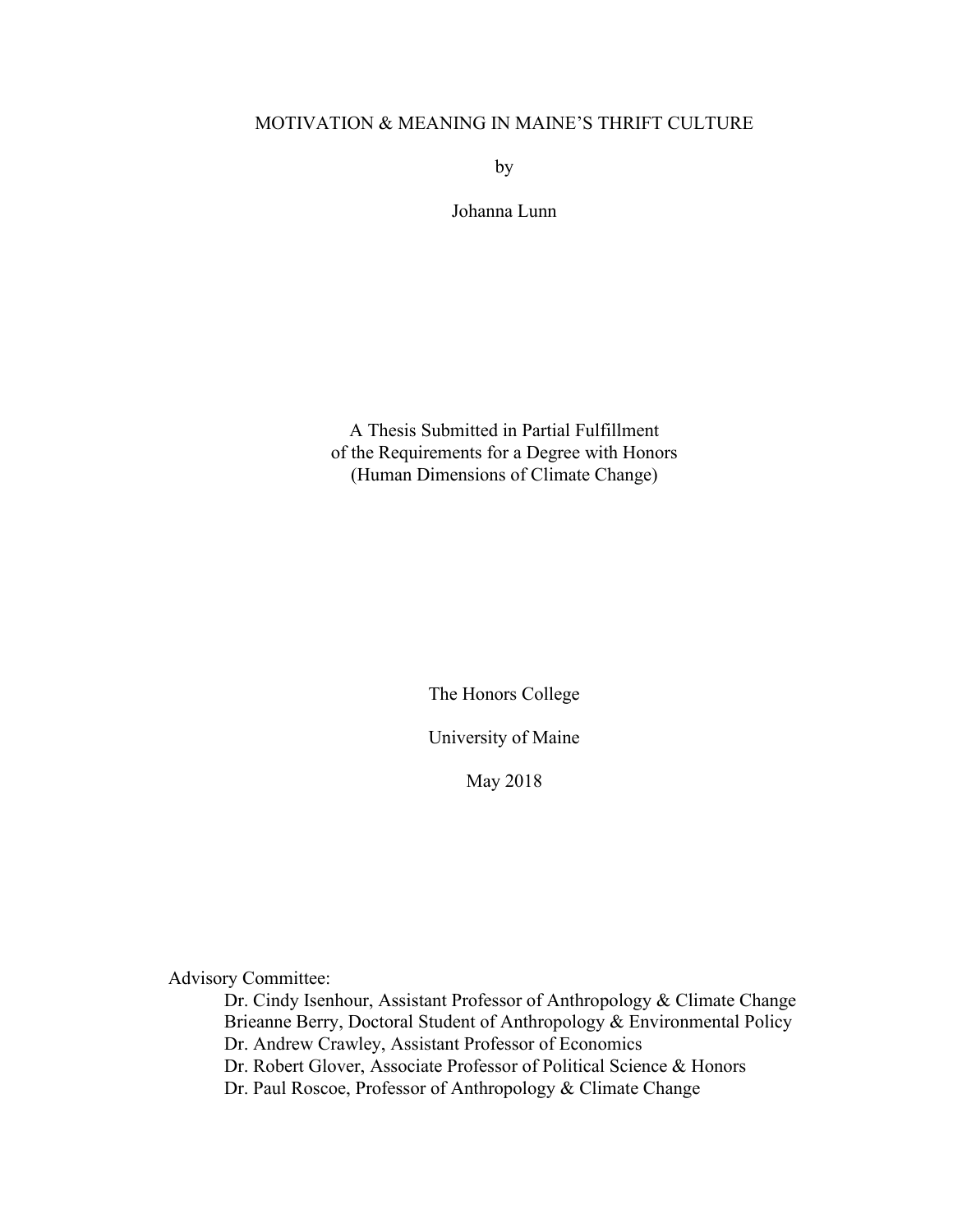# MOTIVATION & MEANING IN MAINE'S THRIFT CULTURE

by

Johanna Lunn

A Thesis Submitted in Partial Fulfillment
of the Requirements for a Degree with Honors
(Human Dimensions of Climate Change)

The Honors College

University of Maine

May 2018

Advisory Committee:

- Dr. Cindy Isenhour, Assistant Professor of Anthropology & Climate Change
- Brieanne Berry, Doctoral Student of Anthropology & Environmental Policy
- Dr. Andrew Crawley, Assistant Professor of Economics
- Dr. Robert Glover, Associate Professor of Political Science & Honors
- Dr. Paul Roscoe, Professor of Anthropology & Climate Change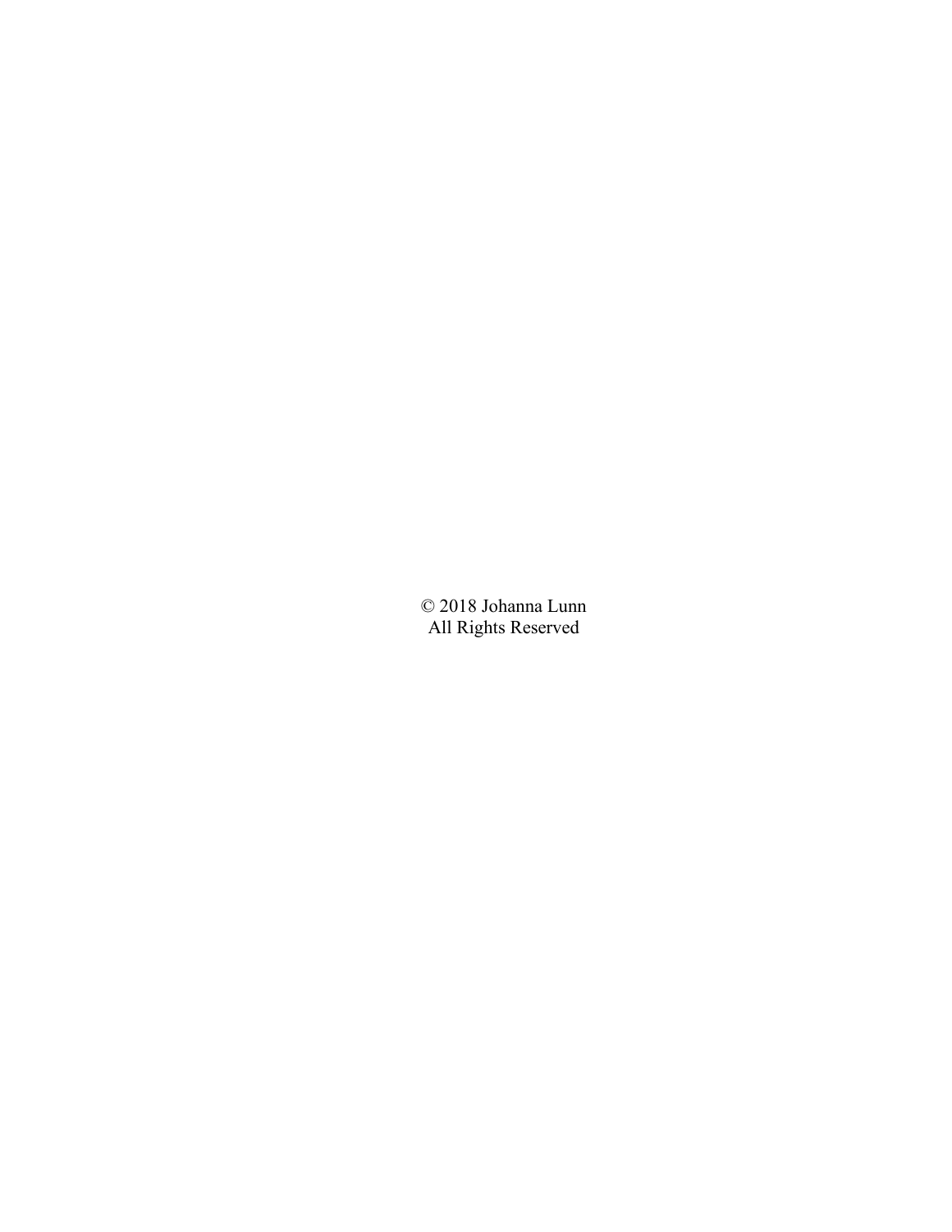© 2018 Johanna Lunn
All Rights Reserved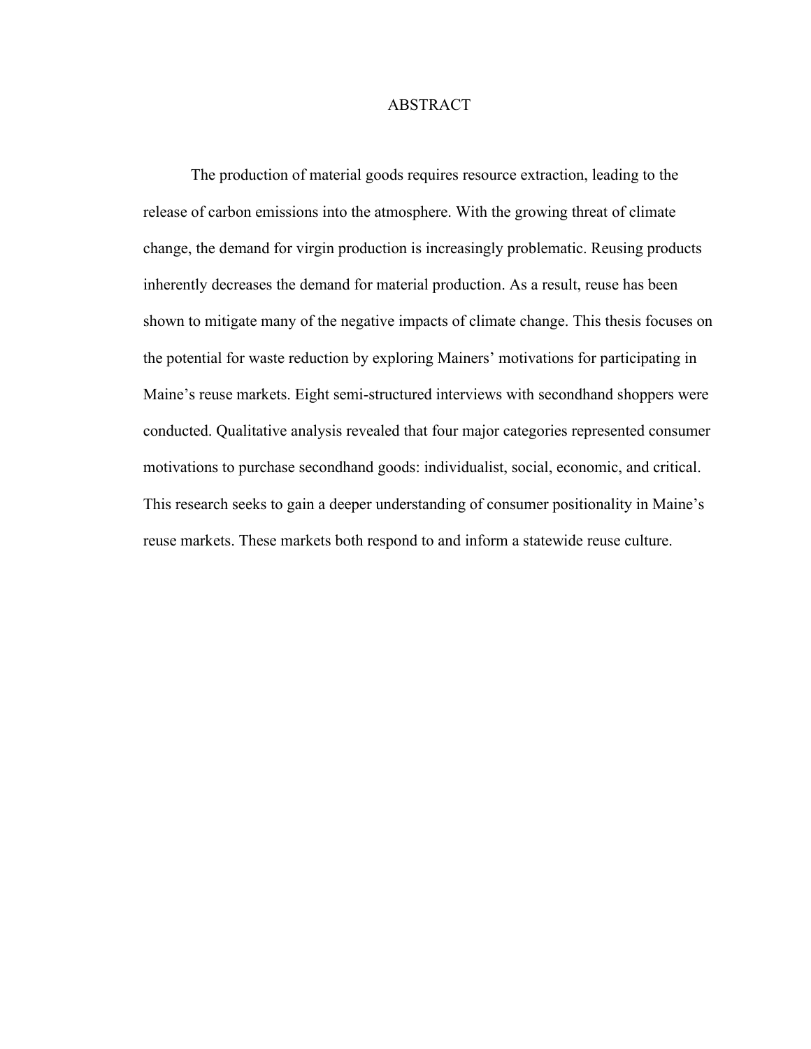# ABSTRACT

The production of material goods requires resource extraction, leading to the release of carbon emissions into the atmosphere. With the growing threat of climate change, the demand for virgin production is increasingly problematic. Reusing products inherently decreases the demand for material production. As a result, reuse has been shown to mitigate many of the negative impacts of climate change. This thesis focuses on the potential for waste reduction by exploring Mainers' motivations for participating in Maine's reuse markets. Eight semi-structured interviews with secondhand shoppers were conducted. Qualitative analysis revealed that four major categories represented consumer motivations to purchase secondhand goods: individualist, social, economic, and critical. This research seeks to gain a deeper understanding of consumer positionality in Maine's reuse markets. These markets both respond to and inform a statewide reuse culture.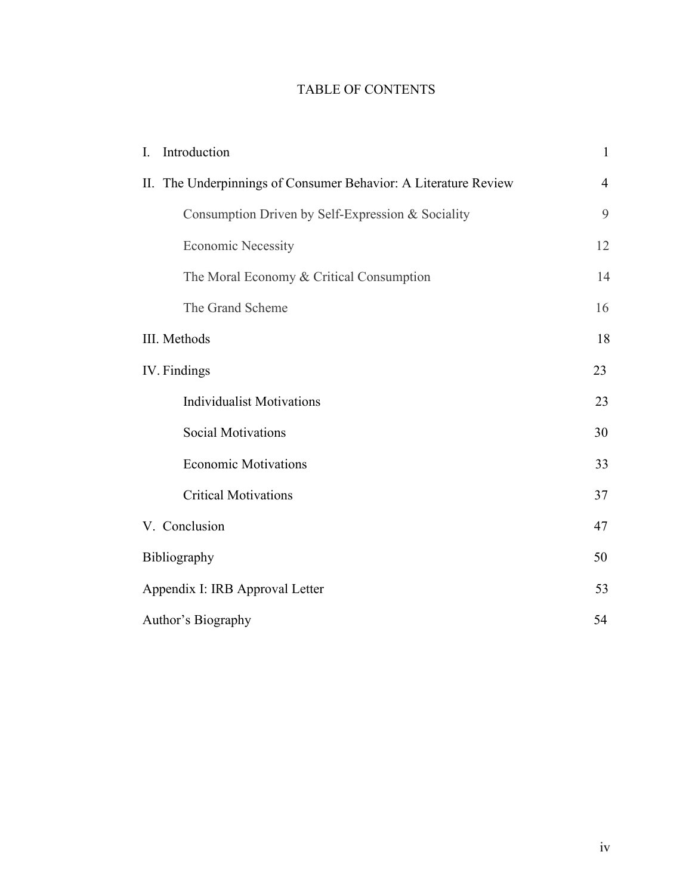# TABLE OF CONTENTS

| | |
|---|---|
| I. Introduction | 1 |
| II. The Underpinnings of Consumer Behavior: A Literature Review | 4 |
| Consumption Driven by Self-Expression & Sociality | 9 |
| Economic Necessity | 12 |
| The Moral Economy & Critical Consumption | 14 |
| The Grand Scheme | 16 |
| III. Methods | 18 |
| IV. Findings | 23 |
| Individualist Motivations | 23 |
| Social Motivations | 30 |
| Economic Motivations | 33 |
| Critical Motivations | 37 |
| V. Conclusion | 47 |
| Bibliography | 50 |
| Appendix I: IRB Approval Letter | 53 |
| Author's Biography | 54 |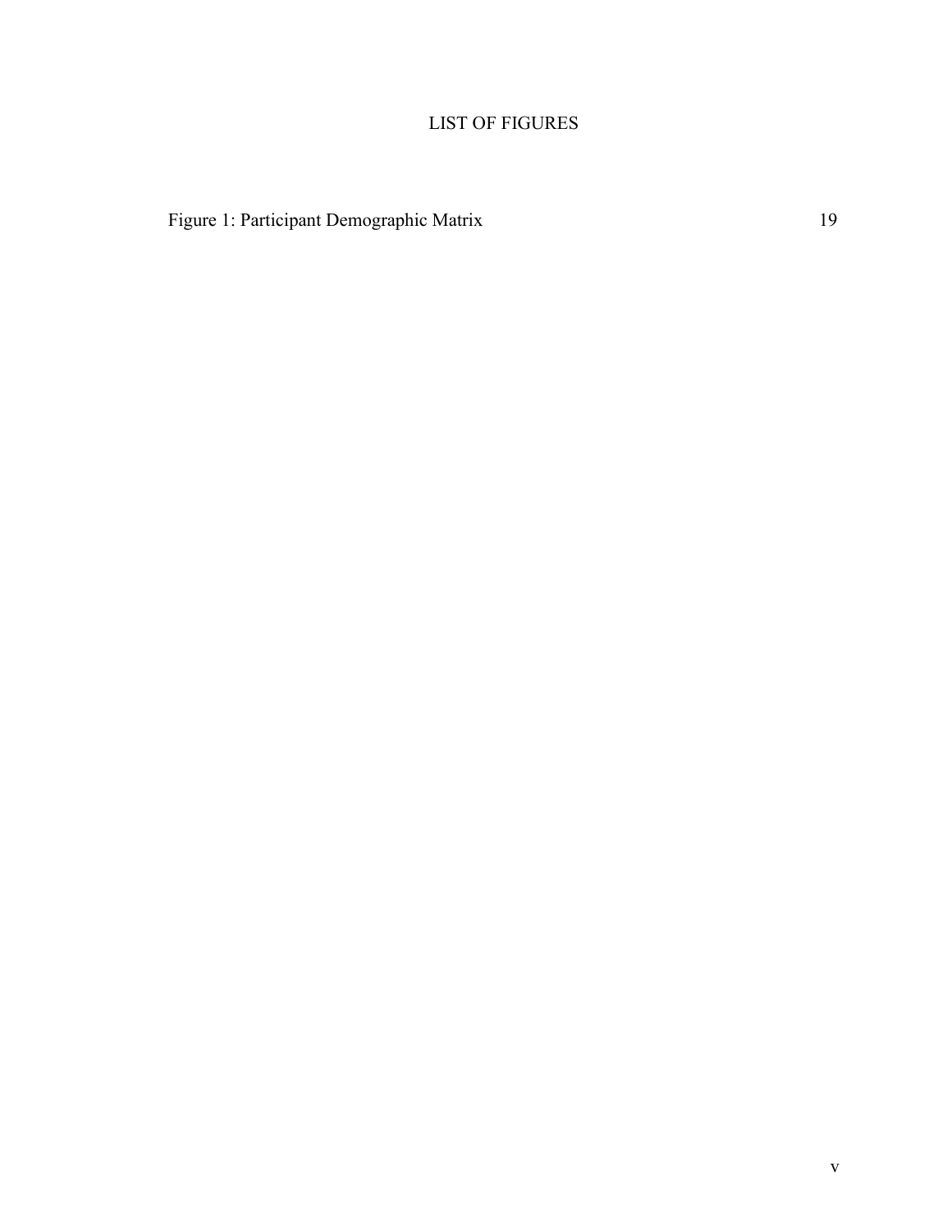# LIST OF FIGURES

Figure 1: Participant Demographic Matrix 19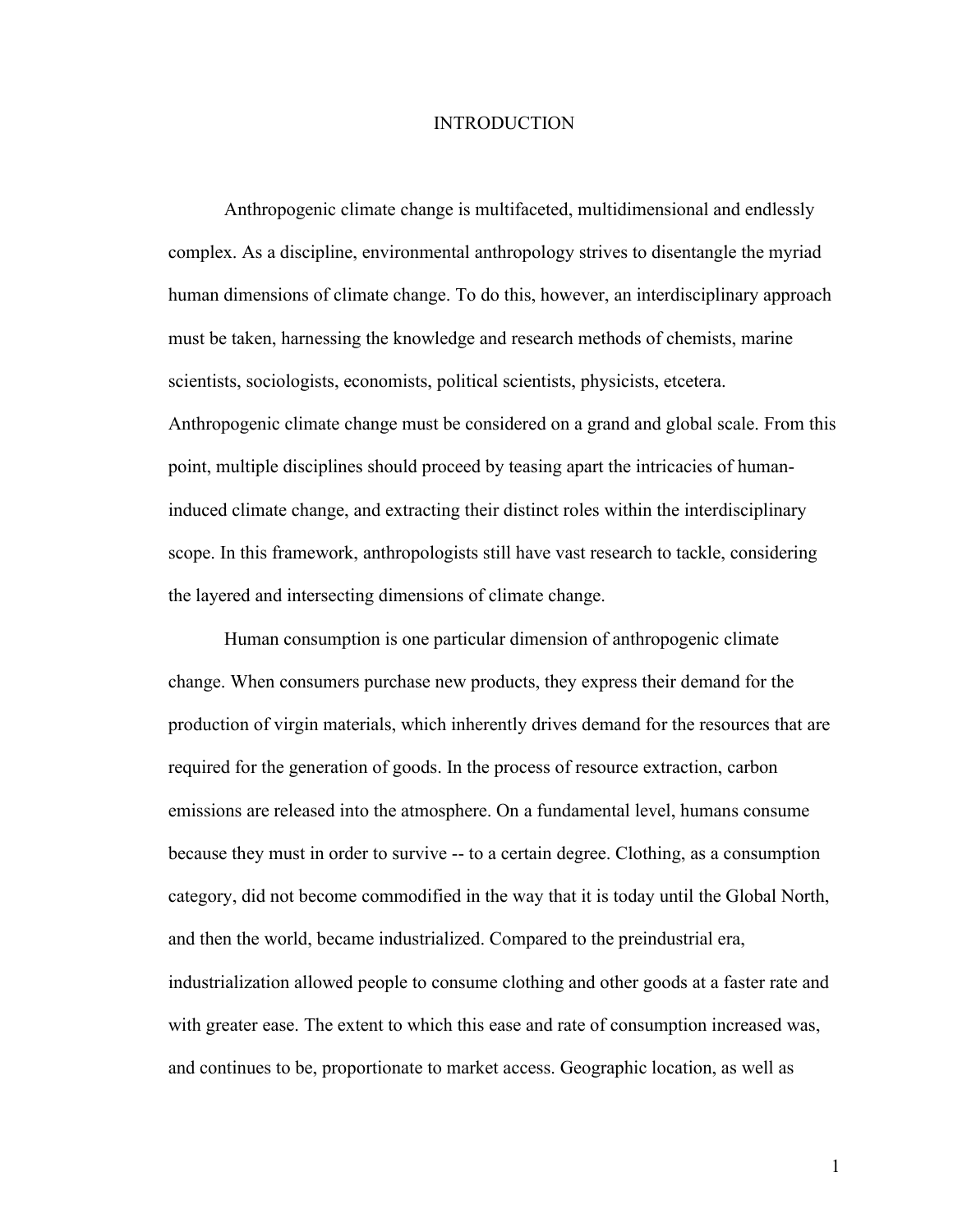# INTRODUCTION

Anthropogenic climate change is multifaceted, multidimensional and endlessly complex. As a discipline, environmental anthropology strives to disentangle the myriad human dimensions of climate change. To do this, however, an interdisciplinary approach must be taken, harnessing the knowledge and research methods of chemists, marine scientists, sociologists, economists, political scientists, physicists, etcetera. Anthropogenic climate change must be considered on a grand and global scale. From this point, multiple disciplines should proceed by teasing apart the intricacies of human-induced climate change, and extracting their distinct roles within the interdisciplinary scope. In this framework, anthropologists still have vast research to tackle, considering the layered and intersecting dimensions of climate change.

Human consumption is one particular dimension of anthropogenic climate change. When consumers purchase new products, they express their demand for the production of virgin materials, which inherently drives demand for the resources that are required for the generation of goods. In the process of resource extraction, carbon emissions are released into the atmosphere. On a fundamental level, humans consume because they must in order to survive -- to a certain degree. Clothing, as a consumption category, did not become commodified in the way that it is today until the Global North, and then the world, became industrialized. Compared to the preindustrial era, industrialization allowed people to consume clothing and other goods at a faster rate and with greater ease. The extent to which this ease and rate of consumption increased was, and continues to be, proportionate to market access. Geographic location, as well as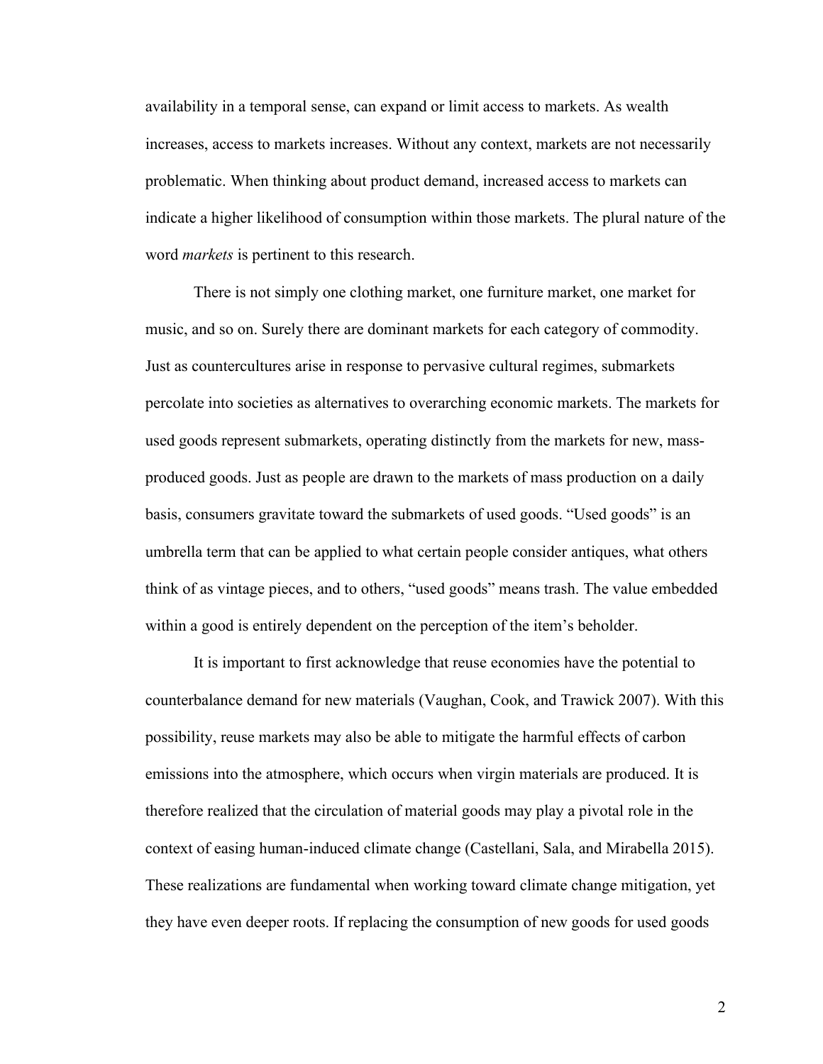availability in a temporal sense, can expand or limit access to markets. As wealth increases, access to markets increases. Without any context, markets are not necessarily problematic. When thinking about product demand, increased access to markets can indicate a higher likelihood of consumption within those markets. The plural nature of the word *markets* is pertinent to this research.

There is not simply one clothing market, one furniture market, one market for music, and so on. Surely there are dominant markets for each category of commodity. Just as countercultures arise in response to pervasive cultural regimes, submarkets percolate into societies as alternatives to overarching economic markets. The markets for used goods represent submarkets, operating distinctly from the markets for new, mass-produced goods. Just as people are drawn to the markets of mass production on a daily basis, consumers gravitate toward the submarkets of used goods. "Used goods" is an umbrella term that can be applied to what certain people consider antiques, what others think of as vintage pieces, and to others, "used goods" means trash. The value embedded within a good is entirely dependent on the perception of the item's beholder.

It is important to first acknowledge that reuse economies have the potential to counterbalance demand for new materials (Vaughan, Cook, and Trawick 2007). With this possibility, reuse markets may also be able to mitigate the harmful effects of carbon emissions into the atmosphere, which occurs when virgin materials are produced. It is therefore realized that the circulation of material goods may play a pivotal role in the context of easing human-induced climate change (Castellani, Sala, and Mirabella 2015). These realizations are fundamental when working toward climate change mitigation, yet they have even deeper roots. If replacing the consumption of new goods for used goods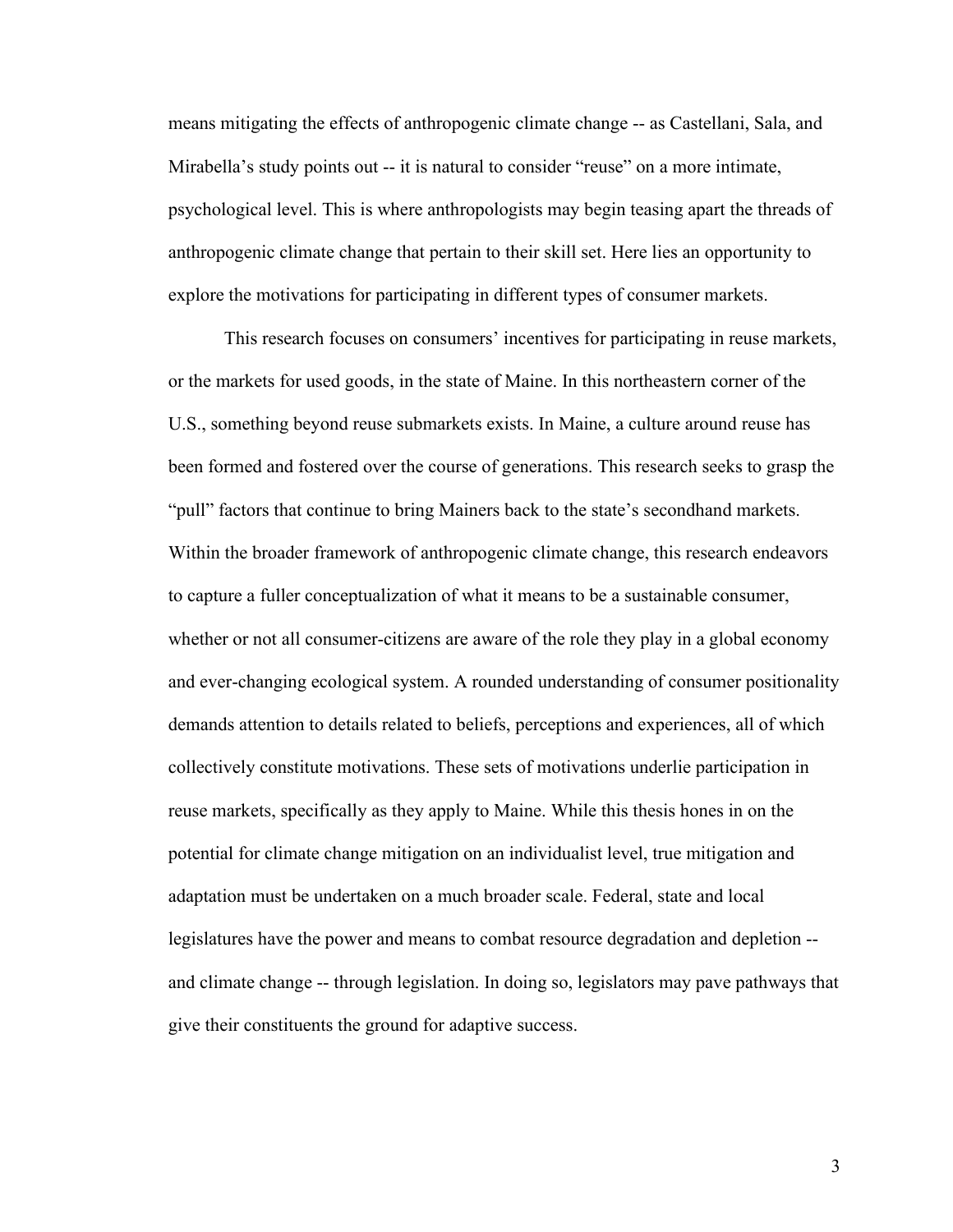means mitigating the effects of anthropogenic climate change -- as Castellani, Sala, and Mirabella's study points out -- it is natural to consider "reuse" on a more intimate, psychological level. This is where anthropologists may begin teasing apart the threads of anthropogenic climate change that pertain to their skill set. Here lies an opportunity to explore the motivations for participating in different types of consumer markets.

This research focuses on consumers' incentives for participating in reuse markets, or the markets for used goods, in the state of Maine. In this northeastern corner of the U.S., something beyond reuse submarkets exists. In Maine, a culture around reuse has been formed and fostered over the course of generations. This research seeks to grasp the "pull" factors that continue to bring Mainers back to the state's secondhand markets. Within the broader framework of anthropogenic climate change, this research endeavors to capture a fuller conceptualization of what it means to be a sustainable consumer, whether or not all consumer-citizens are aware of the role they play in a global economy and ever-changing ecological system. A rounded understanding of consumer positionality demands attention to details related to beliefs, perceptions and experiences, all of which collectively constitute motivations. These sets of motivations underlie participation in reuse markets, specifically as they apply to Maine. While this thesis hones in on the potential for climate change mitigation on an individualist level, true mitigation and adaptation must be undertaken on a much broader scale. Federal, state and local legislatures have the power and means to combat resource degradation and depletion -- and climate change -- through legislation. In doing so, legislators may pave pathways that give their constituents the ground for adaptive success.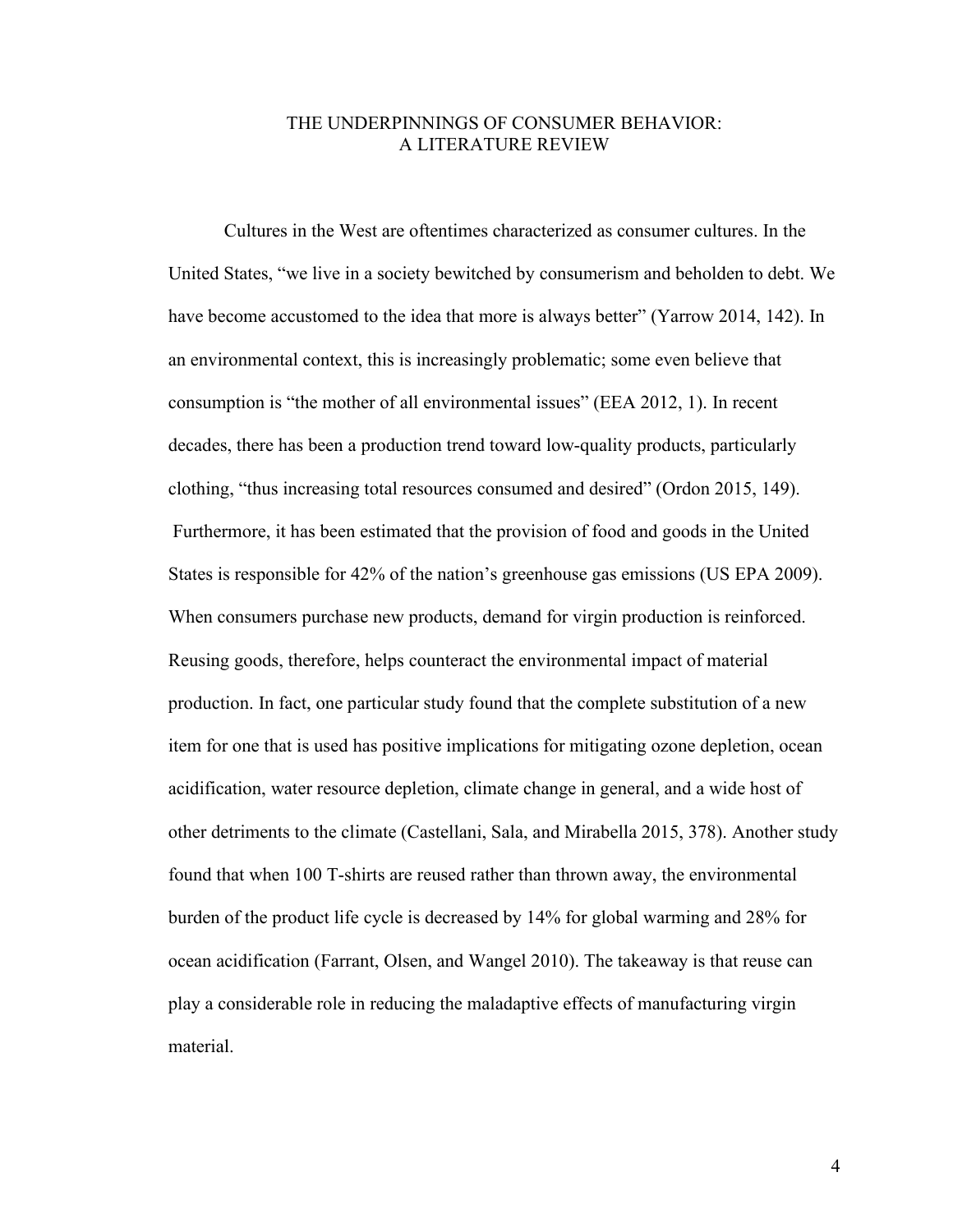# THE UNDERPINNINGS OF CONSUMER BEHAVIOR: A LITERATURE REVIEW

Cultures in the West are oftentimes characterized as consumer cultures. In the United States, "we live in a society bewitched by consumerism and beholden to debt. We have become accustomed to the idea that more is always better" (Yarrow 2014, 142). In an environmental context, this is increasingly problematic; some even believe that consumption is "the mother of all environmental issues" (EEA 2012, 1). In recent decades, there has been a production trend toward low-quality products, particularly clothing, "thus increasing total resources consumed and desired" (Ordon 2015, 149). Furthermore, it has been estimated that the provision of food and goods in the United States is responsible for 42% of the nation's greenhouse gas emissions (US EPA 2009). When consumers purchase new products, demand for virgin production is reinforced. Reusing goods, therefore, helps counteract the environmental impact of material production. In fact, one particular study found that the complete substitution of a new item for one that is used has positive implications for mitigating ozone depletion, ocean acidification, water resource depletion, climate change in general, and a wide host of other detriments to the climate (Castellani, Sala, and Mirabella 2015, 378). Another study found that when 100 T-shirts are reused rather than thrown away, the environmental burden of the product life cycle is decreased by 14% for global warming and 28% for ocean acidification (Farrant, Olsen, and Wangel 2010). The takeaway is that reuse can play a considerable role in reducing the maladaptive effects of manufacturing virgin material.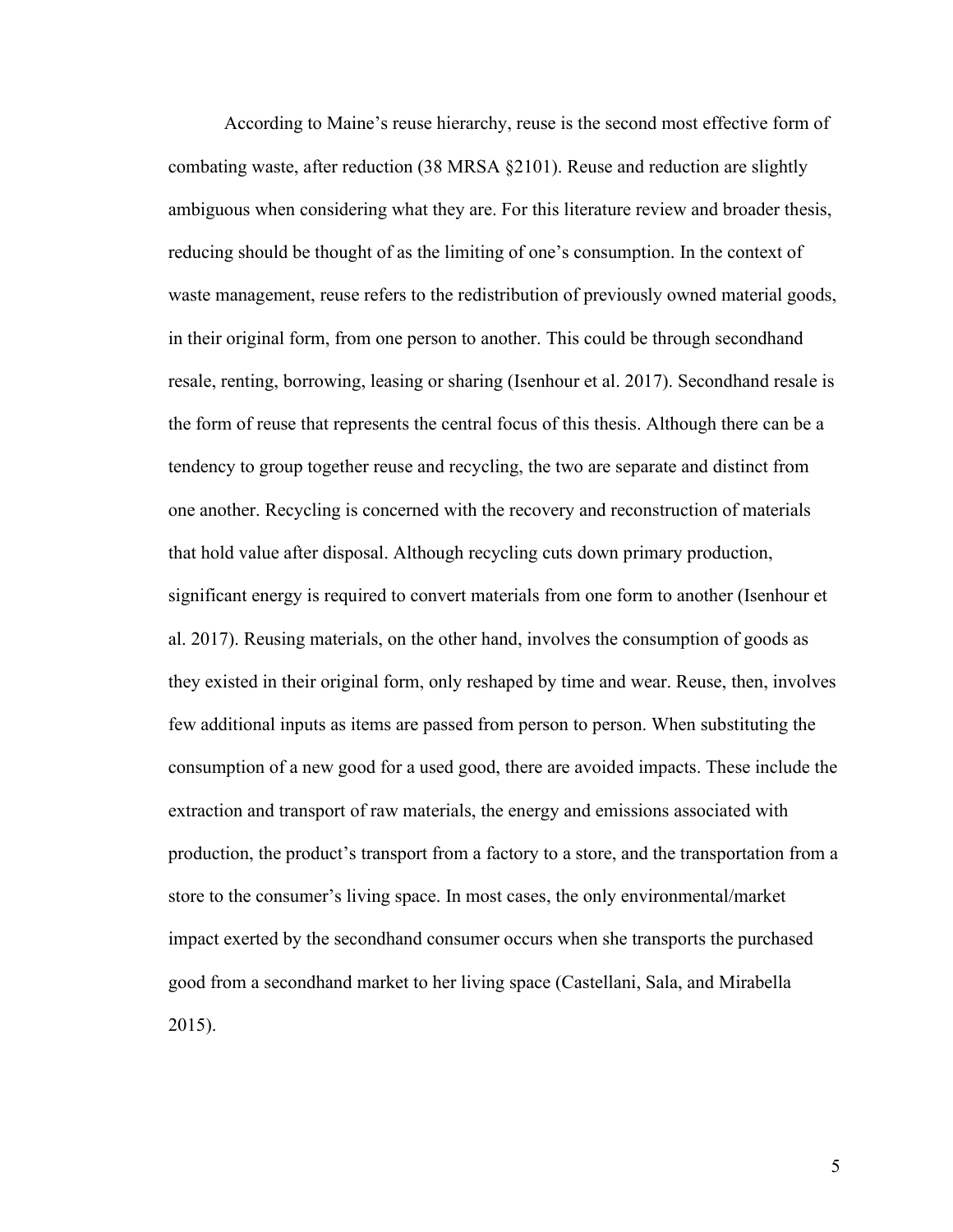According to Maine's reuse hierarchy, reuse is the second most effective form of combating waste, after reduction (38 MRSA §2101). Reuse and reduction are slightly ambiguous when considering what they are. For this literature review and broader thesis, reducing should be thought of as the limiting of one's consumption. In the context of waste management, reuse refers to the redistribution of previously owned material goods, in their original form, from one person to another. This could be through secondhand resale, renting, borrowing, leasing or sharing (Isenhour et al. 2017). Secondhand resale is the form of reuse that represents the central focus of this thesis. Although there can be a tendency to group together reuse and recycling, the two are separate and distinct from one another. Recycling is concerned with the recovery and reconstruction of materials that hold value after disposal. Although recycling cuts down primary production, significant energy is required to convert materials from one form to another (Isenhour et al. 2017). Reusing materials, on the other hand, involves the consumption of goods as they existed in their original form, only reshaped by time and wear. Reuse, then, involves few additional inputs as items are passed from person to person. When substituting the consumption of a new good for a used good, there are avoided impacts. These include the extraction and transport of raw materials, the energy and emissions associated with production, the product's transport from a factory to a store, and the transportation from a store to the consumer's living space. In most cases, the only environmental/market impact exerted by the secondhand consumer occurs when she transports the purchased good from a secondhand market to her living space (Castellani, Sala, and Mirabella 2015).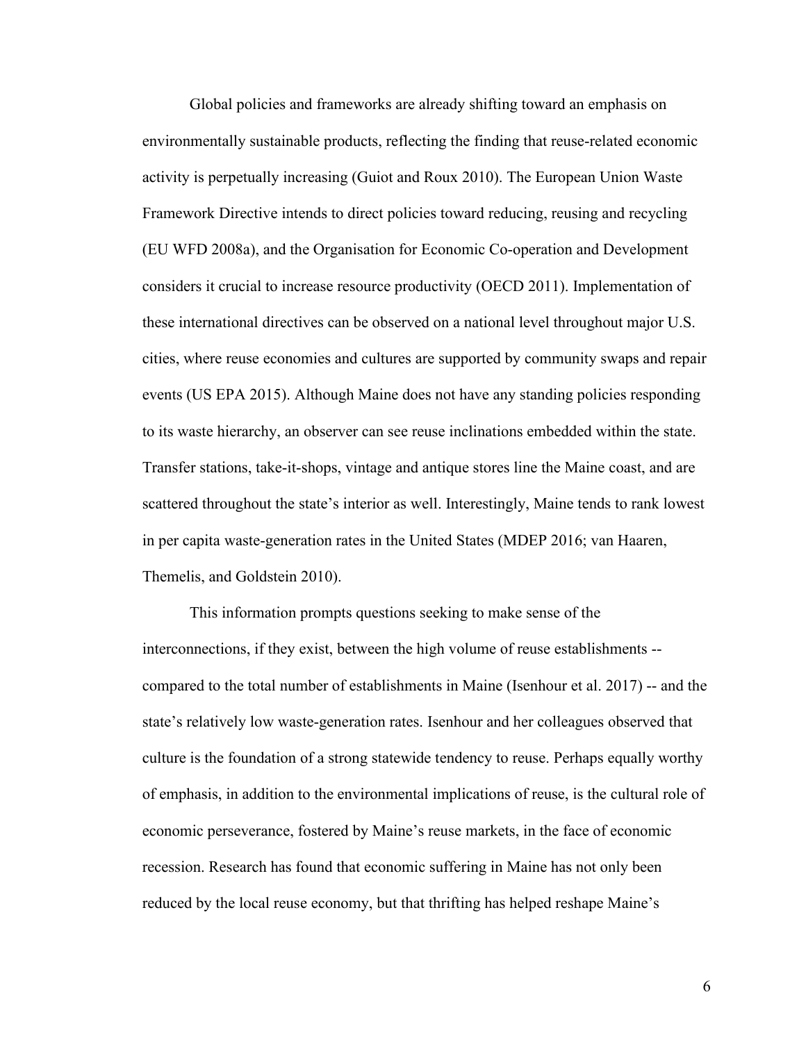Global policies and frameworks are already shifting toward an emphasis on environmentally sustainable products, reflecting the finding that reuse-related economic activity is perpetually increasing (Guiot and Roux 2010). The European Union Waste Framework Directive intends to direct policies toward reducing, reusing and recycling (EU WFD 2008a), and the Organisation for Economic Co-operation and Development considers it crucial to increase resource productivity (OECD 2011). Implementation of these international directives can be observed on a national level throughout major U.S. cities, where reuse economies and cultures are supported by community swaps and repair events (US EPA 2015). Although Maine does not have any standing policies responding to its waste hierarchy, an observer can see reuse inclinations embedded within the state. Transfer stations, take-it-shops, vintage and antique stores line the Maine coast, and are scattered throughout the state's interior as well. Interestingly, Maine tends to rank lowest in per capita waste-generation rates in the United States (MDEP 2016; van Haaren, Themelis, and Goldstein 2010).

This information prompts questions seeking to make sense of the interconnections, if they exist, between the high volume of reuse establishments -- compared to the total number of establishments in Maine (Isenhour et al. 2017) -- and the state's relatively low waste-generation rates. Isenhour and her colleagues observed that culture is the foundation of a strong statewide tendency to reuse. Perhaps equally worthy of emphasis, in addition to the environmental implications of reuse, is the cultural role of economic perseverance, fostered by Maine's reuse markets, in the face of economic recession. Research has found that economic suffering in Maine has not only been reduced by the local reuse economy, but that thrifting has helped reshape Maine's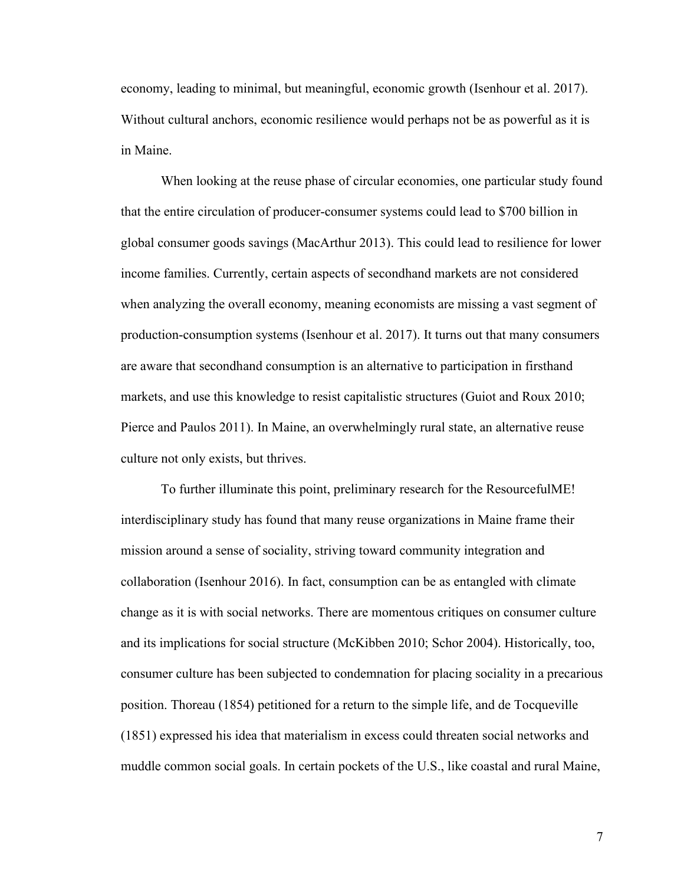economy, leading to minimal, but meaningful, economic growth (Isenhour et al. 2017). Without cultural anchors, economic resilience would perhaps not be as powerful as it is in Maine.

When looking at the reuse phase of circular economies, one particular study found that the entire circulation of producer-consumer systems could lead to $700 billion in global consumer goods savings (MacArthur 2013). This could lead to resilience for lower income families. Currently, certain aspects of secondhand markets are not considered when analyzing the overall economy, meaning economists are missing a vast segment of production-consumption systems (Isenhour et al. 2017). It turns out that many consumers are aware that secondhand consumption is an alternative to participation in firsthand markets, and use this knowledge to resist capitalistic structures (Guiot and Roux 2010; Pierce and Paulos 2011). In Maine, an overwhelmingly rural state, an alternative reuse culture not only exists, but thrives.

To further illuminate this point, preliminary research for the ResourcefulME! interdisciplinary study has found that many reuse organizations in Maine frame their mission around a sense of sociality, striving toward community integration and collaboration (Isenhour 2016). In fact, consumption can be as entangled with climate change as it is with social networks. There are momentous critiques on consumer culture and its implications for social structure (McKibben 2010; Schor 2004). Historically, too, consumer culture has been subjected to condemnation for placing sociality in a precarious position. Thoreau (1854) petitioned for a return to the simple life, and de Tocqueville (1851) expressed his idea that materialism in excess could threaten social networks and muddle common social goals. In certain pockets of the U.S., like coastal and rural Maine,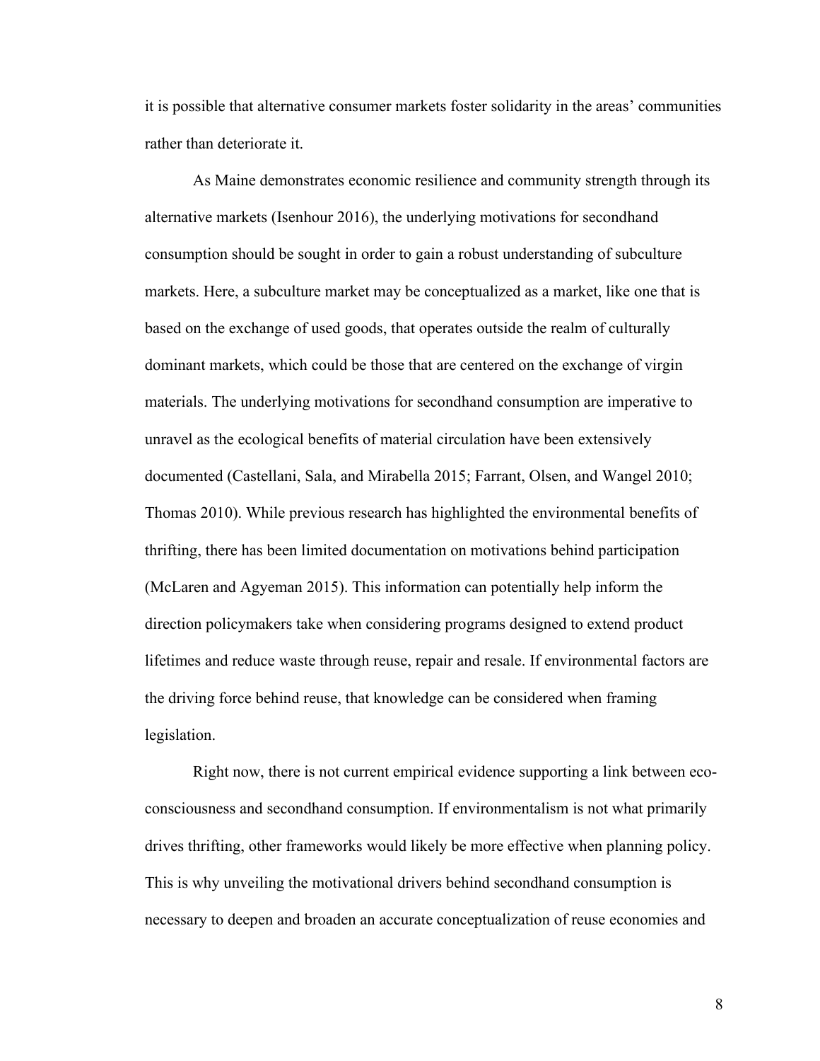it is possible that alternative consumer markets foster solidarity in the areas' communities rather than deteriorate it.

As Maine demonstrates economic resilience and community strength through its alternative markets (Isenhour 2016), the underlying motivations for secondhand consumption should be sought in order to gain a robust understanding of subculture markets. Here, a subculture market may be conceptualized as a market, like one that is based on the exchange of used goods, that operates outside the realm of culturally dominant markets, which could be those that are centered on the exchange of virgin materials. The underlying motivations for secondhand consumption are imperative to unravel as the ecological benefits of material circulation have been extensively documented (Castellani, Sala, and Mirabella 2015; Farrant, Olsen, and Wangel 2010; Thomas 2010). While previous research has highlighted the environmental benefits of thrifting, there has been limited documentation on motivations behind participation (McLaren and Agyeman 2015). This information can potentially help inform the direction policymakers take when considering programs designed to extend product lifetimes and reduce waste through reuse, repair and resale. If environmental factors are the driving force behind reuse, that knowledge can be considered when framing legislation.

Right now, there is not current empirical evidence supporting a link between eco-consciousness and secondhand consumption. If environmentalism is not what primarily drives thrifting, other frameworks would likely be more effective when planning policy. This is why unveiling the motivational drivers behind secondhand consumption is necessary to deepen and broaden an accurate conceptualization of reuse economies and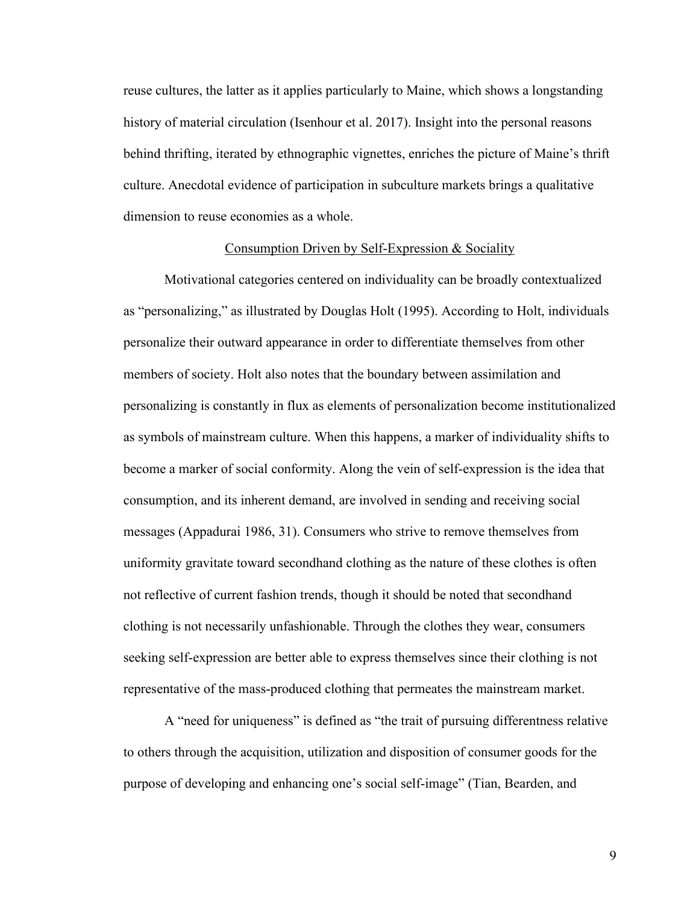reuse cultures, the latter as it applies particularly to Maine, which shows a longstanding history of material circulation (Isenhour et al. 2017). Insight into the personal reasons behind thrifting, iterated by ethnographic vignettes, enriches the picture of Maine's thrift culture. Anecdotal evidence of participation in subculture markets brings a qualitative dimension to reuse economies as a whole.

## Consumption Driven by Self-Expression & Sociality

Motivational categories centered on individuality can be broadly contextualized as "personalizing," as illustrated by Douglas Holt (1995). According to Holt, individuals personalize their outward appearance in order to differentiate themselves from other members of society. Holt also notes that the boundary between assimilation and personalizing is constantly in flux as elements of personalization become institutionalized as symbols of mainstream culture. When this happens, a marker of individuality shifts to become a marker of social conformity. Along the vein of self-expression is the idea that consumption, and its inherent demand, are involved in sending and receiving social messages (Appadurai 1986, 31). Consumers who strive to remove themselves from uniformity gravitate toward secondhand clothing as the nature of these clothes is often not reflective of current fashion trends, though it should be noted that secondhand clothing is not necessarily unfashionable. Through the clothes they wear, consumers seeking self-expression are better able to express themselves since their clothing is not representative of the mass-produced clothing that permeates the mainstream market.

A "need for uniqueness" is defined as "the trait of pursuing differentness relative to others through the acquisition, utilization and disposition of consumer goods for the purpose of developing and enhancing one's social self-image" (Tian, Bearden, and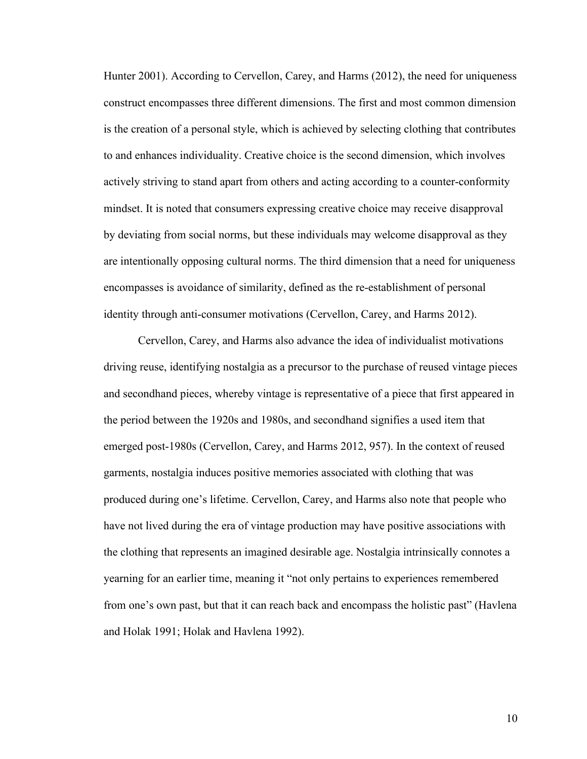Hunter 2001). According to Cervellon, Carey, and Harms (2012), the need for uniqueness construct encompasses three different dimensions. The first and most common dimension is the creation of a personal style, which is achieved by selecting clothing that contributes to and enhances individuality. Creative choice is the second dimension, which involves actively striving to stand apart from others and acting according to a counter-conformity mindset. It is noted that consumers expressing creative choice may receive disapproval by deviating from social norms, but these individuals may welcome disapproval as they are intentionally opposing cultural norms. The third dimension that a need for uniqueness encompasses is avoidance of similarity, defined as the re-establishment of personal identity through anti-consumer motivations (Cervellon, Carey, and Harms 2012).

Cervellon, Carey, and Harms also advance the idea of individualist motivations driving reuse, identifying nostalgia as a precursor to the purchase of reused vintage pieces and secondhand pieces, whereby vintage is representative of a piece that first appeared in the period between the 1920s and 1980s, and secondhand signifies a used item that emerged post-1980s (Cervellon, Carey, and Harms 2012, 957). In the context of reused garments, nostalgia induces positive memories associated with clothing that was produced during one's lifetime. Cervellon, Carey, and Harms also note that people who have not lived during the era of vintage production may have positive associations with the clothing that represents an imagined desirable age. Nostalgia intrinsically connotes a yearning for an earlier time, meaning it "not only pertains to experiences remembered from one's own past, but that it can reach back and encompass the holistic past" (Havlena and Holak 1991; Holak and Havlena 1992).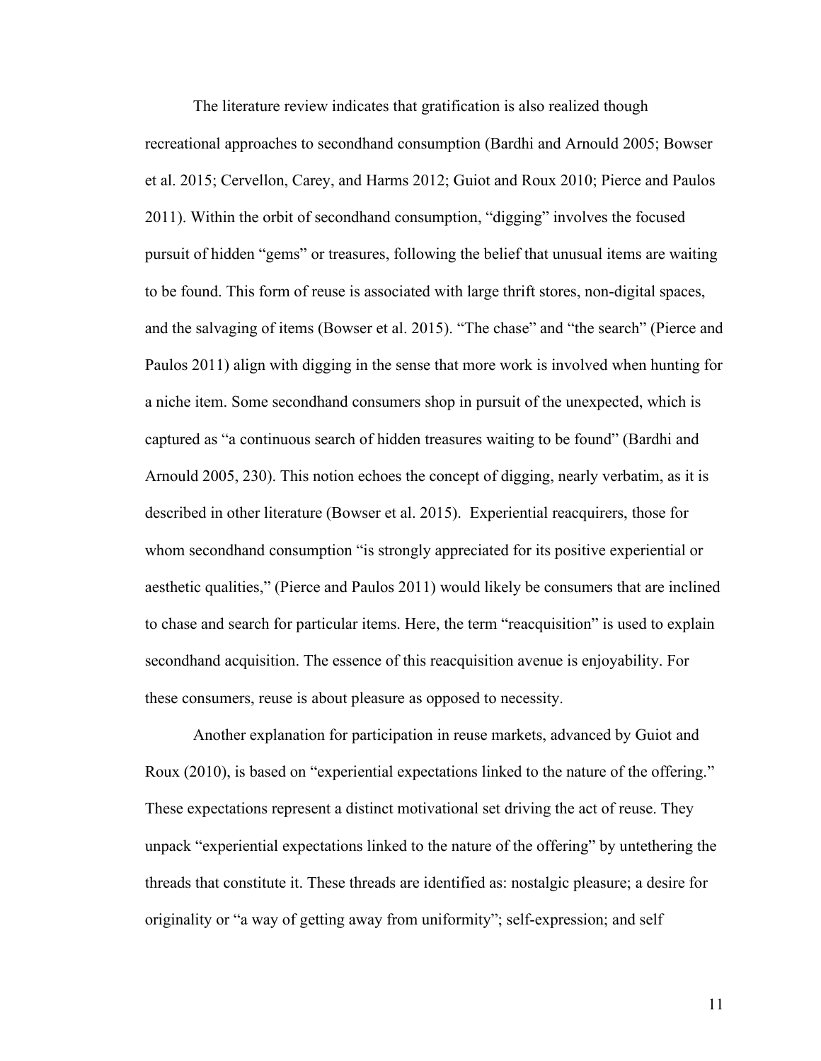The literature review indicates that gratification is also realized though recreational approaches to secondhand consumption (Bardhi and Arnould 2005; Bowser et al. 2015; Cervellon, Carey, and Harms 2012; Guiot and Roux 2010; Pierce and Paulos 2011). Within the orbit of secondhand consumption, "digging" involves the focused pursuit of hidden "gems" or treasures, following the belief that unusual items are waiting to be found. This form of reuse is associated with large thrift stores, non-digital spaces, and the salvaging of items (Bowser et al. 2015). "The chase" and "the search" (Pierce and Paulos 2011) align with digging in the sense that more work is involved when hunting for a niche item. Some secondhand consumers shop in pursuit of the unexpected, which is captured as "a continuous search of hidden treasures waiting to be found" (Bardhi and Arnould 2005, 230). This notion echoes the concept of digging, nearly verbatim, as it is described in other literature (Bowser et al. 2015). Experiential reacquirers, those for whom secondhand consumption "is strongly appreciated for its positive experiential or aesthetic qualities," (Pierce and Paulos 2011) would likely be consumers that are inclined to chase and search for particular items. Here, the term "reacquisition" is used to explain secondhand acquisition. The essence of this reacquisition avenue is enjoyability. For these consumers, reuse is about pleasure as opposed to necessity.

Another explanation for participation in reuse markets, advanced by Guiot and Roux (2010), is based on "experiential expectations linked to the nature of the offering." These expectations represent a distinct motivational set driving the act of reuse. They unpack "experiential expectations linked to the nature of the offering" by untethering the threads that constitute it. These threads are identified as: nostalgic pleasure; a desire for originality or "a way of getting away from uniformity"; self-expression; and self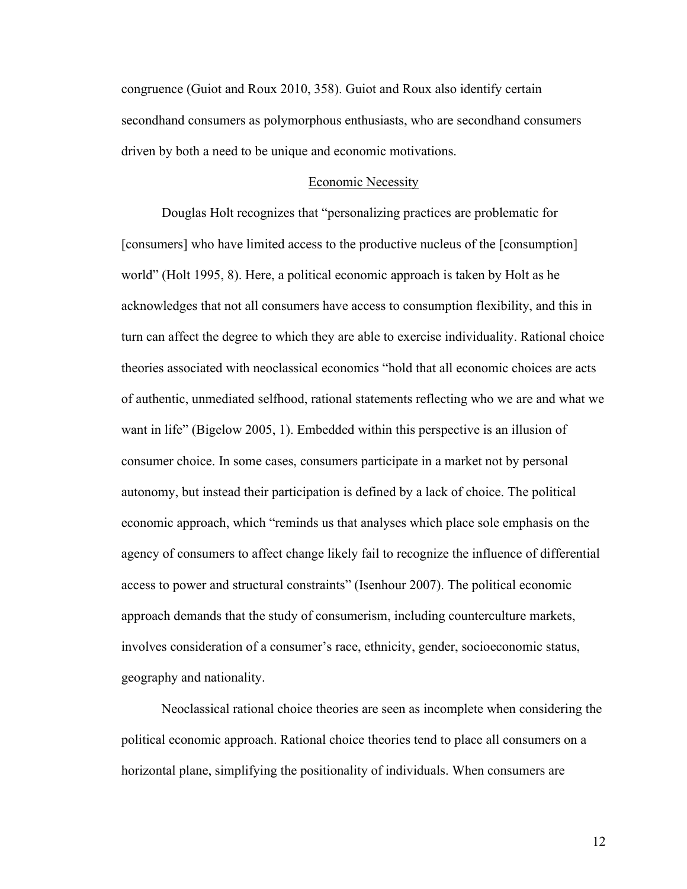congruence (Guiot and Roux 2010, 358). Guiot and Roux also identify certain secondhand consumers as polymorphous enthusiasts, who are secondhand consumers driven by both a need to be unique and economic motivations.

## Economic Necessity

Douglas Holt recognizes that "personalizing practices are problematic for [consumers] who have limited access to the productive nucleus of the [consumption] world" (Holt 1995, 8). Here, a political economic approach is taken by Holt as he acknowledges that not all consumers have access to consumption flexibility, and this in turn can affect the degree to which they are able to exercise individuality. Rational choice theories associated with neoclassical economics "hold that all economic choices are acts of authentic, unmediated selfhood, rational statements reflecting who we are and what we want in life" (Bigelow 2005, 1). Embedded within this perspective is an illusion of consumer choice. In some cases, consumers participate in a market not by personal autonomy, but instead their participation is defined by a lack of choice. The political economic approach, which "reminds us that analyses which place sole emphasis on the agency of consumers to affect change likely fail to recognize the influence of differential access to power and structural constraints" (Isenhour 2007). The political economic approach demands that the study of consumerism, including counterculture markets, involves consideration of a consumer's race, ethnicity, gender, socioeconomic status, geography and nationality.

Neoclassical rational choice theories are seen as incomplete when considering the political economic approach. Rational choice theories tend to place all consumers on a horizontal plane, simplifying the positionality of individuals. When consumers are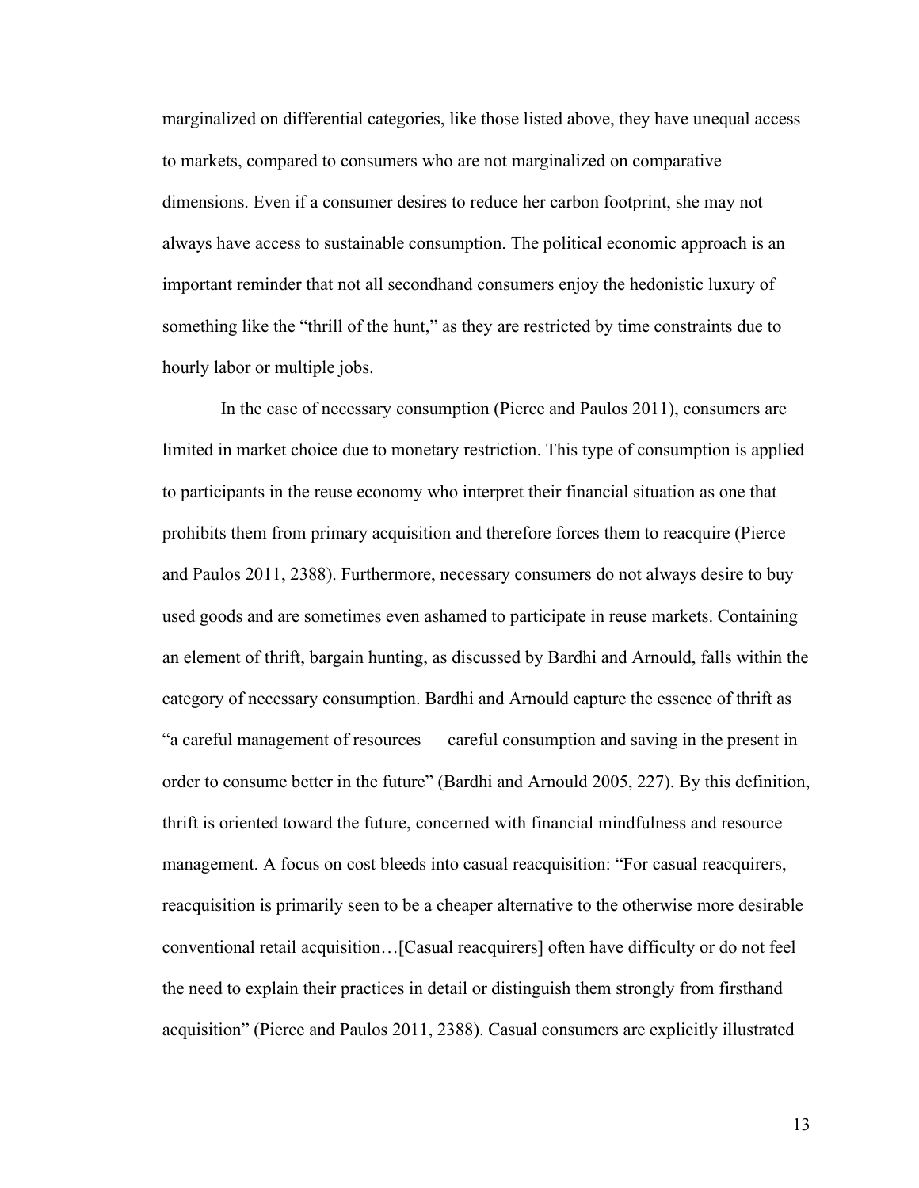marginalized on differential categories, like those listed above, they have unequal access to markets, compared to consumers who are not marginalized on comparative dimensions. Even if a consumer desires to reduce her carbon footprint, she may not always have access to sustainable consumption. The political economic approach is an important reminder that not all secondhand consumers enjoy the hedonistic luxury of something like the "thrill of the hunt," as they are restricted by time constraints due to hourly labor or multiple jobs.

In the case of necessary consumption (Pierce and Paulos 2011), consumers are limited in market choice due to monetary restriction. This type of consumption is applied to participants in the reuse economy who interpret their financial situation as one that prohibits them from primary acquisition and therefore forces them to reacquire (Pierce and Paulos 2011, 2388). Furthermore, necessary consumers do not always desire to buy used goods and are sometimes even ashamed to participate in reuse markets. Containing an element of thrift, bargain hunting, as discussed by Bardhi and Arnould, falls within the category of necessary consumption. Bardhi and Arnould capture the essence of thrift as "a careful management of resources — careful consumption and saving in the present in order to consume better in the future" (Bardhi and Arnould 2005, 227). By this definition, thrift is oriented toward the future, concerned with financial mindfulness and resource management. A focus on cost bleeds into casual reacquisition: "For casual reacquirers, reacquisition is primarily seen to be a cheaper alternative to the otherwise more desirable conventional retail acquisition…[Casual reacquirers] often have difficulty or do not feel the need to explain their practices in detail or distinguish them strongly from firsthand acquisition" (Pierce and Paulos 2011, 2388). Casual consumers are explicitly illustrated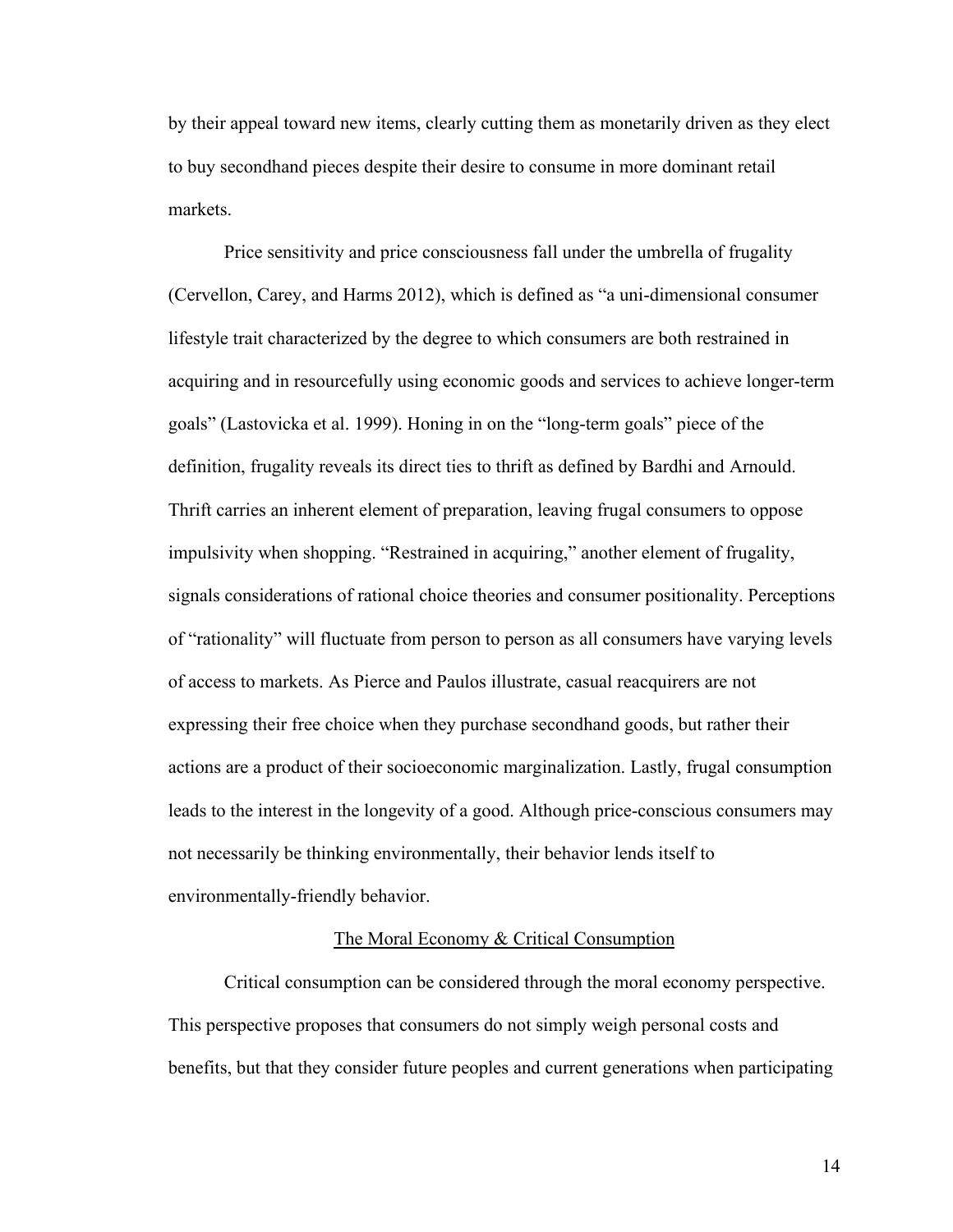by their appeal toward new items, clearly cutting them as monetarily driven as they elect to buy secondhand pieces despite their desire to consume in more dominant retail markets.

Price sensitivity and price consciousness fall under the umbrella of frugality (Cervellon, Carey, and Harms 2012), which is defined as "a uni-dimensional consumer lifestyle trait characterized by the degree to which consumers are both restrained in acquiring and in resourcefully using economic goods and services to achieve longer-term goals" (Lastovicka et al. 1999). Honing in on the "long-term goals" piece of the definition, frugality reveals its direct ties to thrift as defined by Bardhi and Arnould. Thrift carries an inherent element of preparation, leaving frugal consumers to oppose impulsivity when shopping. "Restrained in acquiring," another element of frugality, signals considerations of rational choice theories and consumer positionality. Perceptions of "rationality" will fluctuate from person to person as all consumers have varying levels of access to markets. As Pierce and Paulos illustrate, casual reacquirers are not expressing their free choice when they purchase secondhand goods, but rather their actions are a product of their socioeconomic marginalization. Lastly, frugal consumption leads to the interest in the longevity of a good. Although price-conscious consumers may not necessarily be thinking environmentally, their behavior lends itself to environmentally-friendly behavior.

## The Moral Economy & Critical Consumption

Critical consumption can be considered through the moral economy perspective. This perspective proposes that consumers do not simply weigh personal costs and benefits, but that they consider future peoples and current generations when participating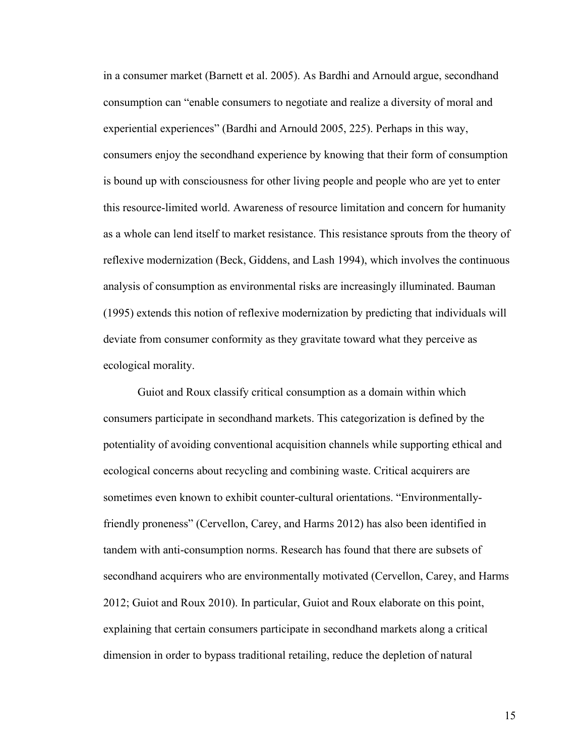in a consumer market (Barnett et al. 2005). As Bardhi and Arnould argue, secondhand consumption can "enable consumers to negotiate and realize a diversity of moral and experiential experiences" (Bardhi and Arnould 2005, 225). Perhaps in this way, consumers enjoy the secondhand experience by knowing that their form of consumption is bound up with consciousness for other living people and people who are yet to enter this resource-limited world. Awareness of resource limitation and concern for humanity as a whole can lend itself to market resistance. This resistance sprouts from the theory of reflexive modernization (Beck, Giddens, and Lash 1994), which involves the continuous analysis of consumption as environmental risks are increasingly illuminated. Bauman (1995) extends this notion of reflexive modernization by predicting that individuals will deviate from consumer conformity as they gravitate toward what they perceive as ecological morality.

Guiot and Roux classify critical consumption as a domain within which consumers participate in secondhand markets. This categorization is defined by the potentiality of avoiding conventional acquisition channels while supporting ethical and ecological concerns about recycling and combining waste. Critical acquirers are sometimes even known to exhibit counter-cultural orientations. "Environmentally-friendly proneness" (Cervellon, Carey, and Harms 2012) has also been identified in tandem with anti-consumption norms. Research has found that there are subsets of secondhand acquirers who are environmentally motivated (Cervellon, Carey, and Harms 2012; Guiot and Roux 2010). In particular, Guiot and Roux elaborate on this point, explaining that certain consumers participate in secondhand markets along a critical dimension in order to bypass traditional retailing, reduce the depletion of natural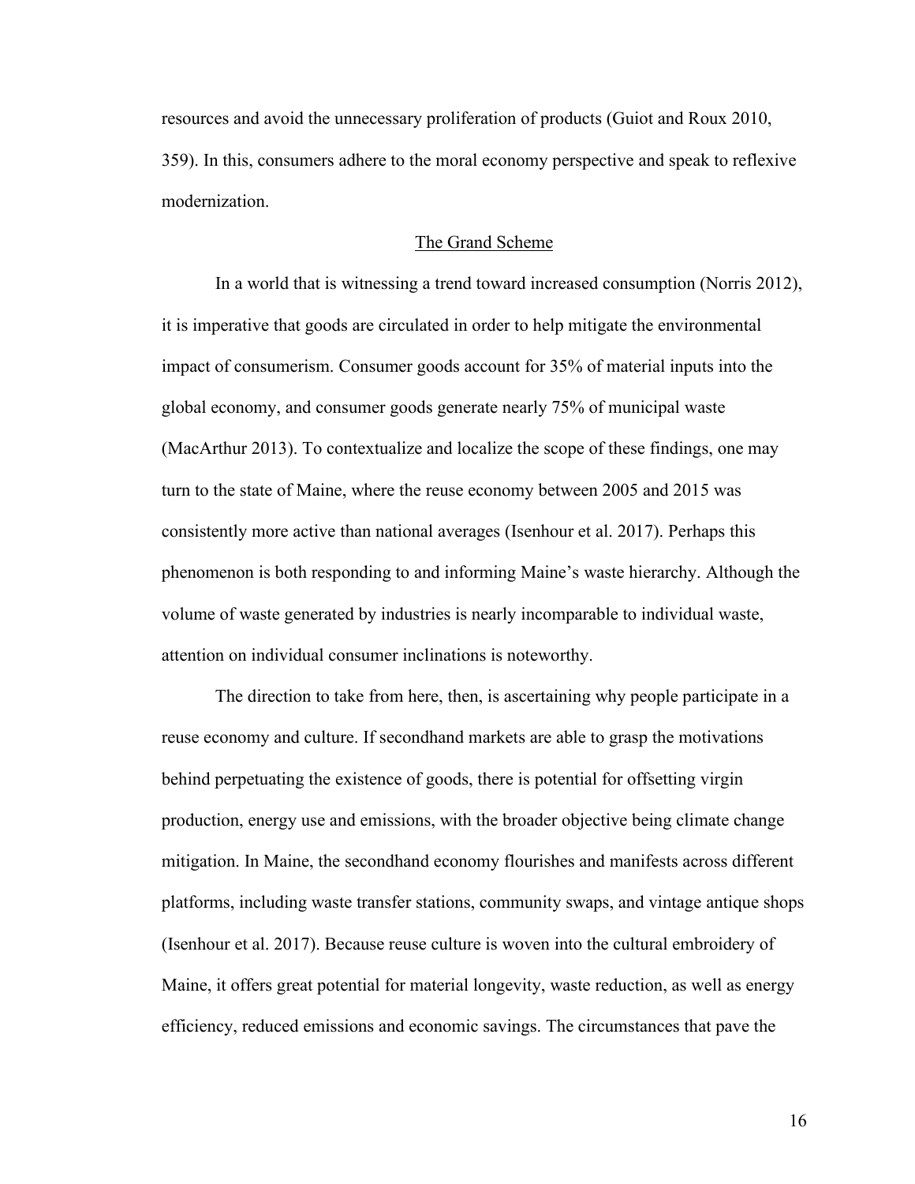resources and avoid the unnecessary proliferation of products (Guiot and Roux 2010, 359). In this, consumers adhere to the moral economy perspective and speak to reflexive modernization.

## The Grand Scheme

In a world that is witnessing a trend toward increased consumption (Norris 2012), it is imperative that goods are circulated in order to help mitigate the environmental impact of consumerism. Consumer goods account for 35% of material inputs into the global economy, and consumer goods generate nearly 75% of municipal waste (MacArthur 2013). To contextualize and localize the scope of these findings, one may turn to the state of Maine, where the reuse economy between 2005 and 2015 was consistently more active than national averages (Isenhour et al. 2017). Perhaps this phenomenon is both responding to and informing Maine's waste hierarchy. Although the volume of waste generated by industries is nearly incomparable to individual waste, attention on individual consumer inclinations is noteworthy.

The direction to take from here, then, is ascertaining why people participate in a reuse economy and culture. If secondhand markets are able to grasp the motivations behind perpetuating the existence of goods, there is potential for offsetting virgin production, energy use and emissions, with the broader objective being climate change mitigation. In Maine, the secondhand economy flourishes and manifests across different platforms, including waste transfer stations, community swaps, and vintage antique shops (Isenhour et al. 2017). Because reuse culture is woven into the cultural embroidery of Maine, it offers great potential for material longevity, waste reduction, as well as energy efficiency, reduced emissions and economic savings. The circumstances that pave the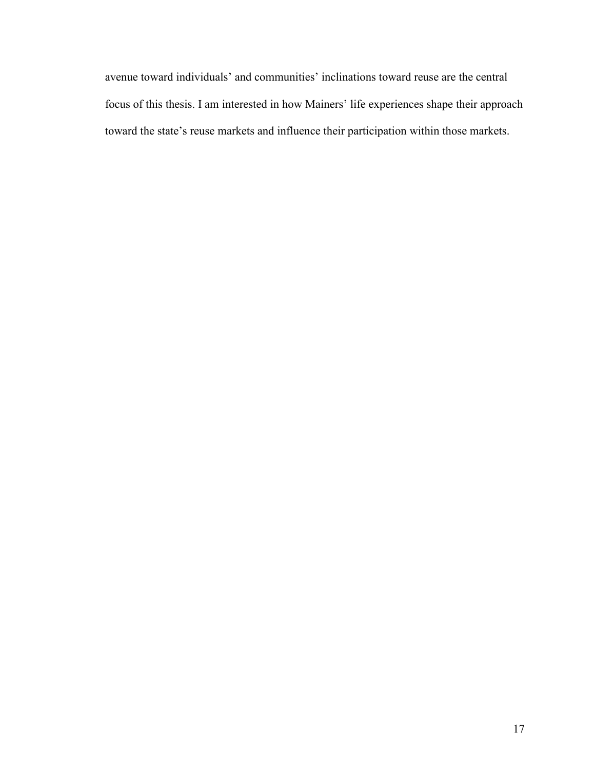avenue toward individuals' and communities' inclinations toward reuse are the central focus of this thesis. I am interested in how Mainers' life experiences shape their approach toward the state's reuse markets and influence their participation within those markets.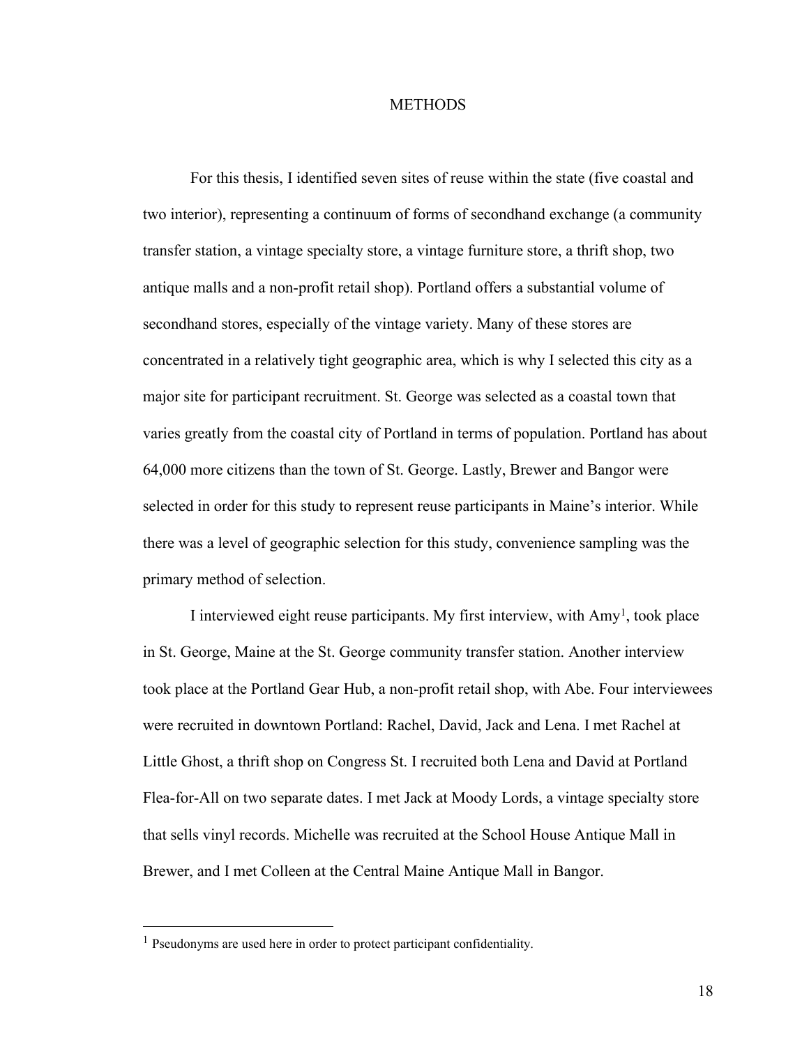# METHODS

For this thesis, I identified seven sites of reuse within the state (five coastal and two interior), representing a continuum of forms of secondhand exchange (a community transfer station, a vintage specialty store, a vintage furniture store, a thrift shop, two antique malls and a non-profit retail shop). Portland offers a substantial volume of secondhand stores, especially of the vintage variety. Many of these stores are concentrated in a relatively tight geographic area, which is why I selected this city as a major site for participant recruitment. St. George was selected as a coastal town that varies greatly from the coastal city of Portland in terms of population. Portland has about 64,000 more citizens than the town of St. George. Lastly, Brewer and Bangor were selected in order for this study to represent reuse participants in Maine's interior. While there was a level of geographic selection for this study, convenience sampling was the primary method of selection.

I interviewed eight reuse participants. My first interview, with Amy[1], took place in St. George, Maine at the St. George community transfer station. Another interview took place at the Portland Gear Hub, a non-profit retail shop, with Abe. Four interviewees were recruited in downtown Portland: Rachel, David, Jack and Lena. I met Rachel at Little Ghost, a thrift shop on Congress St. I recruited both Lena and David at Portland Flea-for-All on two separate dates. I met Jack at Moody Lords, a vintage specialty store that sells vinyl records. Michelle was recruited at the School House Antique Mall in Brewer, and I met Colleen at the Central Maine Antique Mall in Bangor.

---

[1] Pseudonyms are used here in order to protect participant confidentiality.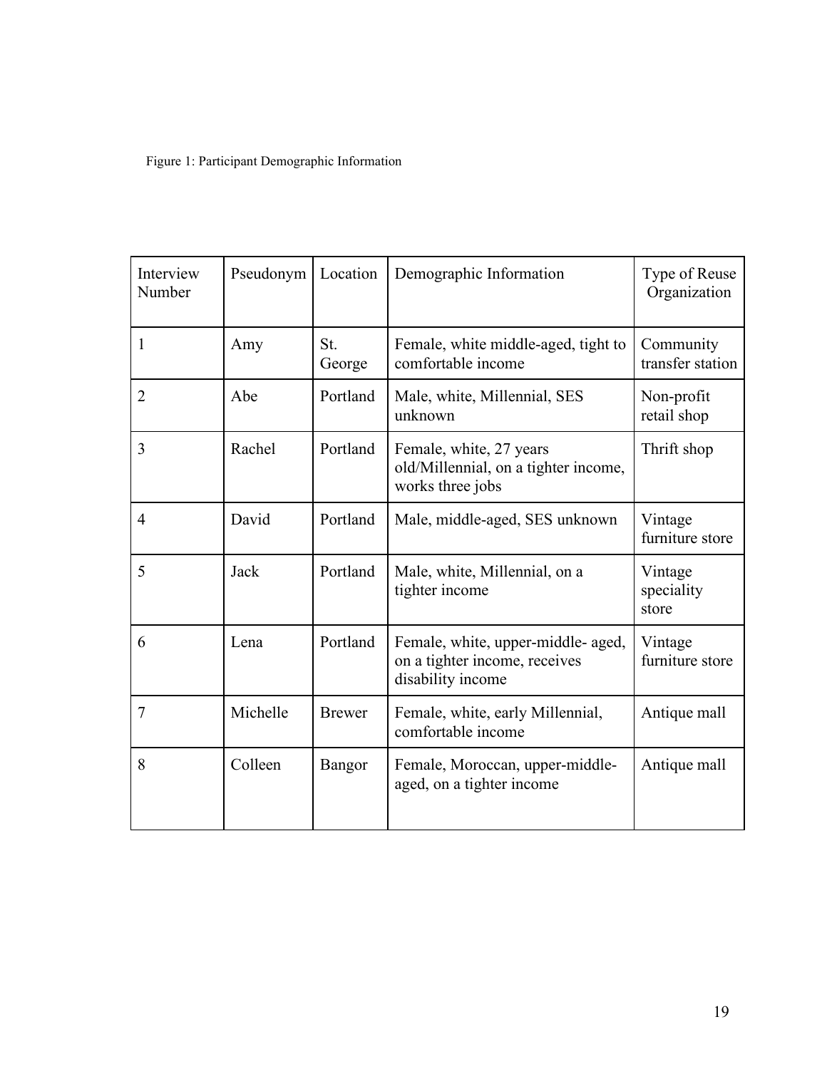Figure 1: Participant Demographic Information

| Interview Number | Pseudonym | Location | Demographic Information | Type of Reuse Organization |
|---|---|---|---|---|
| 1 | Amy | St. George | Female, white middle-aged, tight to comfortable income | Community transfer station |
| 2 | Abe | Portland | Male, white, Millennial, SES unknown | Non-profit retail shop |
| 3 | Rachel | Portland | Female, white, 27 years old/Millennial, on a tighter income, works three jobs | Thrift shop |
| 4 | David | Portland | Male, middle-aged, SES unknown | Vintage furniture store |
| 5 | Jack | Portland | Male, white, Millennial, on a tighter income | Vintage speciality store |
| 6 | Lena | Portland | Female, white, upper-middle- aged, on a tighter income, receives disability income | Vintage furniture store |
| 7 | Michelle | Brewer | Female, white, early Millennial, comfortable income | Antique mall |
| 8 | Colleen | Bangor | Female, Moroccan, upper-middle-aged, on a tighter income | Antique mall |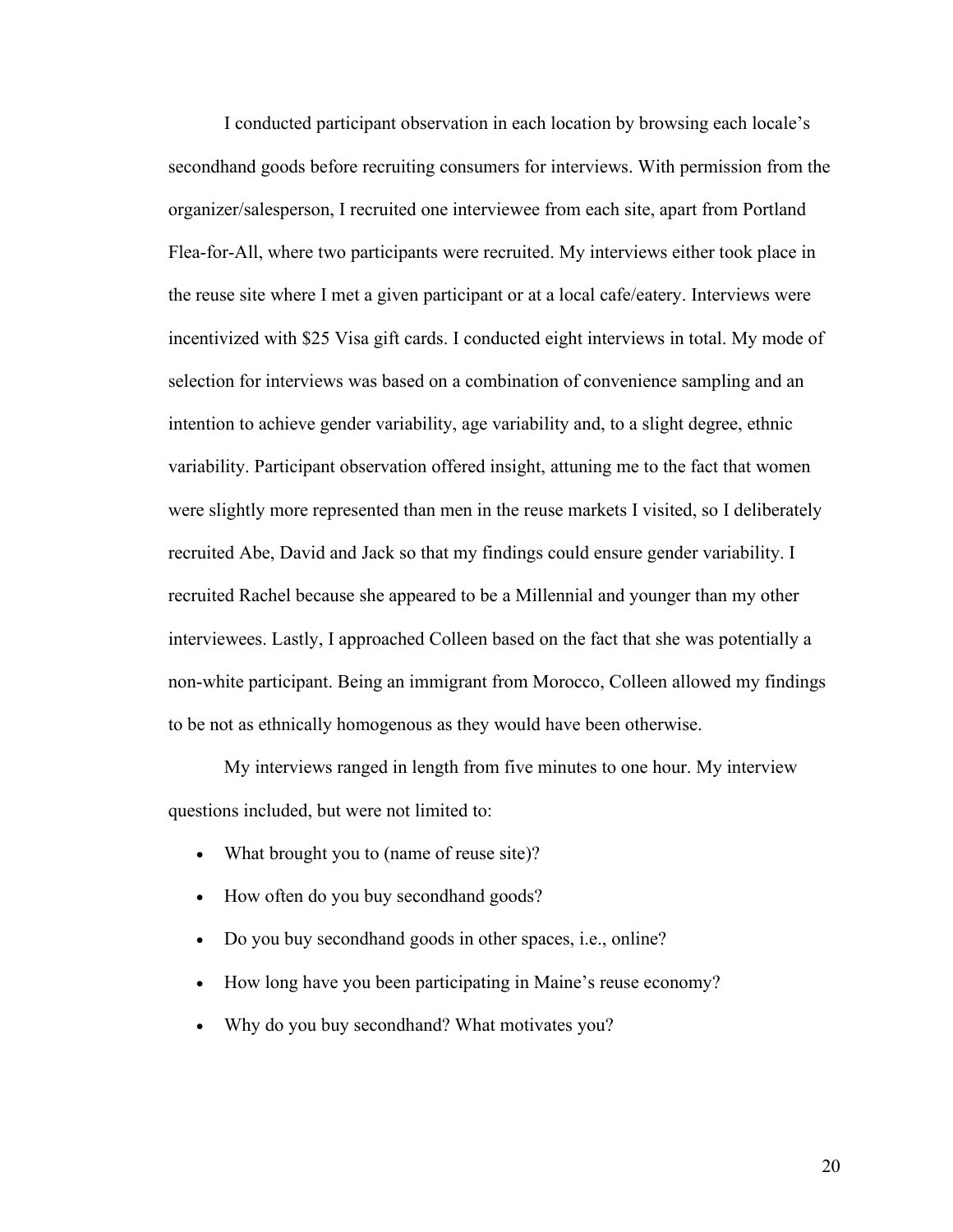I conducted participant observation in each location by browsing each locale's secondhand goods before recruiting consumers for interviews. With permission from the organizer/salesperson, I recruited one interviewee from each site, apart from Portland Flea-for-All, where two participants were recruited. My interviews either took place in the reuse site where I met a given participant or at a local cafe/eatery. Interviews were incentivized with $25 Visa gift cards. I conducted eight interviews in total. My mode of selection for interviews was based on a combination of convenience sampling and an intention to achieve gender variability, age variability and, to a slight degree, ethnic variability. Participant observation offered insight, attuning me to the fact that women were slightly more represented than men in the reuse markets I visited, so I deliberately recruited Abe, David and Jack so that my findings could ensure gender variability. I recruited Rachel because she appeared to be a Millennial and younger than my other interviewees. Lastly, I approached Colleen based on the fact that she was potentially a non-white participant. Being an immigrant from Morocco, Colleen allowed my findings to be not as ethnically homogenous as they would have been otherwise.

My interviews ranged in length from five minutes to one hour. My interview questions included, but were not limited to:

- What brought you to (name of reuse site)?
- How often do you buy secondhand goods?
- Do you buy secondhand goods in other spaces, i.e., online?
- How long have you been participating in Maine's reuse economy?
- Why do you buy secondhand? What motivates you?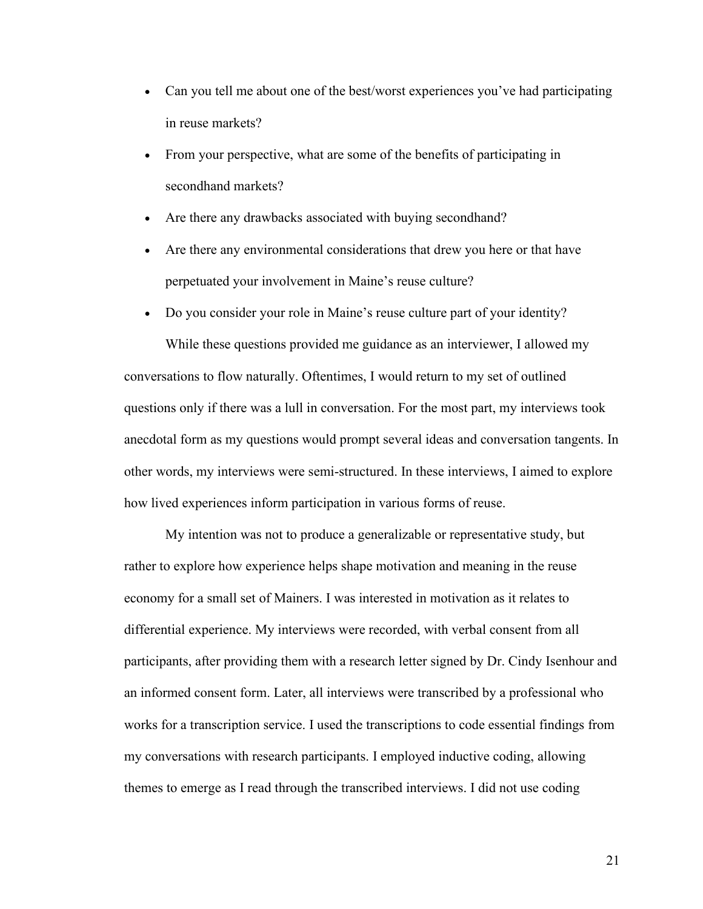- Can you tell me about one of the best/worst experiences you've had participating in reuse markets?
- From your perspective, what are some of the benefits of participating in secondhand markets?
- Are there any drawbacks associated with buying secondhand?
- Are there any environmental considerations that drew you here or that have perpetuated your involvement in Maine's reuse culture?
- Do you consider your role in Maine's reuse culture part of your identity?

While these questions provided me guidance as an interviewer, I allowed my conversations to flow naturally. Oftentimes, I would return to my set of outlined questions only if there was a lull in conversation. For the most part, my interviews took anecdotal form as my questions would prompt several ideas and conversation tangents. In other words, my interviews were semi-structured. In these interviews, I aimed to explore how lived experiences inform participation in various forms of reuse.

My intention was not to produce a generalizable or representative study, but rather to explore how experience helps shape motivation and meaning in the reuse economy for a small set of Mainers. I was interested in motivation as it relates to differential experience. My interviews were recorded, with verbal consent from all participants, after providing them with a research letter signed by Dr. Cindy Isenhour and an informed consent form. Later, all interviews were transcribed by a professional who works for a transcription service. I used the transcriptions to code essential findings from my conversations with research participants. I employed inductive coding, allowing themes to emerge as I read through the transcribed interviews. I did not use coding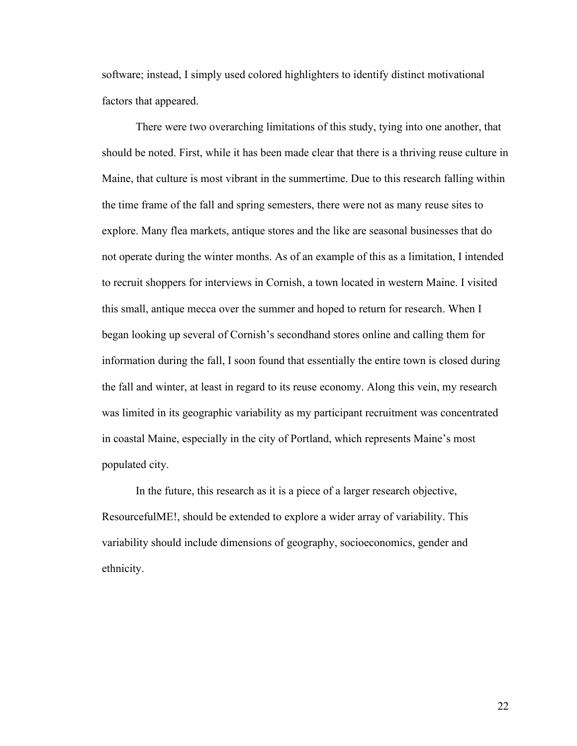software; instead, I simply used colored highlighters to identify distinct motivational factors that appeared.

There were two overarching limitations of this study, tying into one another, that should be noted. First, while it has been made clear that there is a thriving reuse culture in Maine, that culture is most vibrant in the summertime. Due to this research falling within the time frame of the fall and spring semesters, there were not as many reuse sites to explore. Many flea markets, antique stores and the like are seasonal businesses that do not operate during the winter months. As of an example of this as a limitation, I intended to recruit shoppers for interviews in Cornish, a town located in western Maine. I visited this small, antique mecca over the summer and hoped to return for research. When I began looking up several of Cornish's secondhand stores online and calling them for information during the fall, I soon found that essentially the entire town is closed during the fall and winter, at least in regard to its reuse economy. Along this vein, my research was limited in its geographic variability as my participant recruitment was concentrated in coastal Maine, especially in the city of Portland, which represents Maine's most populated city.

In the future, this research as it is a piece of a larger research objective, ResourcefulME!, should be extended to explore a wider array of variability. This variability should include dimensions of geography, socioeconomics, gender and ethnicity.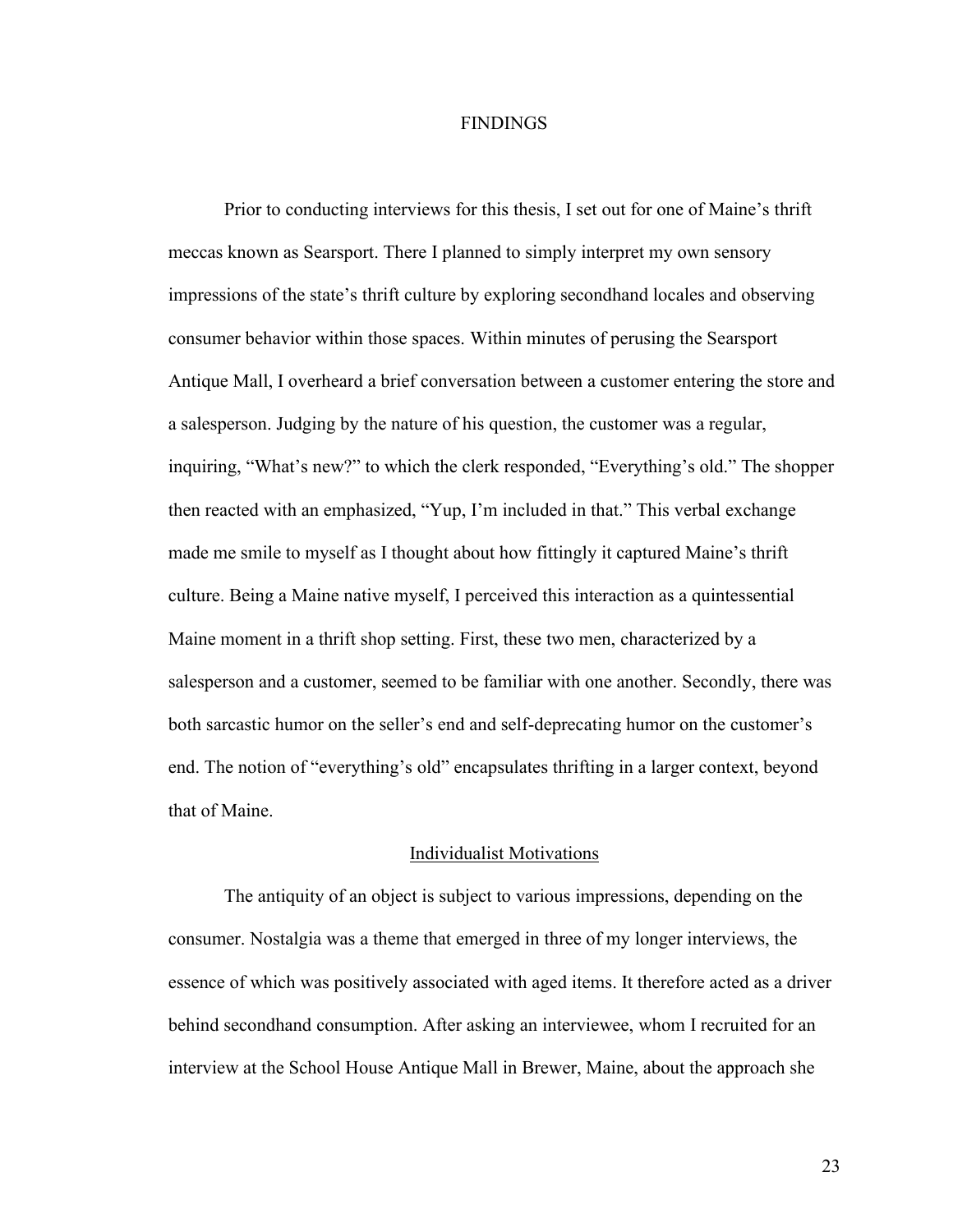# FINDINGS

Prior to conducting interviews for this thesis, I set out for one of Maine's thrift meccas known as Searsport. There I planned to simply interpret my own sensory impressions of the state's thrift culture by exploring secondhand locales and observing consumer behavior within those spaces. Within minutes of perusing the Searsport Antique Mall, I overheard a brief conversation between a customer entering the store and a salesperson. Judging by the nature of his question, the customer was a regular, inquiring, "What's new?" to which the clerk responded, "Everything's old." The shopper then reacted with an emphasized, "Yup, I'm included in that." This verbal exchange made me smile to myself as I thought about how fittingly it captured Maine's thrift culture. Being a Maine native myself, I perceived this interaction as a quintessential Maine moment in a thrift shop setting. First, these two men, characterized by a salesperson and a customer, seemed to be familiar with one another. Secondly, there was both sarcastic humor on the seller's end and self-deprecating humor on the customer's end. The notion of "everything's old" encapsulates thrifting in a larger context, beyond that of Maine.

## Individualist Motivations

The antiquity of an object is subject to various impressions, depending on the consumer. Nostalgia was a theme that emerged in three of my longer interviews, the essence of which was positively associated with aged items. It therefore acted as a driver behind secondhand consumption. After asking an interviewee, whom I recruited for an interview at the School House Antique Mall in Brewer, Maine, about the approach she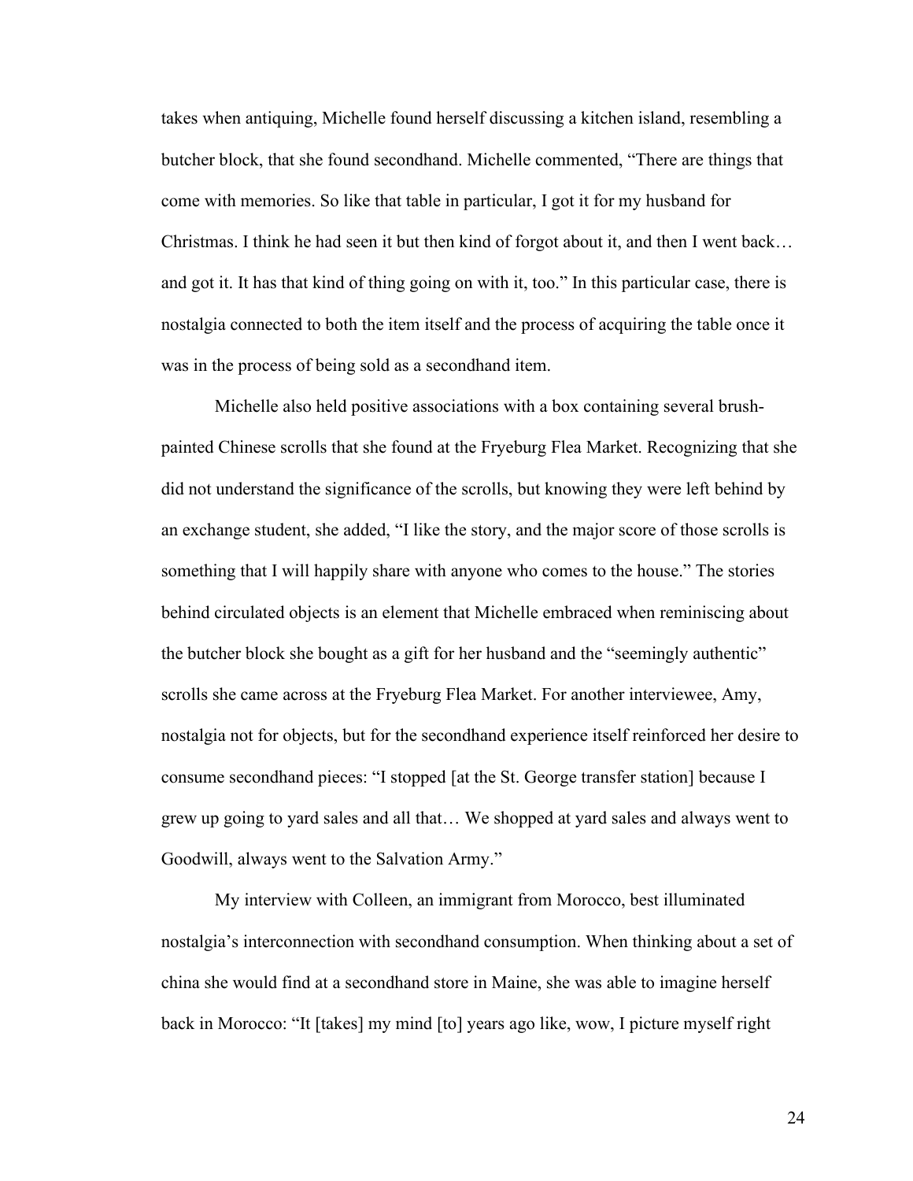takes when antiquing, Michelle found herself discussing a kitchen island, resembling a butcher block, that she found secondhand. Michelle commented, "There are things that come with memories. So like that table in particular, I got it for my husband for Christmas. I think he had seen it but then kind of forgot about it, and then I went back… and got it. It has that kind of thing going on with it, too." In this particular case, there is nostalgia connected to both the item itself and the process of acquiring the table once it was in the process of being sold as a secondhand item.

Michelle also held positive associations with a box containing several brush-painted Chinese scrolls that she found at the Fryeburg Flea Market. Recognizing that she did not understand the significance of the scrolls, but knowing they were left behind by an exchange student, she added, "I like the story, and the major score of those scrolls is something that I will happily share with anyone who comes to the house." The stories behind circulated objects is an element that Michelle embraced when reminiscing about the butcher block she bought as a gift for her husband and the "seemingly authentic" scrolls she came across at the Fryeburg Flea Market. For another interviewee, Amy, nostalgia not for objects, but for the secondhand experience itself reinforced her desire to consume secondhand pieces: "I stopped [at the St. George transfer station] because I grew up going to yard sales and all that… We shopped at yard sales and always went to Goodwill, always went to the Salvation Army."

My interview with Colleen, an immigrant from Morocco, best illuminated nostalgia's interconnection with secondhand consumption. When thinking about a set of china she would find at a secondhand store in Maine, she was able to imagine herself back in Morocco: "It [takes] my mind [to] years ago like, wow, I picture myself right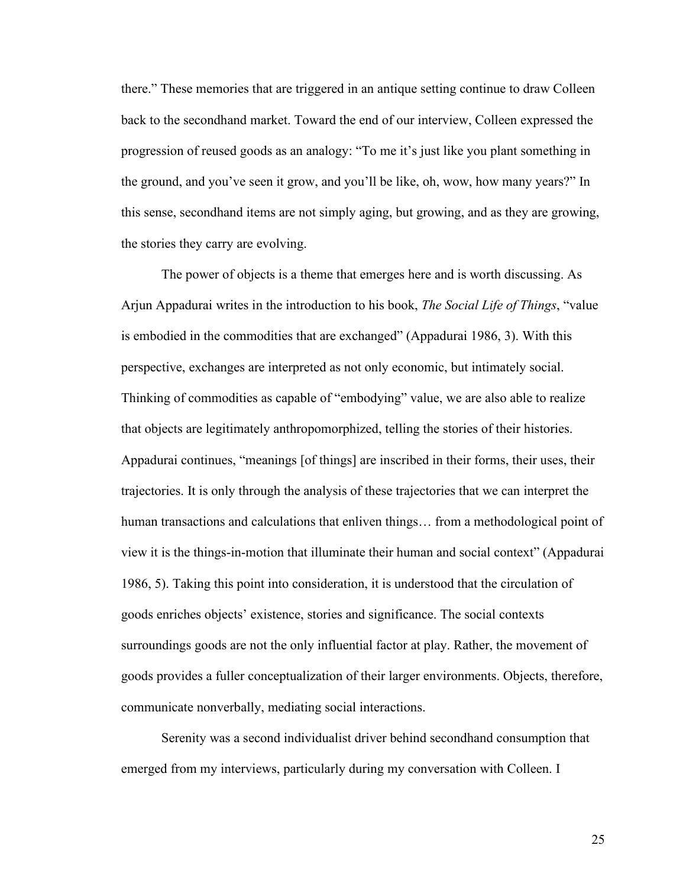there." These memories that are triggered in an antique setting continue to draw Colleen back to the secondhand market. Toward the end of our interview, Colleen expressed the progression of reused goods as an analogy: "To me it's just like you plant something in the ground, and you've seen it grow, and you'll be like, oh, wow, how many years?" In this sense, secondhand items are not simply aging, but growing, and as they are growing, the stories they carry are evolving.

The power of objects is a theme that emerges here and is worth discussing. As Arjun Appadurai writes in the introduction to his book, *The Social Life of Things*, "value is embodied in the commodities that are exchanged" (Appadurai 1986, 3). With this perspective, exchanges are interpreted as not only economic, but intimately social. Thinking of commodities as capable of "embodying" value, we are also able to realize that objects are legitimately anthropomorphized, telling the stories of their histories. Appadurai continues, "meanings [of things] are inscribed in their forms, their uses, their trajectories. It is only through the analysis of these trajectories that we can interpret the human transactions and calculations that enliven things… from a methodological point of view it is the things-in-motion that illuminate their human and social context" (Appadurai 1986, 5). Taking this point into consideration, it is understood that the circulation of goods enriches objects' existence, stories and significance. The social contexts surroundings goods are not the only influential factor at play. Rather, the movement of goods provides a fuller conceptualization of their larger environments. Objects, therefore, communicate nonverbally, mediating social interactions.

Serenity was a second individualist driver behind secondhand consumption that emerged from my interviews, particularly during my conversation with Colleen. I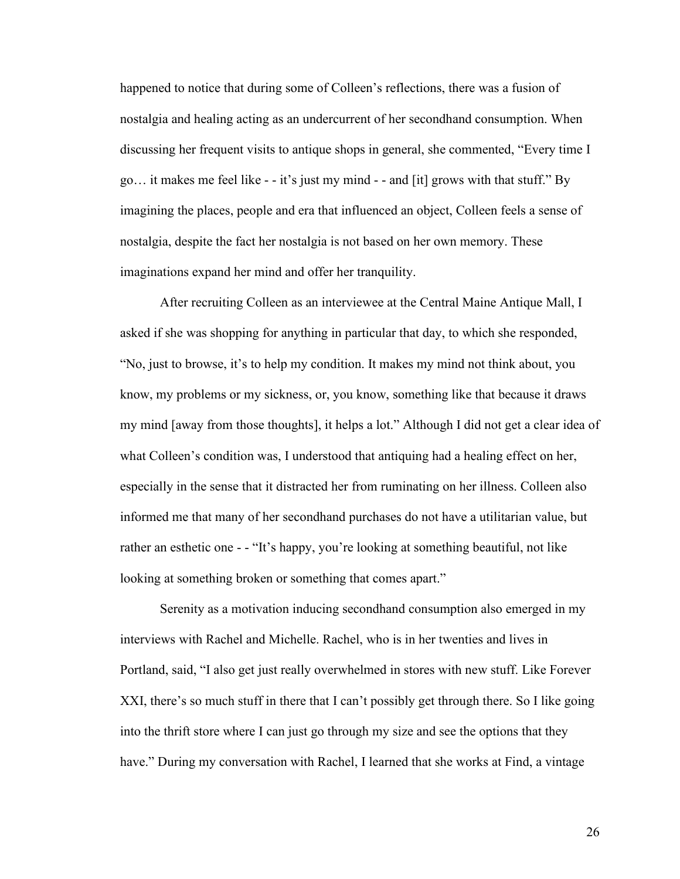happened to notice that during some of Colleen's reflections, there was a fusion of nostalgia and healing acting as an undercurrent of her secondhand consumption. When discussing her frequent visits to antique shops in general, she commented, "Every time I go… it makes me feel like - - it's just my mind - - and [it] grows with that stuff." By imagining the places, people and era that influenced an object, Colleen feels a sense of nostalgia, despite the fact her nostalgia is not based on her own memory. These imaginations expand her mind and offer her tranquility.

After recruiting Colleen as an interviewee at the Central Maine Antique Mall, I asked if she was shopping for anything in particular that day, to which she responded, "No, just to browse, it's to help my condition. It makes my mind not think about, you know, my problems or my sickness, or, you know, something like that because it draws my mind [away from those thoughts], it helps a lot." Although I did not get a clear idea of what Colleen's condition was, I understood that antiquing had a healing effect on her, especially in the sense that it distracted her from ruminating on her illness. Colleen also informed me that many of her secondhand purchases do not have a utilitarian value, but rather an esthetic one - - "It's happy, you're looking at something beautiful, not like looking at something broken or something that comes apart."

Serenity as a motivation inducing secondhand consumption also emerged in my interviews with Rachel and Michelle. Rachel, who is in her twenties and lives in Portland, said, "I also get just really overwhelmed in stores with new stuff. Like Forever XXI, there's so much stuff in there that I can't possibly get through there. So I like going into the thrift store where I can just go through my size and see the options that they have." During my conversation with Rachel, I learned that she works at Find, a vintage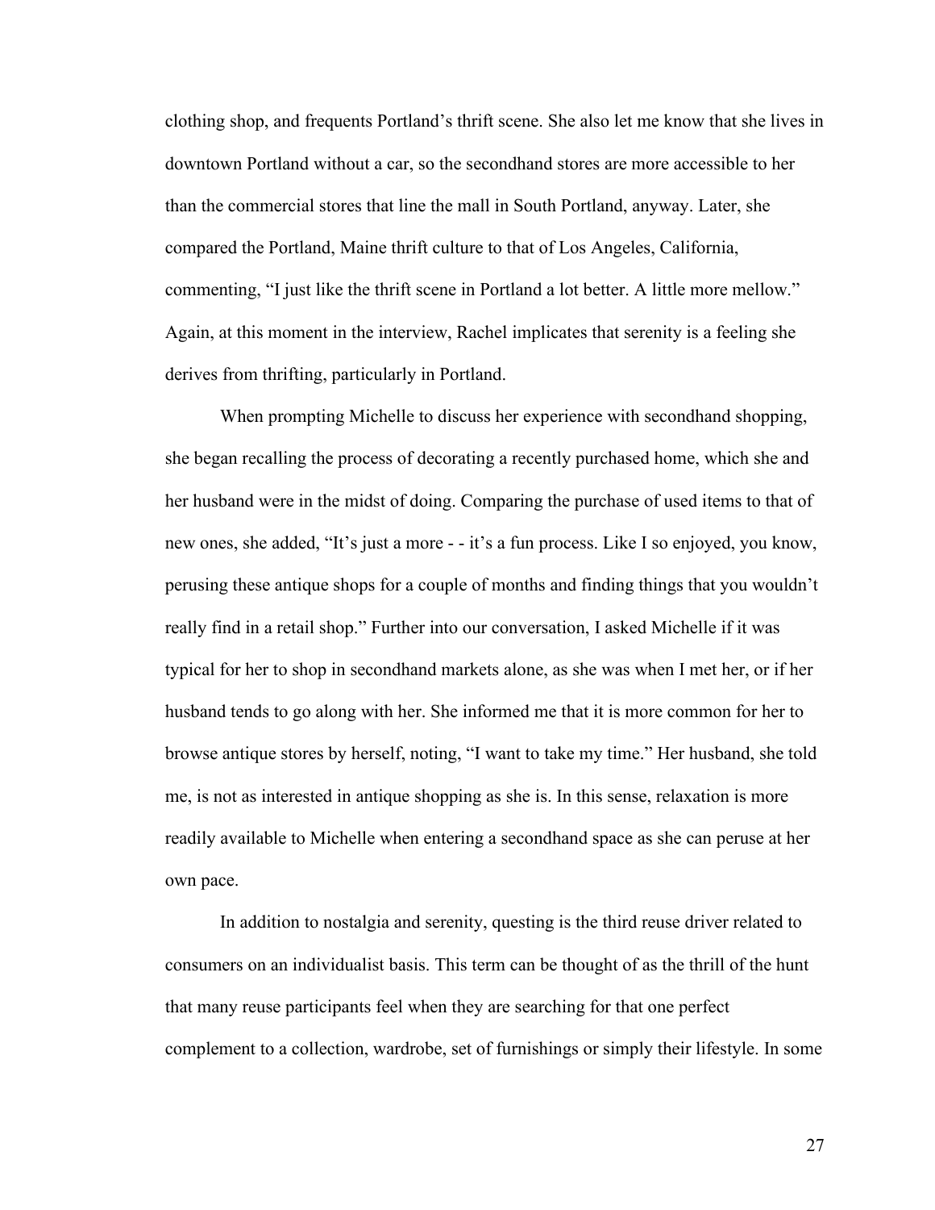clothing shop, and frequents Portland's thrift scene. She also let me know that she lives in downtown Portland without a car, so the secondhand stores are more accessible to her than the commercial stores that line the mall in South Portland, anyway. Later, she compared the Portland, Maine thrift culture to that of Los Angeles, California, commenting, "I just like the thrift scene in Portland a lot better. A little more mellow." Again, at this moment in the interview, Rachel implicates that serenity is a feeling she derives from thrifting, particularly in Portland.

When prompting Michelle to discuss her experience with secondhand shopping, she began recalling the process of decorating a recently purchased home, which she and her husband were in the midst of doing. Comparing the purchase of used items to that of new ones, she added, "It's just a more - - it's a fun process. Like I so enjoyed, you know, perusing these antique shops for a couple of months and finding things that you wouldn't really find in a retail shop." Further into our conversation, I asked Michelle if it was typical for her to shop in secondhand markets alone, as she was when I met her, or if her husband tends to go along with her. She informed me that it is more common for her to browse antique stores by herself, noting, "I want to take my time." Her husband, she told me, is not as interested in antique shopping as she is. In this sense, relaxation is more readily available to Michelle when entering a secondhand space as she can peruse at her own pace.

In addition to nostalgia and serenity, questing is the third reuse driver related to consumers on an individualist basis. This term can be thought of as the thrill of the hunt that many reuse participants feel when they are searching for that one perfect complement to a collection, wardrobe, set of furnishings or simply their lifestyle. In some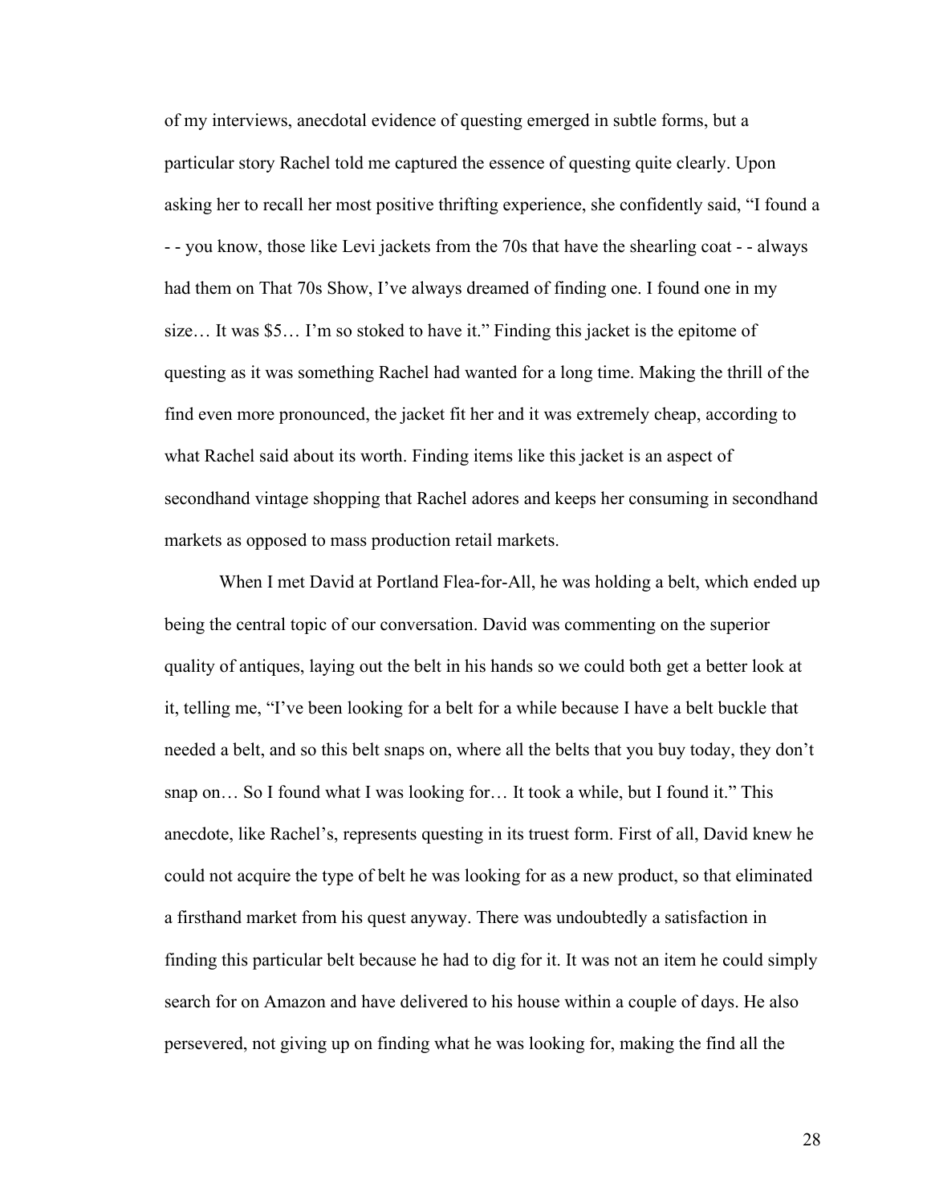of my interviews, anecdotal evidence of questing emerged in subtle forms, but a particular story Rachel told me captured the essence of questing quite clearly. Upon asking her to recall her most positive thrifting experience, she confidently said, "I found a - - you know, those like Levi jackets from the 70s that have the shearling coat - - always had them on That 70s Show, I've always dreamed of finding one. I found one in my size… It was $5… I'm so stoked to have it." Finding this jacket is the epitome of questing as it was something Rachel had wanted for a long time. Making the thrill of the find even more pronounced, the jacket fit her and it was extremely cheap, according to what Rachel said about its worth. Finding items like this jacket is an aspect of secondhand vintage shopping that Rachel adores and keeps her consuming in secondhand markets as opposed to mass production retail markets.

When I met David at Portland Flea-for-All, he was holding a belt, which ended up being the central topic of our conversation. David was commenting on the superior quality of antiques, laying out the belt in his hands so we could both get a better look at it, telling me, "I've been looking for a belt for a while because I have a belt buckle that needed a belt, and so this belt snaps on, where all the belts that you buy today, they don't snap on… So I found what I was looking for… It took a while, but I found it." This anecdote, like Rachel's, represents questing in its truest form. First of all, David knew he could not acquire the type of belt he was looking for as a new product, so that eliminated a firsthand market from his quest anyway. There was undoubtedly a satisfaction in finding this particular belt because he had to dig for it. It was not an item he could simply search for on Amazon and have delivered to his house within a couple of days. He also persevered, not giving up on finding what he was looking for, making the find all the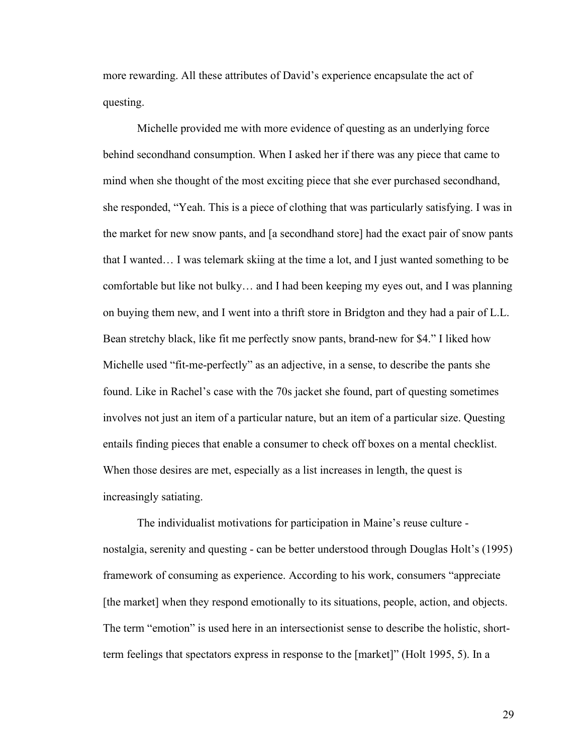more rewarding. All these attributes of David's experience encapsulate the act of questing.

Michelle provided me with more evidence of questing as an underlying force behind secondhand consumption. When I asked her if there was any piece that came to mind when she thought of the most exciting piece that she ever purchased secondhand, she responded, "Yeah. This is a piece of clothing that was particularly satisfying. I was in the market for new snow pants, and [a secondhand store] had the exact pair of snow pants that I wanted… I was telemark skiing at the time a lot, and I just wanted something to be comfortable but like not bulky… and I had been keeping my eyes out, and I was planning on buying them new, and I went into a thrift store in Bridgton and they had a pair of L.L. Bean stretchy black, like fit me perfectly snow pants, brand-new for $4." I liked how Michelle used "fit-me-perfectly" as an adjective, in a sense, to describe the pants she found. Like in Rachel's case with the 70s jacket she found, part of questing sometimes involves not just an item of a particular nature, but an item of a particular size. Questing entails finding pieces that enable a consumer to check off boxes on a mental checklist. When those desires are met, especially as a list increases in length, the quest is increasingly satiating.

The individualist motivations for participation in Maine's reuse culture - nostalgia, serenity and questing - can be better understood through Douglas Holt's (1995) framework of consuming as experience. According to his work, consumers "appreciate [the market] when they respond emotionally to its situations, people, action, and objects. The term "emotion" is used here in an intersectionist sense to describe the holistic, short-term feelings that spectators express in response to the [market]" (Holt 1995, 5). In a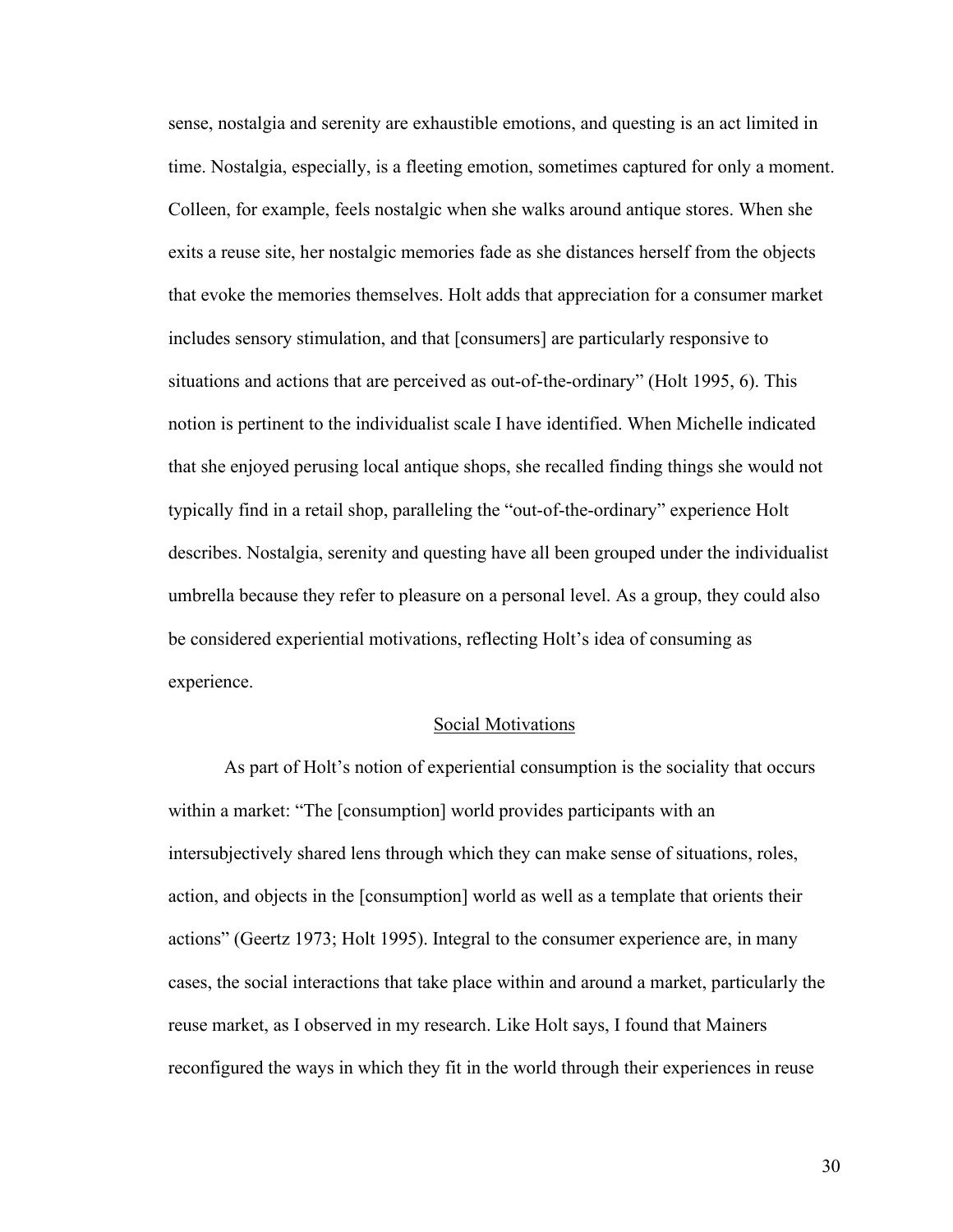sense, nostalgia and serenity are exhaustible emotions, and questing is an act limited in time. Nostalgia, especially, is a fleeting emotion, sometimes captured for only a moment. Colleen, for example, feels nostalgic when she walks around antique stores. When she exits a reuse site, her nostalgic memories fade as she distances herself from the objects that evoke the memories themselves. Holt adds that appreciation for a consumer market includes sensory stimulation, and that [consumers] are particularly responsive to situations and actions that are perceived as out-of-the-ordinary" (Holt 1995, 6). This notion is pertinent to the individualist scale I have identified. When Michelle indicated that she enjoyed perusing local antique shops, she recalled finding things she would not typically find in a retail shop, paralleling the "out-of-the-ordinary" experience Holt describes. Nostalgia, serenity and questing have all been grouped under the individualist umbrella because they refer to pleasure on a personal level. As a group, they could also be considered experiential motivations, reflecting Holt's idea of consuming as experience.

<u>Social Motivations</u>

As part of Holt's notion of experiential consumption is the sociality that occurs within a market: "The [consumption] world provides participants with an intersubjectively shared lens through which they can make sense of situations, roles, action, and objects in the [consumption] world as well as a template that orients their actions" (Geertz 1973; Holt 1995). Integral to the consumer experience are, in many cases, the social interactions that take place within and around a market, particularly the reuse market, as I observed in my research. Like Holt says, I found that Mainers reconfigured the ways in which they fit in the world through their experiences in reuse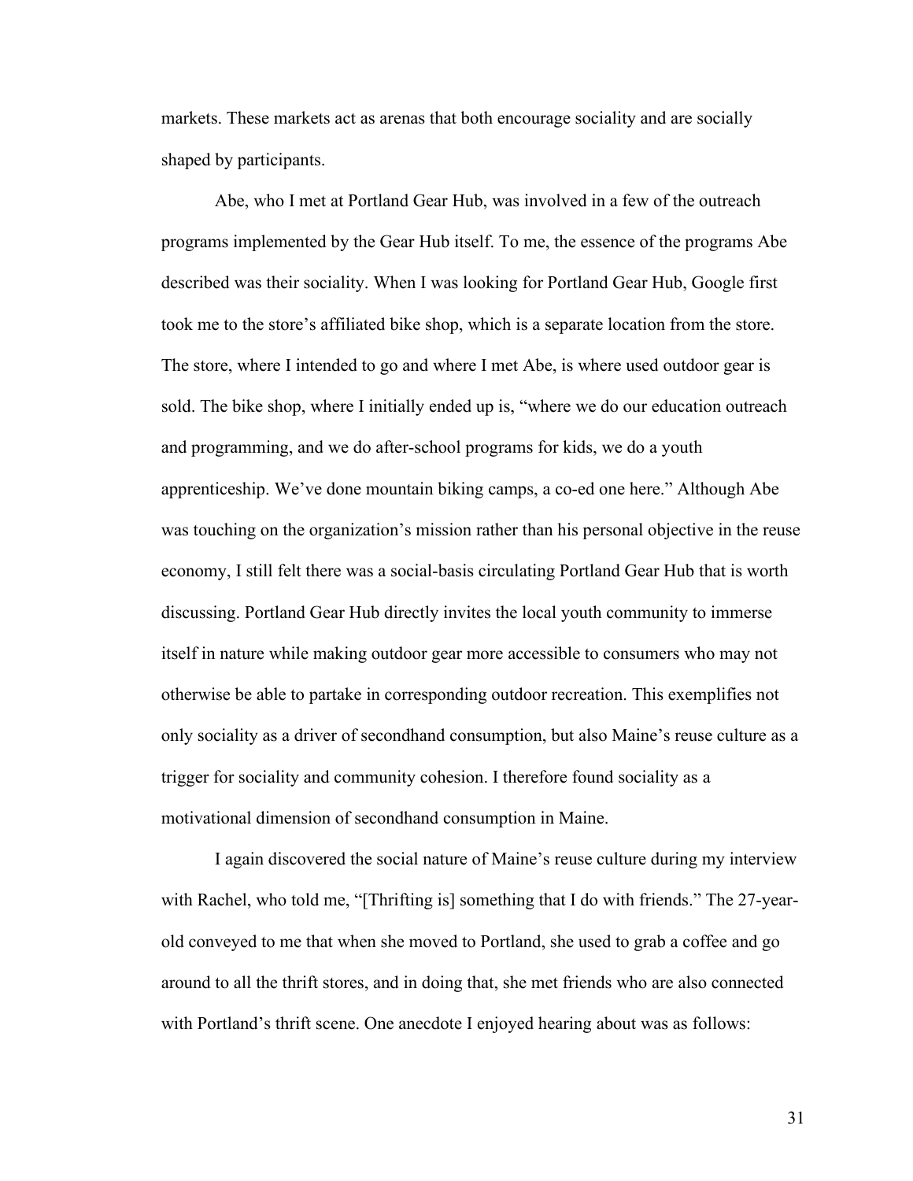markets. These markets act as arenas that both encourage sociality and are socially shaped by participants.

Abe, who I met at Portland Gear Hub, was involved in a few of the outreach programs implemented by the Gear Hub itself. To me, the essence of the programs Abe described was their sociality. When I was looking for Portland Gear Hub, Google first took me to the store's affiliated bike shop, which is a separate location from the store. The store, where I intended to go and where I met Abe, is where used outdoor gear is sold. The bike shop, where I initially ended up is, "where we do our education outreach and programming, and we do after-school programs for kids, we do a youth apprenticeship. We've done mountain biking camps, a co-ed one here." Although Abe was touching on the organization's mission rather than his personal objective in the reuse economy, I still felt there was a social-basis circulating Portland Gear Hub that is worth discussing. Portland Gear Hub directly invites the local youth community to immerse itself in nature while making outdoor gear more accessible to consumers who may not otherwise be able to partake in corresponding outdoor recreation. This exemplifies not only sociality as a driver of secondhand consumption, but also Maine's reuse culture as a trigger for sociality and community cohesion. I therefore found sociality as a motivational dimension of secondhand consumption in Maine.

I again discovered the social nature of Maine's reuse culture during my interview with Rachel, who told me, "[Thrifting is] something that I do with friends." The 27-year-old conveyed to me that when she moved to Portland, she used to grab a coffee and go around to all the thrift stores, and in doing that, she met friends who are also connected with Portland's thrift scene. One anecdote I enjoyed hearing about was as follows: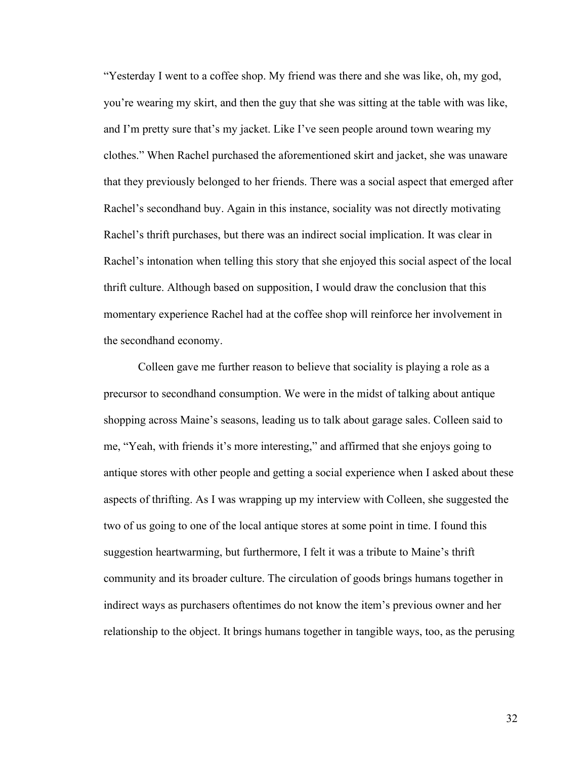"Yesterday I went to a coffee shop. My friend was there and she was like, oh, my god, you're wearing my skirt, and then the guy that she was sitting at the table with was like, and I'm pretty sure that's my jacket. Like I've seen people around town wearing my clothes." When Rachel purchased the aforementioned skirt and jacket, she was unaware that they previously belonged to her friends. There was a social aspect that emerged after Rachel's secondhand buy. Again in this instance, sociality was not directly motivating Rachel's thrift purchases, but there was an indirect social implication. It was clear in Rachel's intonation when telling this story that she enjoyed this social aspect of the local thrift culture. Although based on supposition, I would draw the conclusion that this momentary experience Rachel had at the coffee shop will reinforce her involvement in the secondhand economy.

Colleen gave me further reason to believe that sociality is playing a role as a precursor to secondhand consumption. We were in the midst of talking about antique shopping across Maine's seasons, leading us to talk about garage sales. Colleen said to me, "Yeah, with friends it's more interesting," and affirmed that she enjoys going to antique stores with other people and getting a social experience when I asked about these aspects of thrifting. As I was wrapping up my interview with Colleen, she suggested the two of us going to one of the local antique stores at some point in time. I found this suggestion heartwarming, but furthermore, I felt it was a tribute to Maine's thrift community and its broader culture. The circulation of goods brings humans together in indirect ways as purchasers oftentimes do not know the item's previous owner and her relationship to the object. It brings humans together in tangible ways, too, as the perusing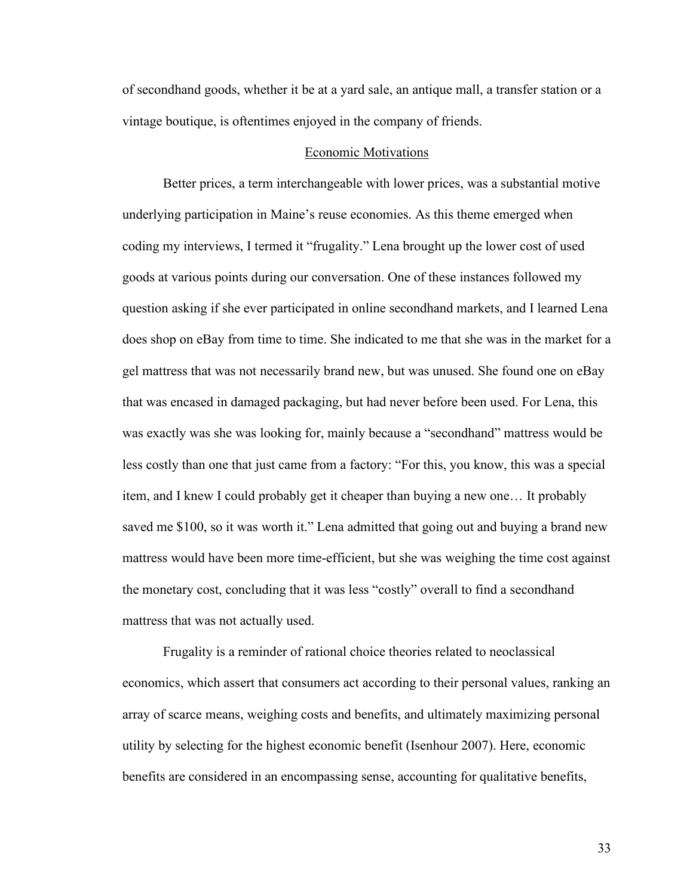of secondhand goods, whether it be at a yard sale, an antique mall, a transfer station or a vintage boutique, is oftentimes enjoyed in the company of friends.

## Economic Motivations

Better prices, a term interchangeable with lower prices, was a substantial motive underlying participation in Maine's reuse economies. As this theme emerged when coding my interviews, I termed it "frugality." Lena brought up the lower cost of used goods at various points during our conversation. One of these instances followed my question asking if she ever participated in online secondhand markets, and I learned Lena does shop on eBay from time to time. She indicated to me that she was in the market for a gel mattress that was not necessarily brand new, but was unused. She found one on eBay that was encased in damaged packaging, but had never before been used. For Lena, this was exactly was she was looking for, mainly because a "secondhand" mattress would be less costly than one that just came from a factory: "For this, you know, this was a special item, and I knew I could probably get it cheaper than buying a new one… It probably saved me $100, so it was worth it." Lena admitted that going out and buying a brand new mattress would have been more time-efficient, but she was weighing the time cost against the monetary cost, concluding that it was less "costly" overall to find a secondhand mattress that was not actually used.

Frugality is a reminder of rational choice theories related to neoclassical economics, which assert that consumers act according to their personal values, ranking an array of scarce means, weighing costs and benefits, and ultimately maximizing personal utility by selecting for the highest economic benefit (Isenhour 2007). Here, economic benefits are considered in an encompassing sense, accounting for qualitative benefits,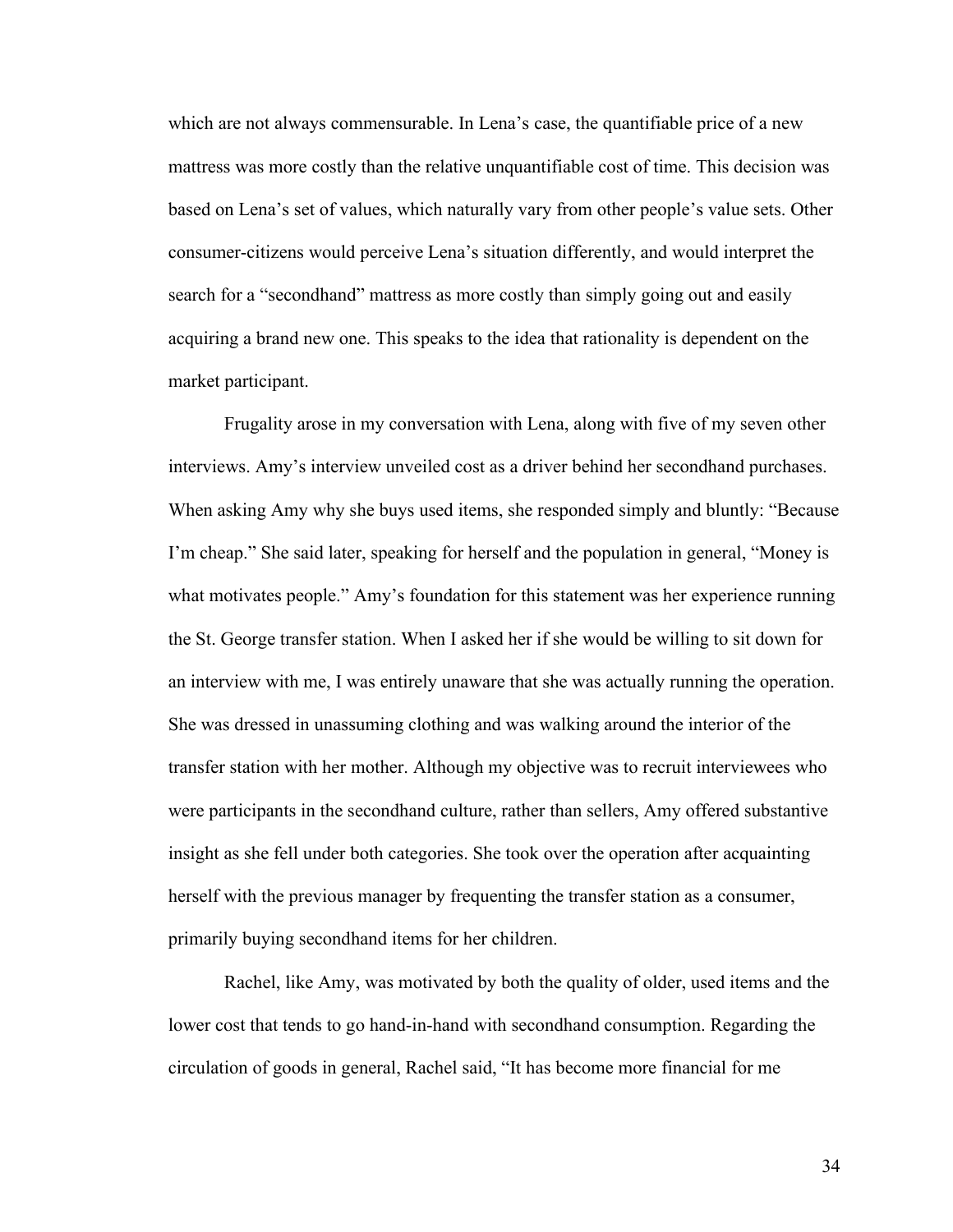which are not always commensurable. In Lena's case, the quantifiable price of a new mattress was more costly than the relative unquantifiable cost of time. This decision was based on Lena's set of values, which naturally vary from other people's value sets. Other consumer-citizens would perceive Lena's situation differently, and would interpret the search for a "secondhand" mattress as more costly than simply going out and easily acquiring a brand new one. This speaks to the idea that rationality is dependent on the market participant.

Frugality arose in my conversation with Lena, along with five of my seven other interviews. Amy's interview unveiled cost as a driver behind her secondhand purchases. When asking Amy why she buys used items, she responded simply and bluntly: "Because I'm cheap." She said later, speaking for herself and the population in general, "Money is what motivates people." Amy's foundation for this statement was her experience running the St. George transfer station. When I asked her if she would be willing to sit down for an interview with me, I was entirely unaware that she was actually running the operation. She was dressed in unassuming clothing and was walking around the interior of the transfer station with her mother. Although my objective was to recruit interviewees who were participants in the secondhand culture, rather than sellers, Amy offered substantive insight as she fell under both categories. She took over the operation after acquainting herself with the previous manager by frequenting the transfer station as a consumer, primarily buying secondhand items for her children.

Rachel, like Amy, was motivated by both the quality of older, used items and the lower cost that tends to go hand-in-hand with secondhand consumption. Regarding the circulation of goods in general, Rachel said, "It has become more financial for me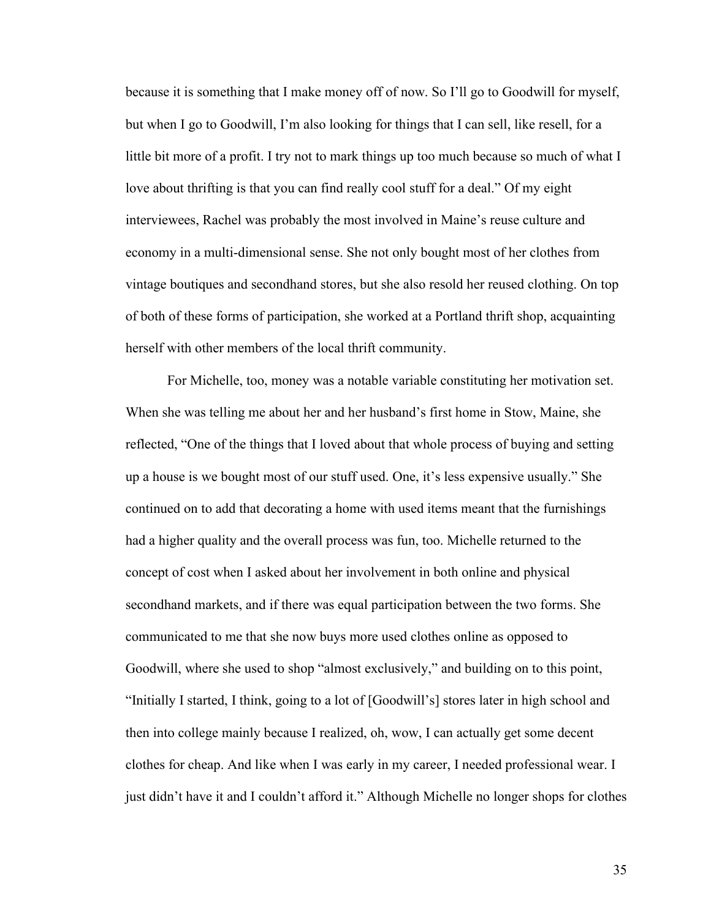because it is something that I make money off of now. So I'll go to Goodwill for myself, but when I go to Goodwill, I'm also looking for things that I can sell, like resell, for a little bit more of a profit. I try not to mark things up too much because so much of what I love about thrifting is that you can find really cool stuff for a deal." Of my eight interviewees, Rachel was probably the most involved in Maine's reuse culture and economy in a multi-dimensional sense. She not only bought most of her clothes from vintage boutiques and secondhand stores, but she also resold her reused clothing. On top of both of these forms of participation, she worked at a Portland thrift shop, acquainting herself with other members of the local thrift community.

For Michelle, too, money was a notable variable constituting her motivation set. When she was telling me about her and her husband's first home in Stow, Maine, she reflected, "One of the things that I loved about that whole process of buying and setting up a house is we bought most of our stuff used. One, it's less expensive usually." She continued on to add that decorating a home with used items meant that the furnishings had a higher quality and the overall process was fun, too. Michelle returned to the concept of cost when I asked about her involvement in both online and physical secondhand markets, and if there was equal participation between the two forms. She communicated to me that she now buys more used clothes online as opposed to Goodwill, where she used to shop "almost exclusively," and building on to this point, "Initially I started, I think, going to a lot of [Goodwill's] stores later in high school and then into college mainly because I realized, oh, wow, I can actually get some decent clothes for cheap. And like when I was early in my career, I needed professional wear. I just didn't have it and I couldn't afford it." Although Michelle no longer shops for clothes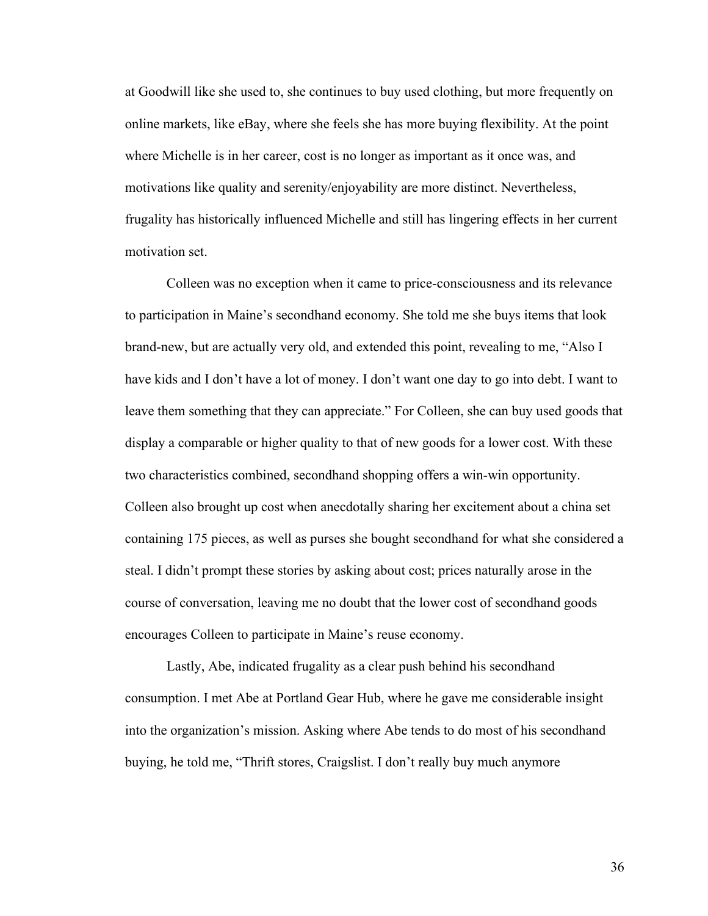at Goodwill like she used to, she continues to buy used clothing, but more frequently on online markets, like eBay, where she feels she has more buying flexibility. At the point where Michelle is in her career, cost is no longer as important as it once was, and motivations like quality and serenity/enjoyability are more distinct. Nevertheless, frugality has historically influenced Michelle and still has lingering effects in her current motivation set.

Colleen was no exception when it came to price-consciousness and its relevance to participation in Maine's secondhand economy. She told me she buys items that look brand-new, but are actually very old, and extended this point, revealing to me, "Also I have kids and I don't have a lot of money. I don't want one day to go into debt. I want to leave them something that they can appreciate." For Colleen, she can buy used goods that display a comparable or higher quality to that of new goods for a lower cost. With these two characteristics combined, secondhand shopping offers a win-win opportunity. Colleen also brought up cost when anecdotally sharing her excitement about a china set containing 175 pieces, as well as purses she bought secondhand for what she considered a steal. I didn't prompt these stories by asking about cost; prices naturally arose in the course of conversation, leaving me no doubt that the lower cost of secondhand goods encourages Colleen to participate in Maine's reuse economy.

Lastly, Abe, indicated frugality as a clear push behind his secondhand consumption. I met Abe at Portland Gear Hub, where he gave me considerable insight into the organization's mission. Asking where Abe tends to do most of his secondhand buying, he told me, "Thrift stores, Craigslist. I don't really buy much anymore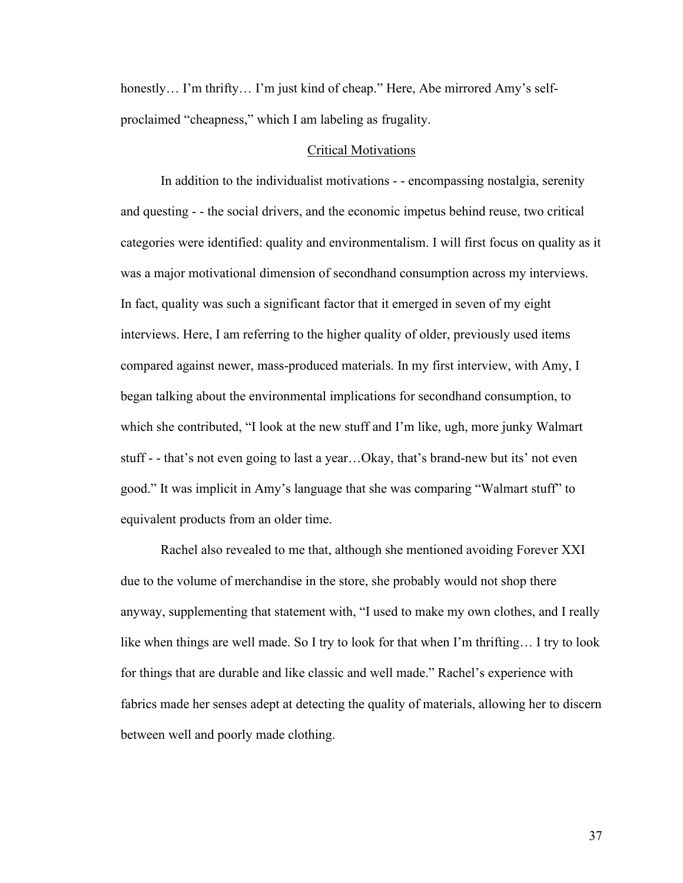honestly… I'm thrifty… I'm just kind of cheap." Here, Abe mirrored Amy's self-proclaimed "cheapness," which I am labeling as frugality.

<u>Critical Motivations</u>

In addition to the individualist motivations - - encompassing nostalgia, serenity and questing - - the social drivers, and the economic impetus behind reuse, two critical categories were identified: quality and environmentalism. I will first focus on quality as it was a major motivational dimension of secondhand consumption across my interviews. In fact, quality was such a significant factor that it emerged in seven of my eight interviews. Here, I am referring to the higher quality of older, previously used items compared against newer, mass-produced materials. In my first interview, with Amy, I began talking about the environmental implications for secondhand consumption, to which she contributed, "I look at the new stuff and I'm like, ugh, more junky Walmart stuff - - that's not even going to last a year…Okay, that's brand-new but its' not even good." It was implicit in Amy's language that she was comparing "Walmart stuff" to equivalent products from an older time.

Rachel also revealed to me that, although she mentioned avoiding Forever XXI due to the volume of merchandise in the store, she probably would not shop there anyway, supplementing that statement with, "I used to make my own clothes, and I really like when things are well made. So I try to look for that when I'm thrifting… I try to look for things that are durable and like classic and well made." Rachel's experience with fabrics made her senses adept at detecting the quality of materials, allowing her to discern between well and poorly made clothing.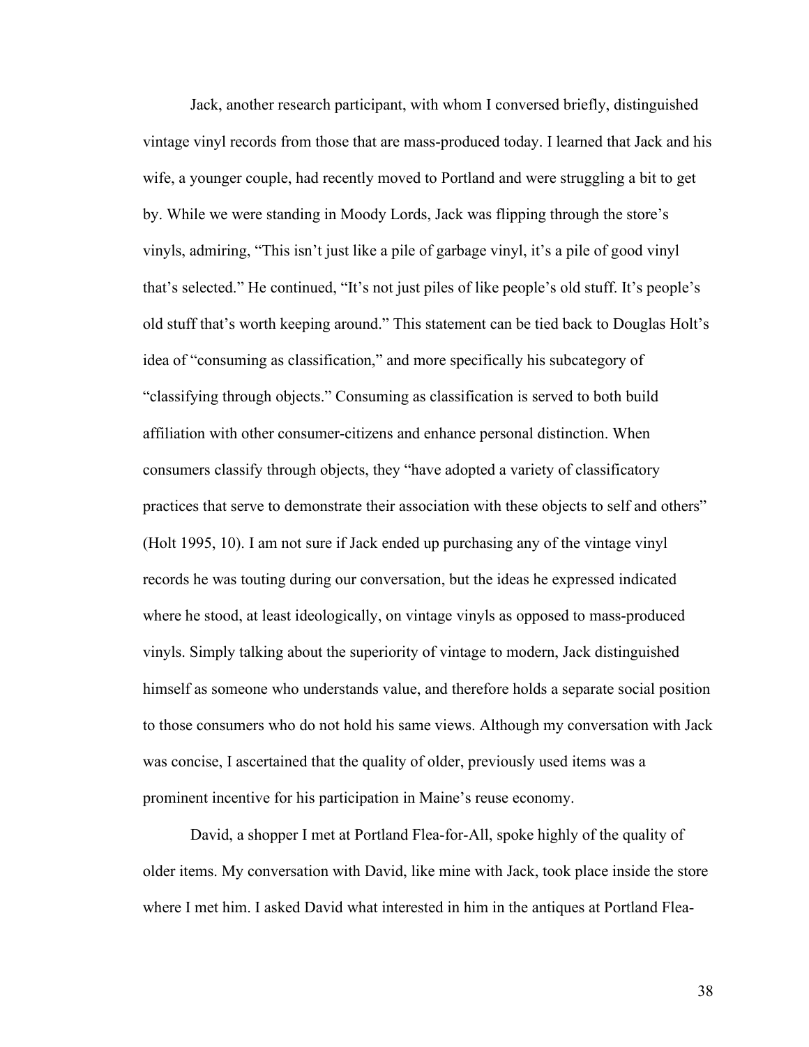Jack, another research participant, with whom I conversed briefly, distinguished vintage vinyl records from those that are mass-produced today. I learned that Jack and his wife, a younger couple, had recently moved to Portland and were struggling a bit to get by. While we were standing in Moody Lords, Jack was flipping through the store's vinyls, admiring, "This isn't just like a pile of garbage vinyl, it's a pile of good vinyl that's selected." He continued, "It's not just piles of like people's old stuff. It's people's old stuff that's worth keeping around." This statement can be tied back to Douglas Holt's idea of "consuming as classification," and more specifically his subcategory of "classifying through objects." Consuming as classification is served to both build affiliation with other consumer-citizens and enhance personal distinction. When consumers classify through objects, they "have adopted a variety of classificatory practices that serve to demonstrate their association with these objects to self and others" (Holt 1995, 10). I am not sure if Jack ended up purchasing any of the vintage vinyl records he was touting during our conversation, but the ideas he expressed indicated where he stood, at least ideologically, on vintage vinyls as opposed to mass-produced vinyls. Simply talking about the superiority of vintage to modern, Jack distinguished himself as someone who understands value, and therefore holds a separate social position to those consumers who do not hold his same views. Although my conversation with Jack was concise, I ascertained that the quality of older, previously used items was a prominent incentive for his participation in Maine's reuse economy.

David, a shopper I met at Portland Flea-for-All, spoke highly of the quality of older items. My conversation with David, like mine with Jack, took place inside the store where I met him. I asked David what interested in him in the antiques at Portland Flea-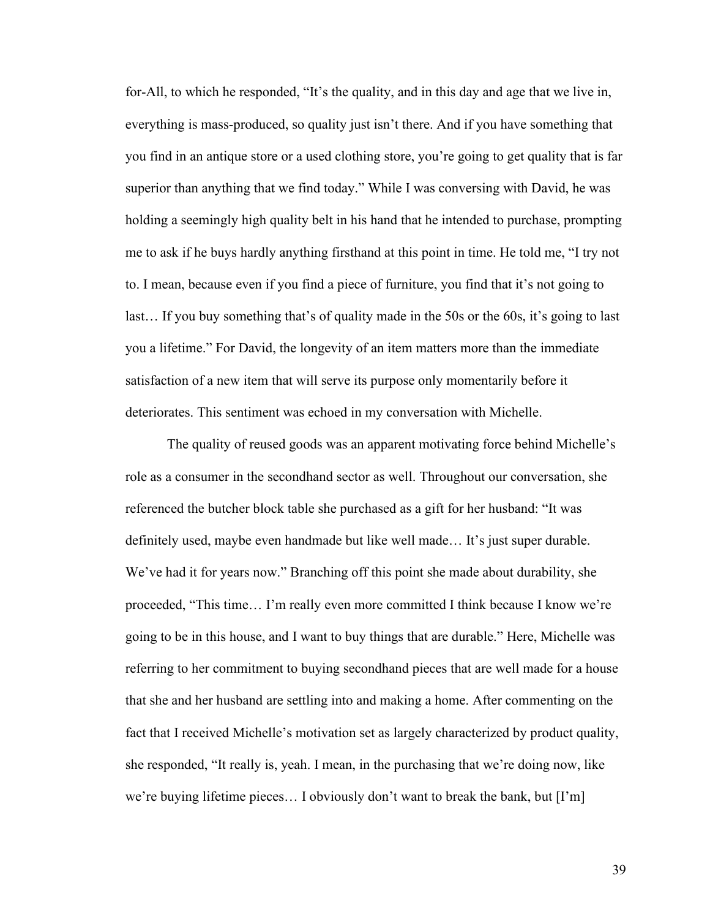for-All, to which he responded, "It's the quality, and in this day and age that we live in, everything is mass-produced, so quality just isn't there. And if you have something that you find in an antique store or a used clothing store, you're going to get quality that is far superior than anything that we find today." While I was conversing with David, he was holding a seemingly high quality belt in his hand that he intended to purchase, prompting me to ask if he buys hardly anything firsthand at this point in time. He told me, "I try not to. I mean, because even if you find a piece of furniture, you find that it's not going to last… If you buy something that's of quality made in the 50s or the 60s, it's going to last you a lifetime." For David, the longevity of an item matters more than the immediate satisfaction of a new item that will serve its purpose only momentarily before it deteriorates. This sentiment was echoed in my conversation with Michelle.

The quality of reused goods was an apparent motivating force behind Michelle's role as a consumer in the secondhand sector as well. Throughout our conversation, she referenced the butcher block table she purchased as a gift for her husband: "It was definitely used, maybe even handmade but like well made… It's just super durable. We've had it for years now." Branching off this point she made about durability, she proceeded, "This time… I'm really even more committed I think because I know we're going to be in this house, and I want to buy things that are durable." Here, Michelle was referring to her commitment to buying secondhand pieces that are well made for a house that she and her husband are settling into and making a home. After commenting on the fact that I received Michelle's motivation set as largely characterized by product quality, she responded, "It really is, yeah. I mean, in the purchasing that we're doing now, like we're buying lifetime pieces… I obviously don't want to break the bank, but [I'm]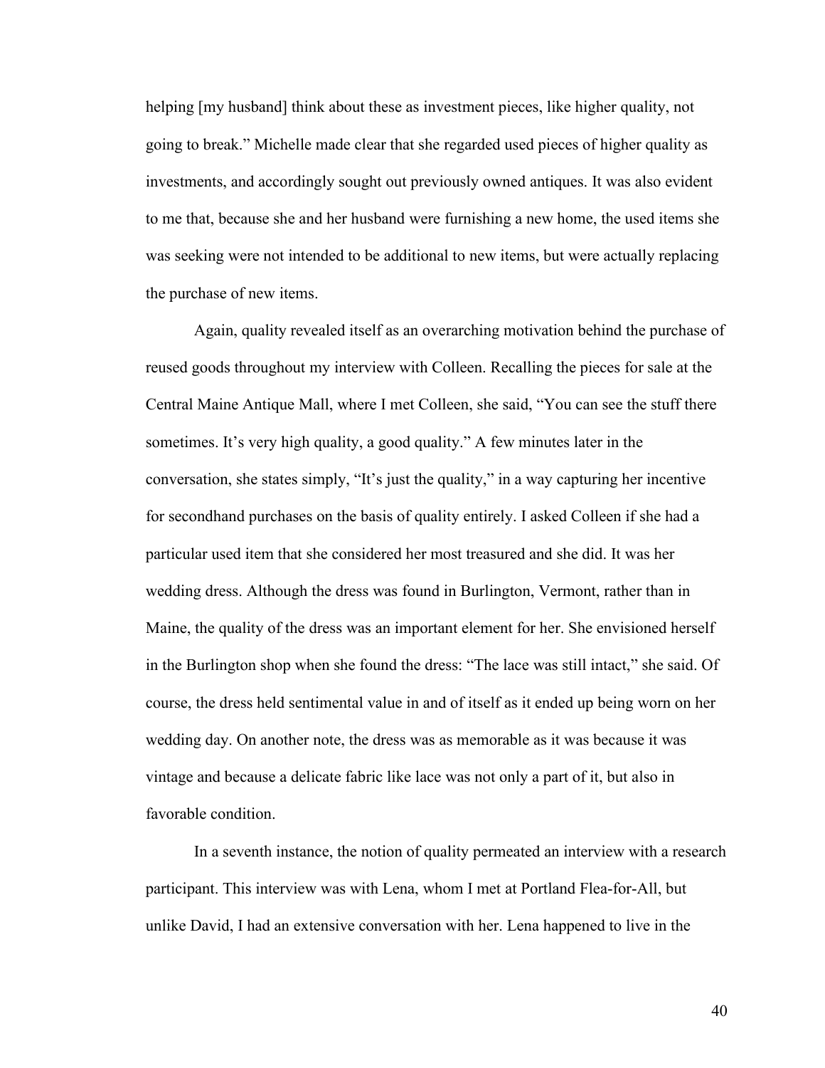helping [my husband] think about these as investment pieces, like higher quality, not going to break." Michelle made clear that she regarded used pieces of higher quality as investments, and accordingly sought out previously owned antiques. It was also evident to me that, because she and her husband were furnishing a new home, the used items she was seeking were not intended to be additional to new items, but were actually replacing the purchase of new items.

Again, quality revealed itself as an overarching motivation behind the purchase of reused goods throughout my interview with Colleen. Recalling the pieces for sale at the Central Maine Antique Mall, where I met Colleen, she said, "You can see the stuff there sometimes. It's very high quality, a good quality." A few minutes later in the conversation, she states simply, "It's just the quality," in a way capturing her incentive for secondhand purchases on the basis of quality entirely. I asked Colleen if she had a particular used item that she considered her most treasured and she did. It was her wedding dress. Although the dress was found in Burlington, Vermont, rather than in Maine, the quality of the dress was an important element for her. She envisioned herself in the Burlington shop when she found the dress: "The lace was still intact," she said. Of course, the dress held sentimental value in and of itself as it ended up being worn on her wedding day. On another note, the dress was as memorable as it was because it was vintage and because a delicate fabric like lace was not only a part of it, but also in favorable condition.

In a seventh instance, the notion of quality permeated an interview with a research participant. This interview was with Lena, whom I met at Portland Flea-for-All, but unlike David, I had an extensive conversation with her. Lena happened to live in the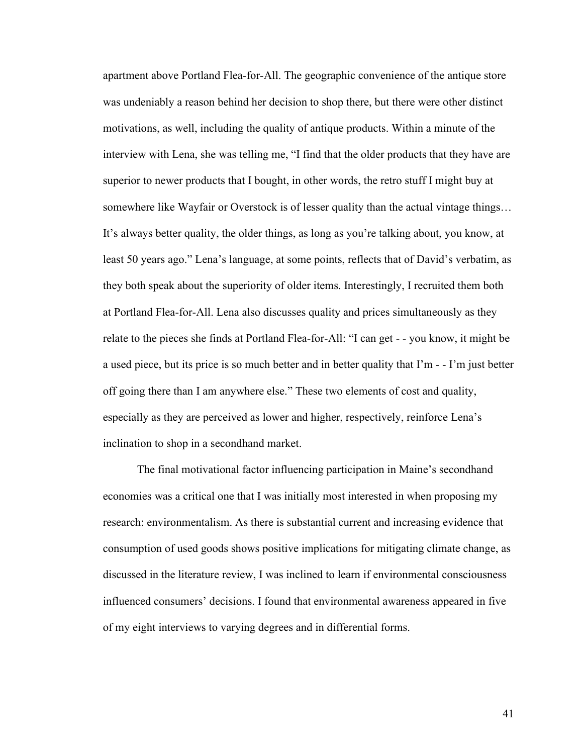apartment above Portland Flea-for-All. The geographic convenience of the antique store was undeniably a reason behind her decision to shop there, but there were other distinct motivations, as well, including the quality of antique products. Within a minute of the interview with Lena, she was telling me, "I find that the older products that they have are superior to newer products that I bought, in other words, the retro stuff I might buy at somewhere like Wayfair or Overstock is of lesser quality than the actual vintage things… It's always better quality, the older things, as long as you're talking about, you know, at least 50 years ago." Lena's language, at some points, reflects that of David's verbatim, as they both speak about the superiority of older items. Interestingly, I recruited them both at Portland Flea-for-All. Lena also discusses quality and prices simultaneously as they relate to the pieces she finds at Portland Flea-for-All: "I can get - - you know, it might be a used piece, but its price is so much better and in better quality that I'm - - I'm just better off going there than I am anywhere else." These two elements of cost and quality, especially as they are perceived as lower and higher, respectively, reinforce Lena's inclination to shop in a secondhand market.

The final motivational factor influencing participation in Maine's secondhand economies was a critical one that I was initially most interested in when proposing my research: environmentalism. As there is substantial current and increasing evidence that consumption of used goods shows positive implications for mitigating climate change, as discussed in the literature review, I was inclined to learn if environmental consciousness influenced consumers' decisions. I found that environmental awareness appeared in five of my eight interviews to varying degrees and in differential forms.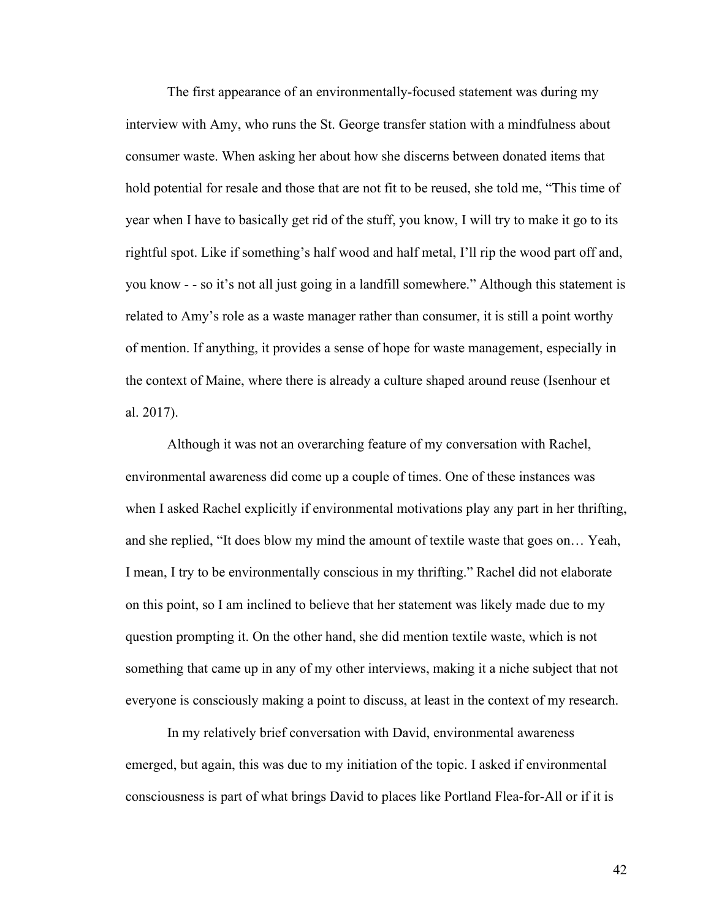The first appearance of an environmentally-focused statement was during my interview with Amy, who runs the St. George transfer station with a mindfulness about consumer waste. When asking her about how she discerns between donated items that hold potential for resale and those that are not fit to be reused, she told me, "This time of year when I have to basically get rid of the stuff, you know, I will try to make it go to its rightful spot. Like if something's half wood and half metal, I'll rip the wood part off and, you know - - so it's not all just going in a landfill somewhere." Although this statement is related to Amy's role as a waste manager rather than consumer, it is still a point worthy of mention. If anything, it provides a sense of hope for waste management, especially in the context of Maine, where there is already a culture shaped around reuse (Isenhour et al. 2017).

Although it was not an overarching feature of my conversation with Rachel, environmental awareness did come up a couple of times. One of these instances was when I asked Rachel explicitly if environmental motivations play any part in her thrifting, and she replied, "It does blow my mind the amount of textile waste that goes on… Yeah, I mean, I try to be environmentally conscious in my thrifting." Rachel did not elaborate on this point, so I am inclined to believe that her statement was likely made due to my question prompting it. On the other hand, she did mention textile waste, which is not something that came up in any of my other interviews, making it a niche subject that not everyone is consciously making a point to discuss, at least in the context of my research.

In my relatively brief conversation with David, environmental awareness emerged, but again, this was due to my initiation of the topic. I asked if environmental consciousness is part of what brings David to places like Portland Flea-for-All or if it is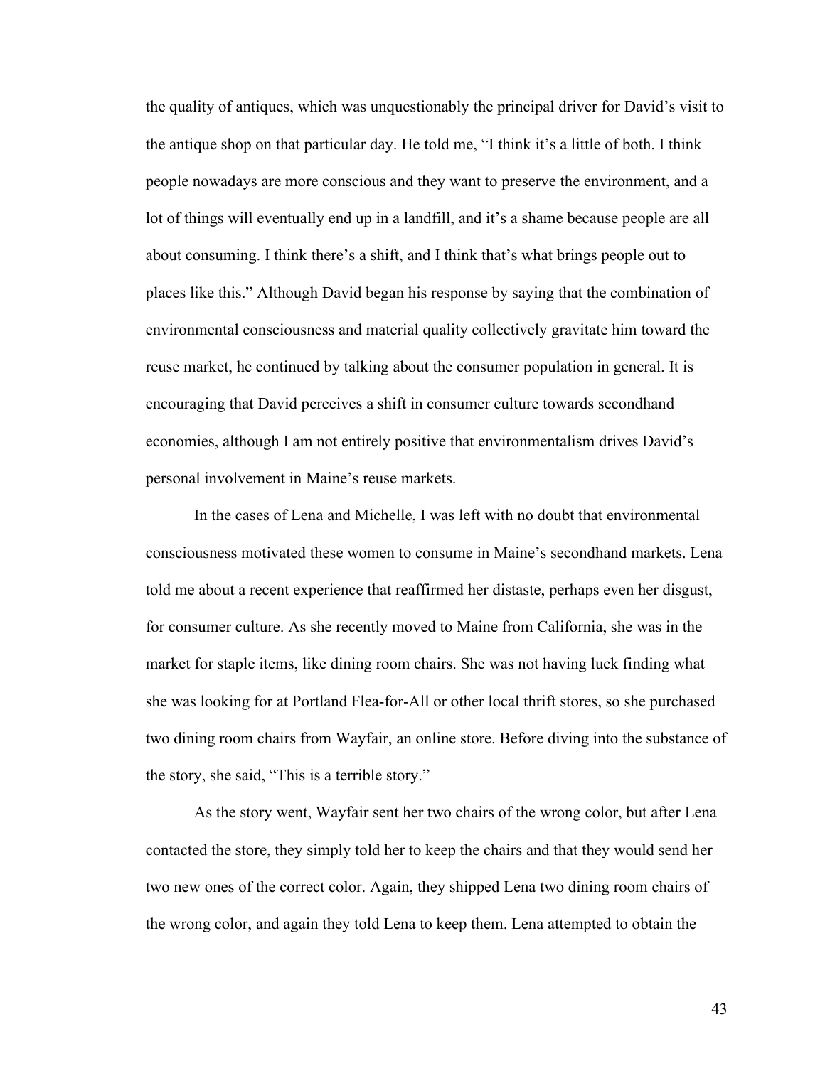the quality of antiques, which was unquestionably the principal driver for David's visit to the antique shop on that particular day. He told me, "I think it's a little of both. I think people nowadays are more conscious and they want to preserve the environment, and a lot of things will eventually end up in a landfill, and it's a shame because people are all about consuming. I think there's a shift, and I think that's what brings people out to places like this." Although David began his response by saying that the combination of environmental consciousness and material quality collectively gravitate him toward the reuse market, he continued by talking about the consumer population in general. It is encouraging that David perceives a shift in consumer culture towards secondhand economies, although I am not entirely positive that environmentalism drives David's personal involvement in Maine's reuse markets.

In the cases of Lena and Michelle, I was left with no doubt that environmental consciousness motivated these women to consume in Maine's secondhand markets. Lena told me about a recent experience that reaffirmed her distaste, perhaps even her disgust, for consumer culture. As she recently moved to Maine from California, she was in the market for staple items, like dining room chairs. She was not having luck finding what she was looking for at Portland Flea-for-All or other local thrift stores, so she purchased two dining room chairs from Wayfair, an online store. Before diving into the substance of the story, she said, "This is a terrible story."

As the story went, Wayfair sent her two chairs of the wrong color, but after Lena contacted the store, they simply told her to keep the chairs and that they would send her two new ones of the correct color. Again, they shipped Lena two dining room chairs of the wrong color, and again they told Lena to keep them. Lena attempted to obtain the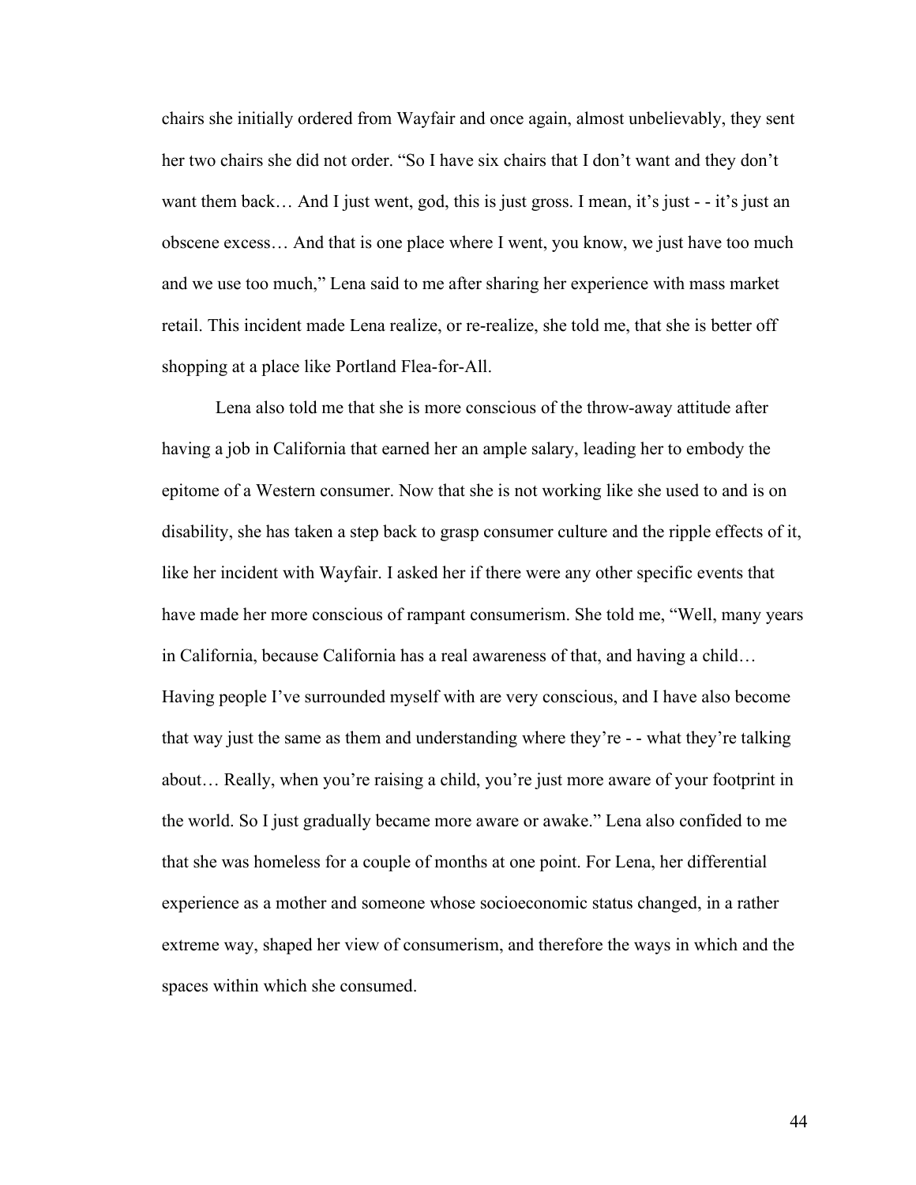chairs she initially ordered from Wayfair and once again, almost unbelievably, they sent her two chairs she did not order. "So I have six chairs that I don't want and they don't want them back… And I just went, god, this is just gross. I mean, it's just - - it's just an obscene excess… And that is one place where I went, you know, we just have too much and we use too much," Lena said to me after sharing her experience with mass market retail. This incident made Lena realize, or re-realize, she told me, that she is better off shopping at a place like Portland Flea-for-All.

Lena also told me that she is more conscious of the throw-away attitude after having a job in California that earned her an ample salary, leading her to embody the epitome of a Western consumer. Now that she is not working like she used to and is on disability, she has taken a step back to grasp consumer culture and the ripple effects of it, like her incident with Wayfair. I asked her if there were any other specific events that have made her more conscious of rampant consumerism. She told me, "Well, many years in California, because California has a real awareness of that, and having a child… Having people I've surrounded myself with are very conscious, and I have also become that way just the same as them and understanding where they're - - what they're talking about… Really, when you're raising a child, you're just more aware of your footprint in the world. So I just gradually became more aware or awake." Lena also confided to me that she was homeless for a couple of months at one point. For Lena, her differential experience as a mother and someone whose socioeconomic status changed, in a rather extreme way, shaped her view of consumerism, and therefore the ways in which and the spaces within which she consumed.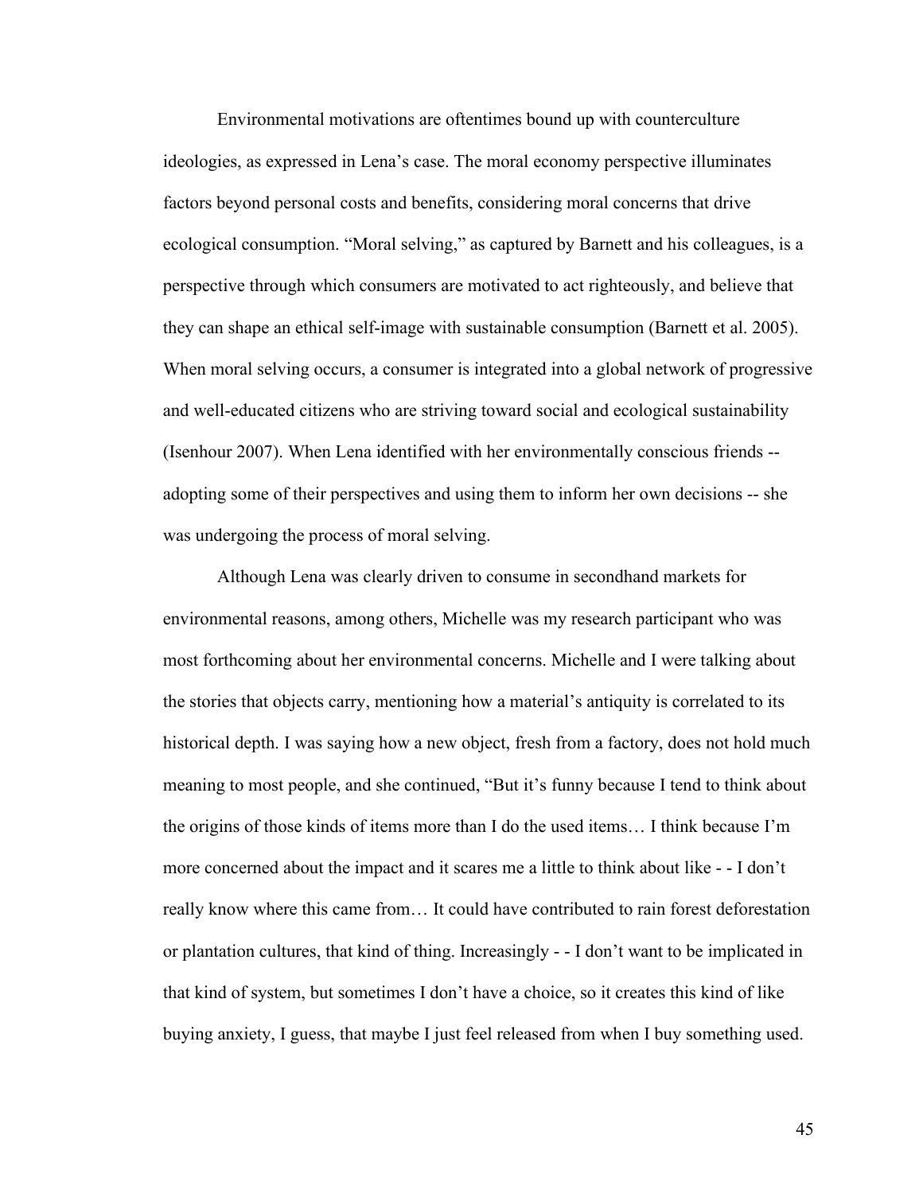Environmental motivations are oftentimes bound up with counterculture ideologies, as expressed in Lena's case. The moral economy perspective illuminates factors beyond personal costs and benefits, considering moral concerns that drive ecological consumption. "Moral selving," as captured by Barnett and his colleagues, is a perspective through which consumers are motivated to act righteously, and believe that they can shape an ethical self-image with sustainable consumption (Barnett et al. 2005). When moral selving occurs, a consumer is integrated into a global network of progressive and well-educated citizens who are striving toward social and ecological sustainability (Isenhour 2007). When Lena identified with her environmentally conscious friends -- adopting some of their perspectives and using them to inform her own decisions -- she was undergoing the process of moral selving.

Although Lena was clearly driven to consume in secondhand markets for environmental reasons, among others, Michelle was my research participant who was most forthcoming about her environmental concerns. Michelle and I were talking about the stories that objects carry, mentioning how a material's antiquity is correlated to its historical depth. I was saying how a new object, fresh from a factory, does not hold much meaning to most people, and she continued, "But it's funny because I tend to think about the origins of those kinds of items more than I do the used items… I think because I'm more concerned about the impact and it scares me a little to think about like - - I don't really know where this came from… It could have contributed to rain forest deforestation or plantation cultures, that kind of thing. Increasingly - - I don't want to be implicated in that kind of system, but sometimes I don't have a choice, so it creates this kind of like buying anxiety, I guess, that maybe I just feel released from when I buy something used.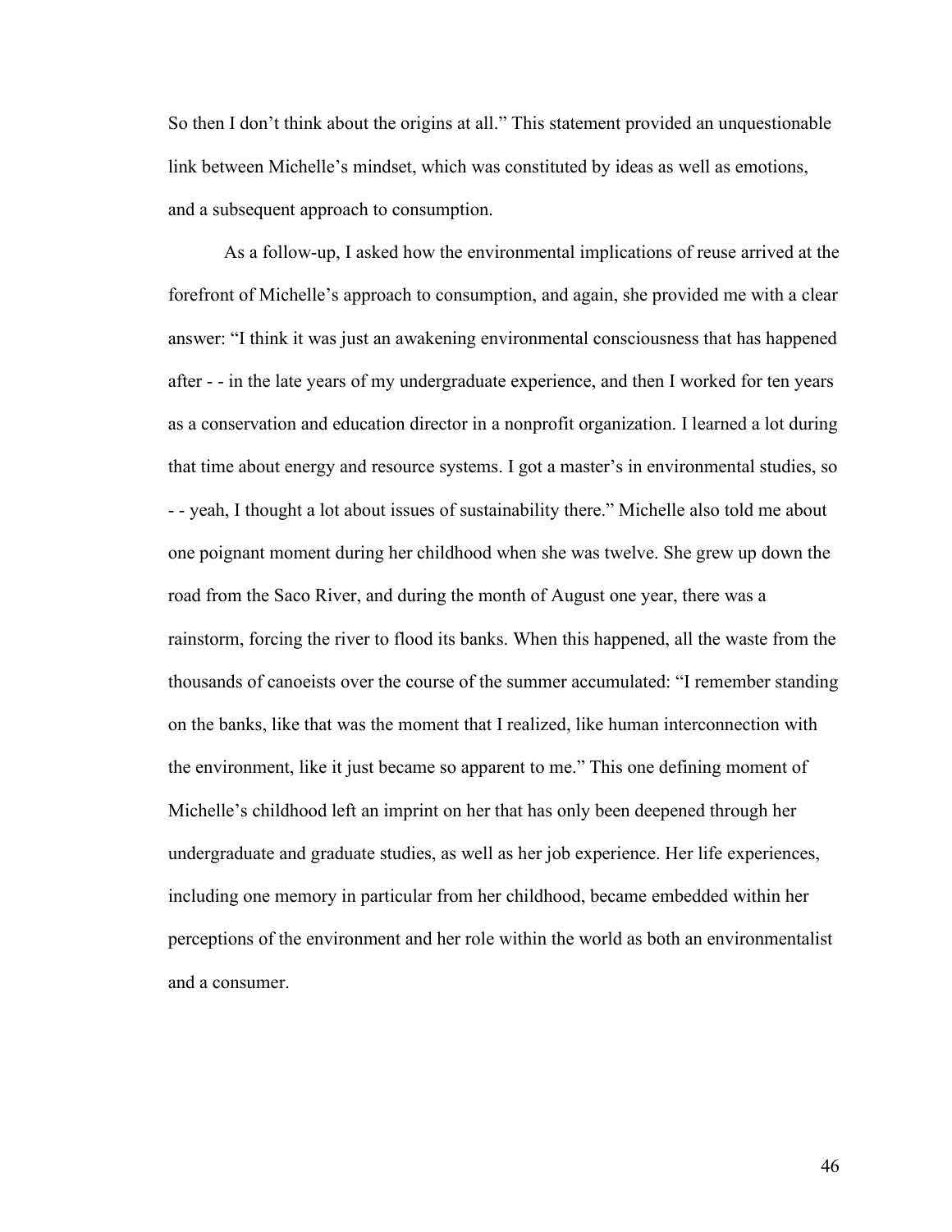So then I don't think about the origins at all." This statement provided an unquestionable link between Michelle's mindset, which was constituted by ideas as well as emotions, and a subsequent approach to consumption.

As a follow-up, I asked how the environmental implications of reuse arrived at the forefront of Michelle's approach to consumption, and again, she provided me with a clear answer: "I think it was just an awakening environmental consciousness that has happened after - - in the late years of my undergraduate experience, and then I worked for ten years as a conservation and education director in a nonprofit organization. I learned a lot during that time about energy and resource systems. I got a master's in environmental studies, so - - yeah, I thought a lot about issues of sustainability there." Michelle also told me about one poignant moment during her childhood when she was twelve. She grew up down the road from the Saco River, and during the month of August one year, there was a rainstorm, forcing the river to flood its banks. When this happened, all the waste from the thousands of canoeists over the course of the summer accumulated: "I remember standing on the banks, like that was the moment that I realized, like human interconnection with the environment, like it just became so apparent to me." This one defining moment of Michelle's childhood left an imprint on her that has only been deepened through her undergraduate and graduate studies, as well as her job experience. Her life experiences, including one memory in particular from her childhood, became embedded within her perceptions of the environment and her role within the world as both an environmentalist and a consumer.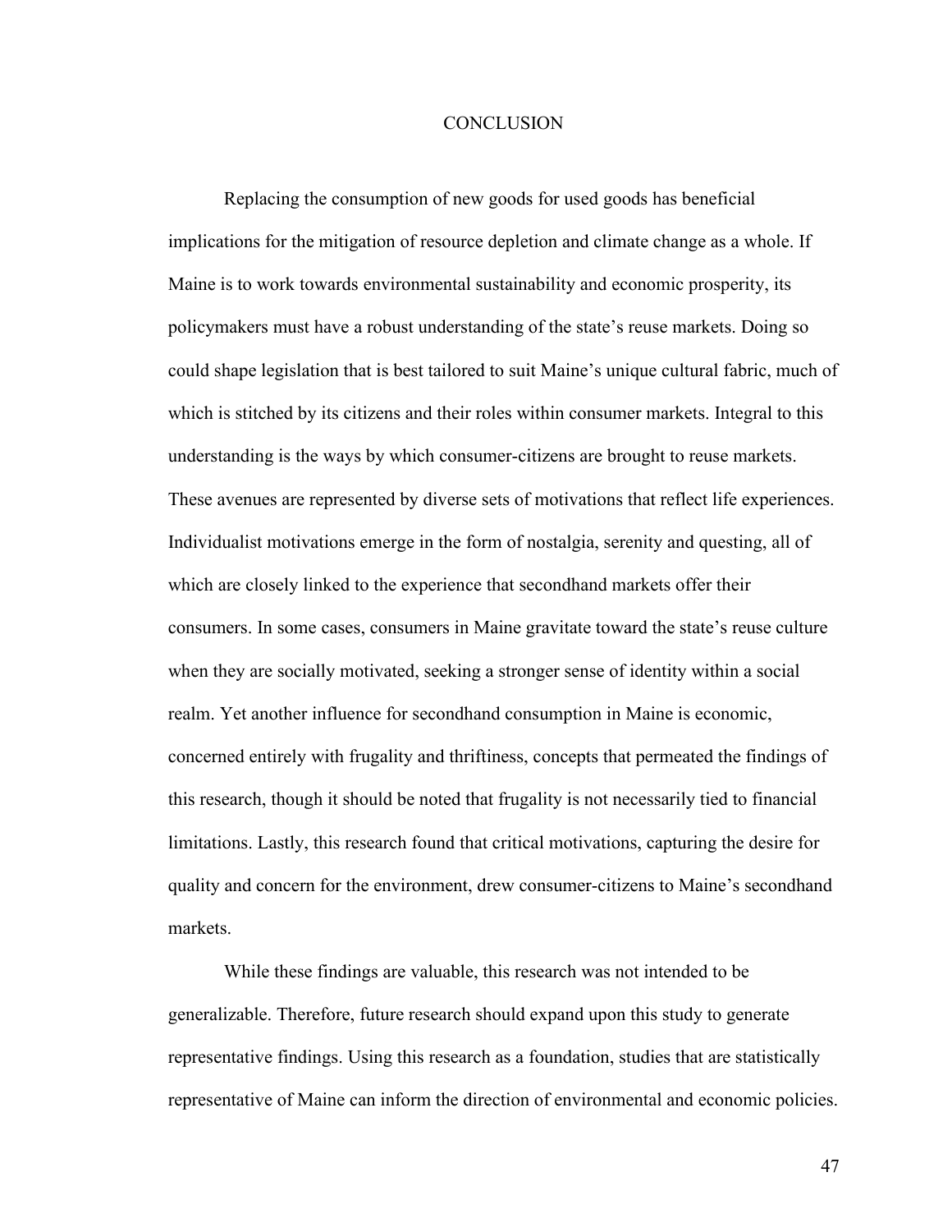# CONCLUSION

Replacing the consumption of new goods for used goods has beneficial implications for the mitigation of resource depletion and climate change as a whole. If Maine is to work towards environmental sustainability and economic prosperity, its policymakers must have a robust understanding of the state's reuse markets. Doing so could shape legislation that is best tailored to suit Maine's unique cultural fabric, much of which is stitched by its citizens and their roles within consumer markets. Integral to this understanding is the ways by which consumer-citizens are brought to reuse markets. These avenues are represented by diverse sets of motivations that reflect life experiences. Individualist motivations emerge in the form of nostalgia, serenity and questing, all of which are closely linked to the experience that secondhand markets offer their consumers. In some cases, consumers in Maine gravitate toward the state's reuse culture when they are socially motivated, seeking a stronger sense of identity within a social realm. Yet another influence for secondhand consumption in Maine is economic, concerned entirely with frugality and thriftiness, concepts that permeated the findings of this research, though it should be noted that frugality is not necessarily tied to financial limitations. Lastly, this research found that critical motivations, capturing the desire for quality and concern for the environment, drew consumer-citizens to Maine's secondhand markets.

While these findings are valuable, this research was not intended to be generalizable. Therefore, future research should expand upon this study to generate representative findings. Using this research as a foundation, studies that are statistically representative of Maine can inform the direction of environmental and economic policies.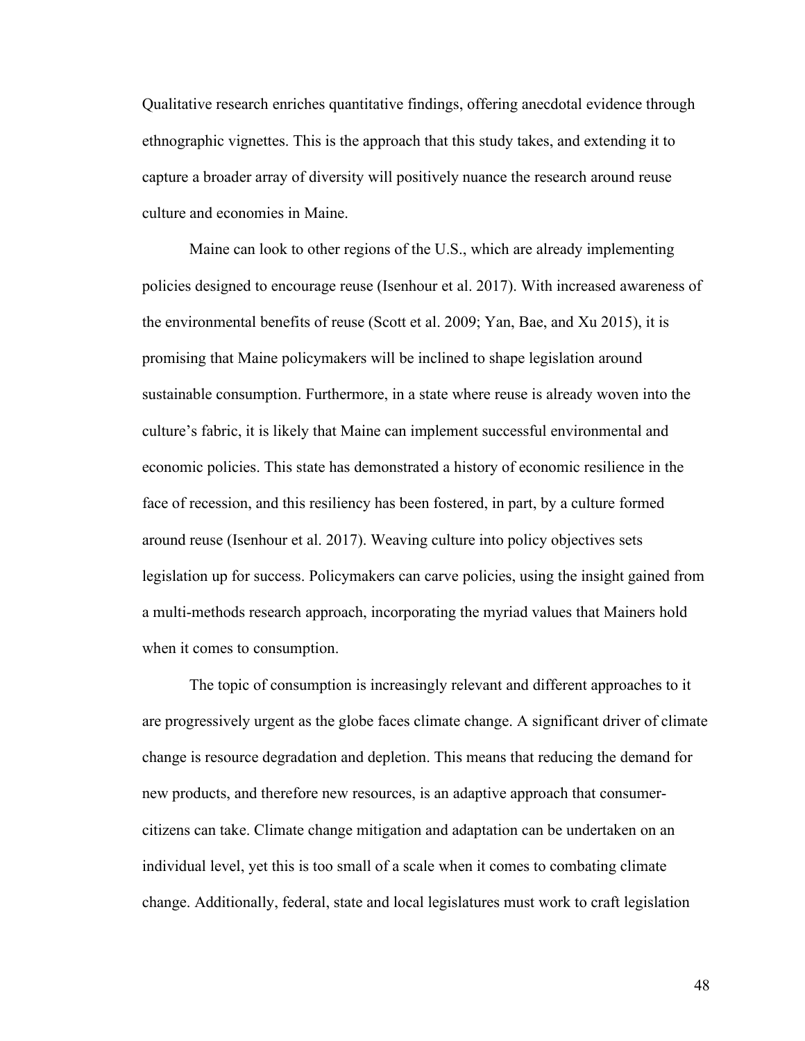Qualitative research enriches quantitative findings, offering anecdotal evidence through ethnographic vignettes. This is the approach that this study takes, and extending it to capture a broader array of diversity will positively nuance the research around reuse culture and economies in Maine.

Maine can look to other regions of the U.S., which are already implementing policies designed to encourage reuse (Isenhour et al. 2017). With increased awareness of the environmental benefits of reuse (Scott et al. 2009; Yan, Bae, and Xu 2015), it is promising that Maine policymakers will be inclined to shape legislation around sustainable consumption. Furthermore, in a state where reuse is already woven into the culture's fabric, it is likely that Maine can implement successful environmental and economic policies. This state has demonstrated a history of economic resilience in the face of recession, and this resiliency has been fostered, in part, by a culture formed around reuse (Isenhour et al. 2017). Weaving culture into policy objectives sets legislation up for success. Policymakers can carve policies, using the insight gained from a multi-methods research approach, incorporating the myriad values that Mainers hold when it comes to consumption.

The topic of consumption is increasingly relevant and different approaches to it are progressively urgent as the globe faces climate change. A significant driver of climate change is resource degradation and depletion. This means that reducing the demand for new products, and therefore new resources, is an adaptive approach that consumer-citizens can take. Climate change mitigation and adaptation can be undertaken on an individual level, yet this is too small of a scale when it comes to combating climate change. Additionally, federal, state and local legislatures must work to craft legislation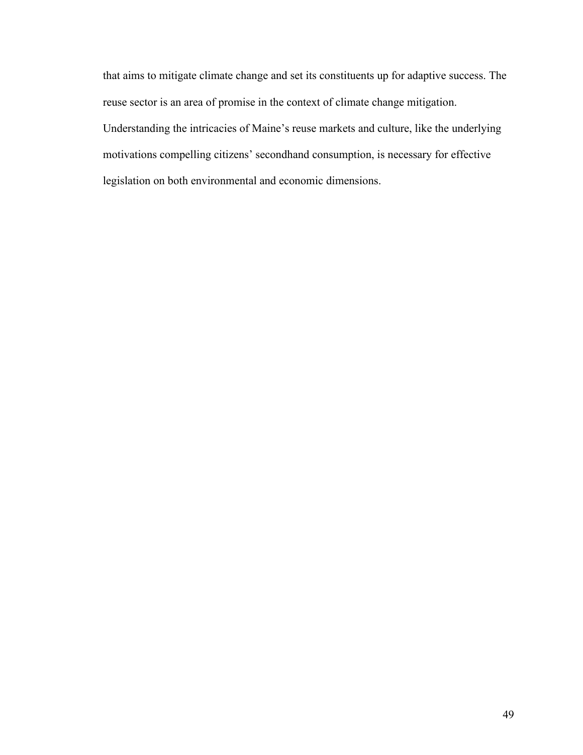that aims to mitigate climate change and set its constituents up for adaptive success. The reuse sector is an area of promise in the context of climate change mitigation. Understanding the intricacies of Maine's reuse markets and culture, like the underlying motivations compelling citizens' secondhand consumption, is necessary for effective legislation on both environmental and economic dimensions.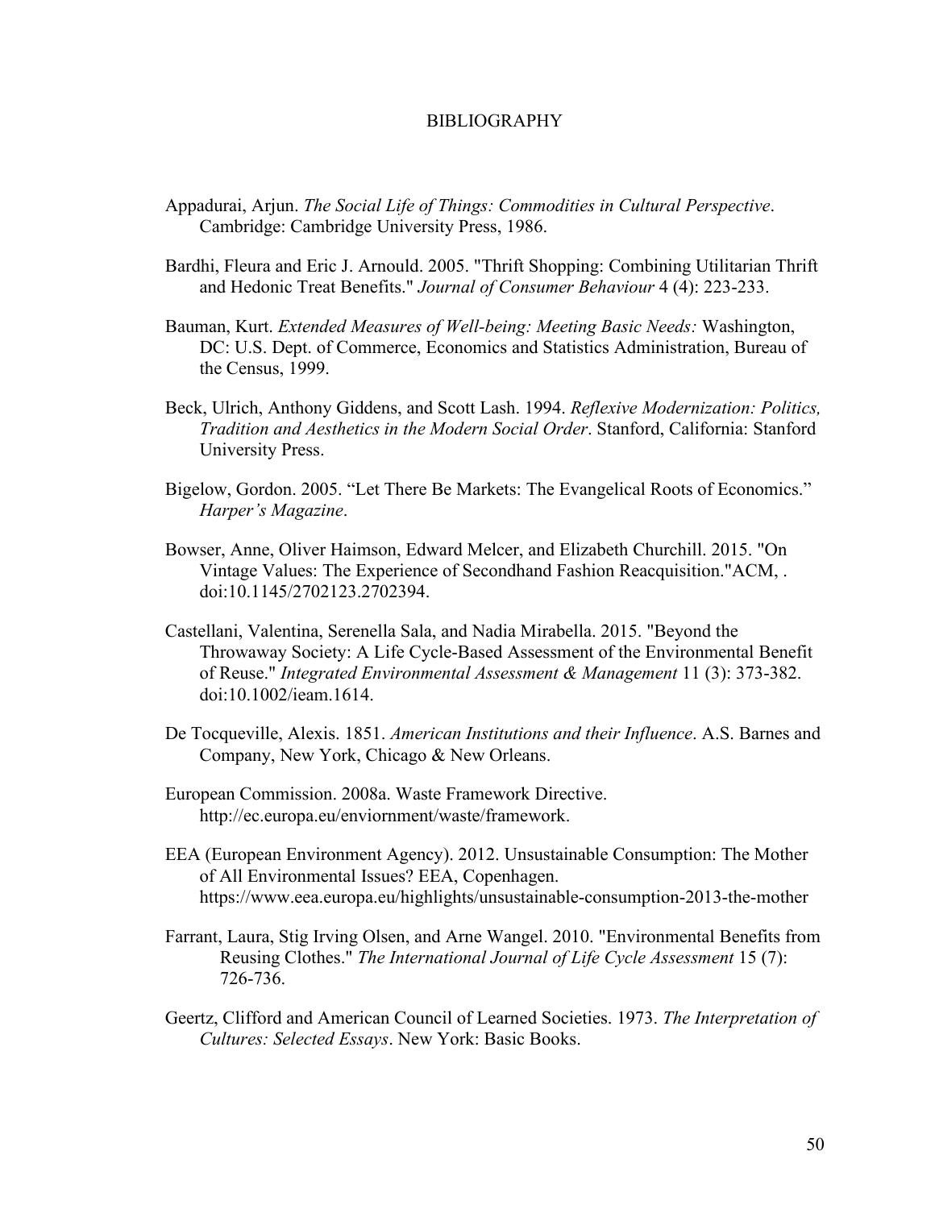# BIBLIOGRAPHY

Appadurai, Arjun. *The Social Life of Things: Commodities in Cultural Perspective*. Cambridge: Cambridge University Press, 1986.

Bardhi, Fleura and Eric J. Arnould. 2005. "Thrift Shopping: Combining Utilitarian Thrift and Hedonic Treat Benefits." *Journal of Consumer Behaviour* 4 (4): 223-233.

Bauman, Kurt. *Extended Measures of Well-being: Meeting Basic Needs:* Washington, DC: U.S. Dept. of Commerce, Economics and Statistics Administration, Bureau of the Census, 1999.

Beck, Ulrich, Anthony Giddens, and Scott Lash. 1994. *Reflexive Modernization: Politics, Tradition and Aesthetics in the Modern Social Order*. Stanford, California: Stanford University Press.

Bigelow, Gordon. 2005. "Let There Be Markets: The Evangelical Roots of Economics." *Harper's Magazine*.

Bowser, Anne, Oliver Haimson, Edward Melcer, and Elizabeth Churchill. 2015. "On Vintage Values: The Experience of Secondhand Fashion Reacquisition."ACM, . doi:10.1145/2702123.2702394.

Castellani, Valentina, Serenella Sala, and Nadia Mirabella. 2015. "Beyond the Throwaway Society: A Life Cycle-Based Assessment of the Environmental Benefit of Reuse." *Integrated Environmental Assessment & Management* 11 (3): 373-382. doi:10.1002/ieam.1614.

De Tocqueville, Alexis. 1851. *American Institutions and their Influence*. A.S. Barnes and Company, New York, Chicago & New Orleans.

European Commission. 2008a. Waste Framework Directive. http://ec.europa.eu/enviornment/waste/framework.

EEA (European Environment Agency). 2012. Unsustainable Consumption: The Mother of All Environmental Issues? EEA, Copenhagen. https://www.eea.europa.eu/highlights/unsustainable-consumption-2013-the-mother

Farrant, Laura, Stig Irving Olsen, and Arne Wangel. 2010. "Environmental Benefits from Reusing Clothes." *The International Journal of Life Cycle Assessment* 15 (7): 726-736.

Geertz, Clifford and American Council of Learned Societies. 1973. *The Interpretation of Cultures: Selected Essays*. New York: Basic Books.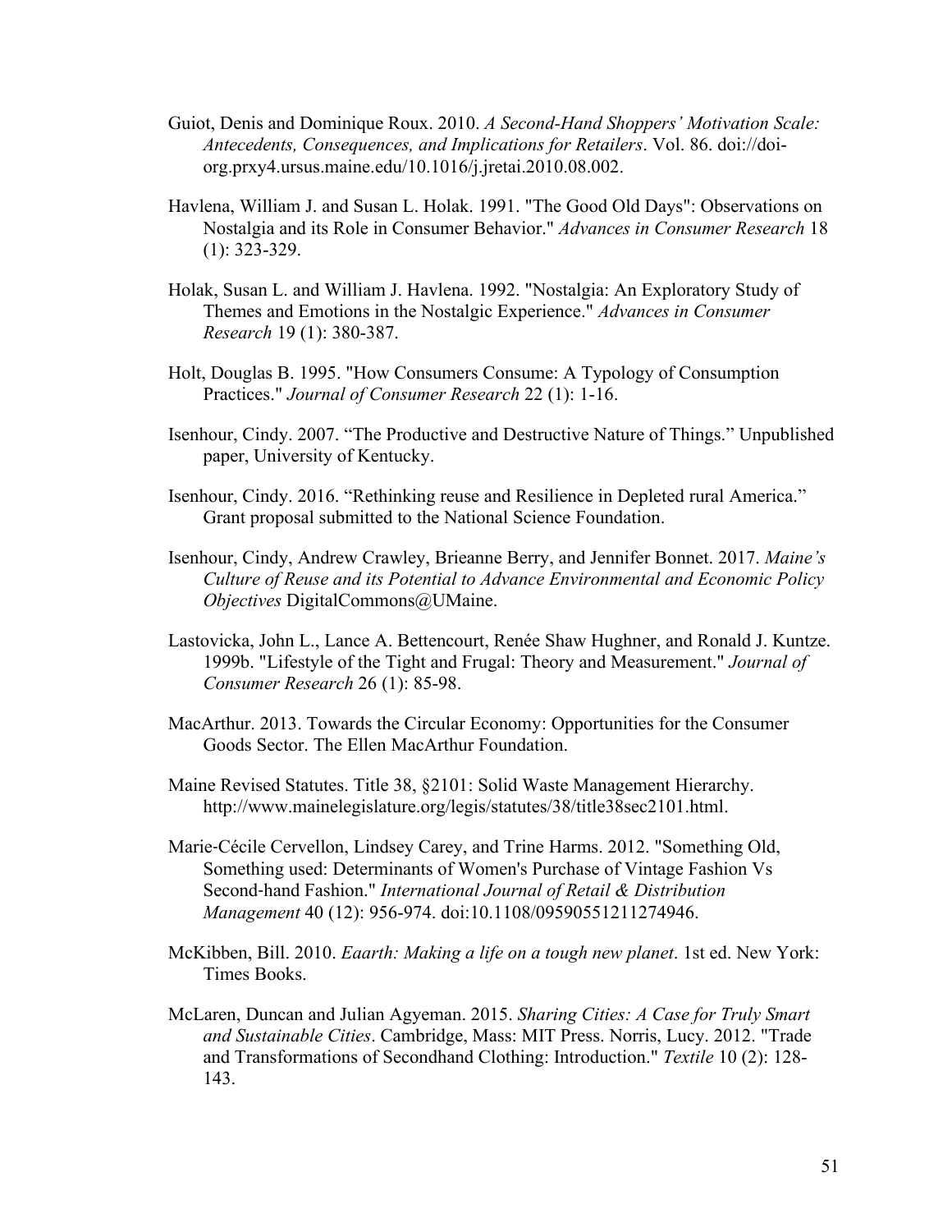Guiot, Denis and Dominique Roux. 2010. *A Second-Hand Shoppers' Motivation Scale: Antecedents, Consequences, and Implications for Retailers*. Vol. 86. doi://doi-org.prxy4.ursus.maine.edu/10.1016/j.jretai.2010.08.002.

Havlena, William J. and Susan L. Holak. 1991. "The Good Old Days": Observations on Nostalgia and its Role in Consumer Behavior." *Advances in Consumer Research* 18 (1): 323-329.

Holak, Susan L. and William J. Havlena. 1992. "Nostalgia: An Exploratory Study of Themes and Emotions in the Nostalgic Experience." *Advances in Consumer Research* 19 (1): 380-387.

Holt, Douglas B. 1995. "How Consumers Consume: A Typology of Consumption Practices." *Journal of Consumer Research* 22 (1): 1-16.

Isenhour, Cindy. 2007. "The Productive and Destructive Nature of Things." Unpublished paper, University of Kentucky.

Isenhour, Cindy. 2016. "Rethinking reuse and Resilience in Depleted rural America." Grant proposal submitted to the National Science Foundation.

Isenhour, Cindy, Andrew Crawley, Brieanne Berry, and Jennifer Bonnet. 2017. *Maine's Culture of Reuse and its Potential to Advance Environmental and Economic Policy Objectives* DigitalCommons@UMaine.

Lastovicka, John L., Lance A. Bettencourt, Renée Shaw Hughner, and Ronald J. Kuntze. 1999b. "Lifestyle of the Tight and Frugal: Theory and Measurement." *Journal of Consumer Research* 26 (1): 85-98.

MacArthur. 2013. Towards the Circular Economy: Opportunities for the Consumer Goods Sector. The Ellen MacArthur Foundation.

Maine Revised Statutes. Title 38, §2101: Solid Waste Management Hierarchy. http://www.mainelegislature.org/legis/statutes/38/title38sec2101.html.

Marie-Cécile Cervellon, Lindsey Carey, and Trine Harms. 2012. "Something Old, Something used: Determinants of Women's Purchase of Vintage Fashion Vs Second-hand Fashion." *International Journal of Retail & Distribution Management* 40 (12): 956-974. doi:10.1108/09590551211274946.

McKibben, Bill. 2010. *Eaarth: Making a life on a tough new planet*. 1st ed. New York: Times Books.

McLaren, Duncan and Julian Agyeman. 2015. *Sharing Cities: A Case for Truly Smart and Sustainable Cities*. Cambridge, Mass: MIT Press. Norris, Lucy. 2012. "Trade and Transformations of Secondhand Clothing: Introduction." *Textile* 10 (2): 128-143.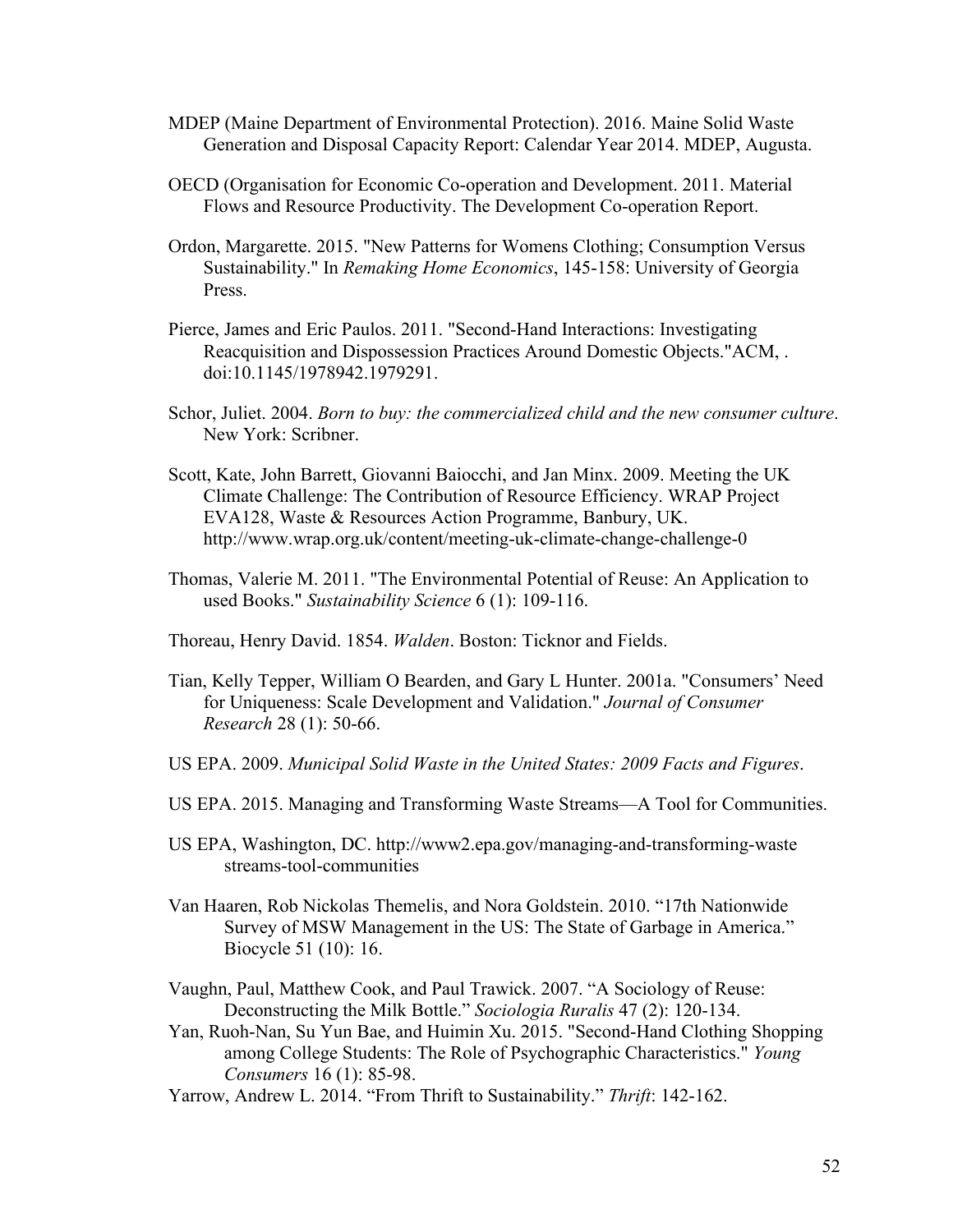MDEP (Maine Department of Environmental Protection). 2016. Maine Solid Waste Generation and Disposal Capacity Report: Calendar Year 2014. MDEP, Augusta.

OECD (Organisation for Economic Co-operation and Development. 2011. Material Flows and Resource Productivity. The Development Co-operation Report.

Ordon, Margarette. 2015. "New Patterns for Womens Clothing; Consumption Versus Sustainability." In *Remaking Home Economics*, 145-158: University of Georgia Press.

Pierce, James and Eric Paulos. 2011. "Second-Hand Interactions: Investigating Reacquisition and Dispossession Practices Around Domestic Objects."ACM, . doi:10.1145/1978942.1979291.

Schor, Juliet. 2004. *Born to buy: the commercialized child and the new consumer culture*. New York: Scribner.

Scott, Kate, John Barrett, Giovanni Baiocchi, and Jan Minx. 2009. Meeting the UK Climate Challenge: The Contribution of Resource Efficiency. WRAP Project EVA128, Waste & Resources Action Programme, Banbury, UK. http://www.wrap.org.uk/content/meeting-uk-climate-change-challenge-0

Thomas, Valerie M. 2011. "The Environmental Potential of Reuse: An Application to used Books." *Sustainability Science* 6 (1): 109-116.

Thoreau, Henry David. 1854. *Walden*. Boston: Ticknor and Fields.

Tian, Kelly Tepper, William O Bearden, and Gary L Hunter. 2001a. "Consumers' Need for Uniqueness: Scale Development and Validation." *Journal of Consumer Research* 28 (1): 50-66.

US EPA. 2009. *Municipal Solid Waste in the United States: 2009 Facts and Figures*.

US EPA. 2015. Managing and Transforming Waste Streams—A Tool for Communities.

US EPA, Washington, DC. http://www2.epa.gov/managing-and-transforming-waste streams-tool-communities

Van Haaren, Rob Nickolas Themelis, and Nora Goldstein. 2010. "17th Nationwide Survey of MSW Management in the US: The State of Garbage in America." Biocycle 51 (10): 16.

Vaughn, Paul, Matthew Cook, and Paul Trawick. 2007. "A Sociology of Reuse: Deconstructing the Milk Bottle." *Sociologia Ruralis* 47 (2): 120-134.

Yan, Ruoh-Nan, Su Yun Bae, and Huimin Xu. 2015. "Second-Hand Clothing Shopping among College Students: The Role of Psychographic Characteristics." *Young Consumers* 16 (1): 85-98.

Yarrow, Andrew L. 2014. "From Thrift to Sustainability." *Thrift*: 142-162.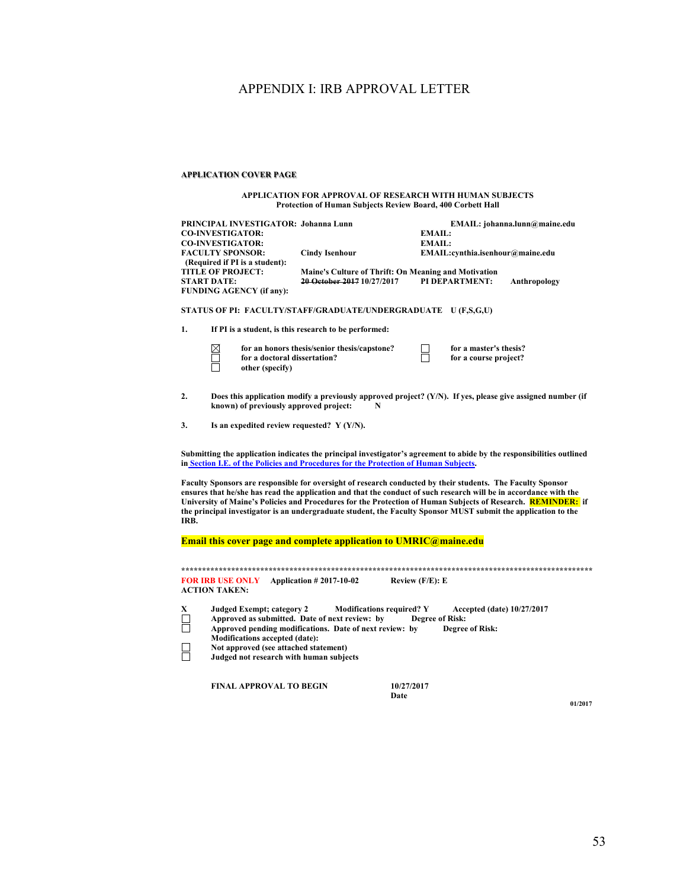# APPENDIX I: IRB APPROVAL LETTER

**APPLICATION COVER PAGE**

**APPLICATION FOR APPROVAL OF RESEARCH WITH HUMAN SUBJECTS**
**Protection of Human Subjects Review Board, 400 Corbett Hall**

**PRINCIPAL INVESTIGATOR: Johanna Lunn** **EMAIL: johanna.lunn@maine.edu**
**CO-INVESTIGATOR:** **EMAIL:**
**CO-INVESTIGATOR:** **EMAIL:**
**FACULTY SPONSOR: Cindy Isenhour** **EMAIL:cynthia.isenhour@maine.edu**
**(Required if PI is a student):**
**TITLE OF PROJECT: Maine's Culture of Thrift: On Meaning and Motivation**
**START DATE: ~~20 October 2017~~ 10/27/2017** **PI DEPARTMENT: Anthropology**
**FUNDING AGENCY (if any):**

**STATUS OF PI: FACULTY/STAFF/GRADUATE/UNDERGRADUATE U (F,S,G,U)**

**1. If PI is a student, is this research to be performed:**

- ☒ **for an honors thesis/senior thesis/capstone?**
- ☐ **for a master's thesis?**
- ☐ **for a doctoral dissertation?**
- ☐ **for a course project?**
- ☐ **other (specify)**

**2. Does this application modify a previously approved project? (Y/N). If yes, please give assigned number (if known) of previously approved project: N**

**3. Is an expedited review requested? Y (Y/N).**

**Submitting the application indicates the principal investigator's agreement to abide by the responsibilities outlined in Section I.E. of the Policies and Procedures for the Protection of Human Subjects.**

**Faculty Sponsors are responsible for oversight of research conducted by their students. The Faculty Sponsor ensures that he/she has read the application and that the conduct of such research will be in accordance with the University of Maine's Policies and Procedures for the Protection of Human Subjects of Research. REMINDER: if the principal investigator is an undergraduate student, the Faculty Sponsor MUST submit the application to the IRB.**

**Email this cover page and complete application to UMRIC@maine.edu**

******************************************************************************************************

**FOR IRB USE ONLY** **Application # 2017-10-02** **Review (F/E): E**
**ACTION TAKEN:**

- **X Judged Exempt; category 2** **Modifications required? Y** **Accepted (date) 10/27/2017**
- ☐ **Approved as submitted. Date of next review: by** **Degree of Risk:**
- ☐ **Approved pending modifications. Date of next review: by** **Degree of Risk:**
  **Modifications accepted (date):**
- ☐ **Not approved (see attached statement)**
- ☐ **Judged not research with human subjects**

**FINAL APPROVAL TO BEGIN** **10/27/2017**
**Date**

**01/2017**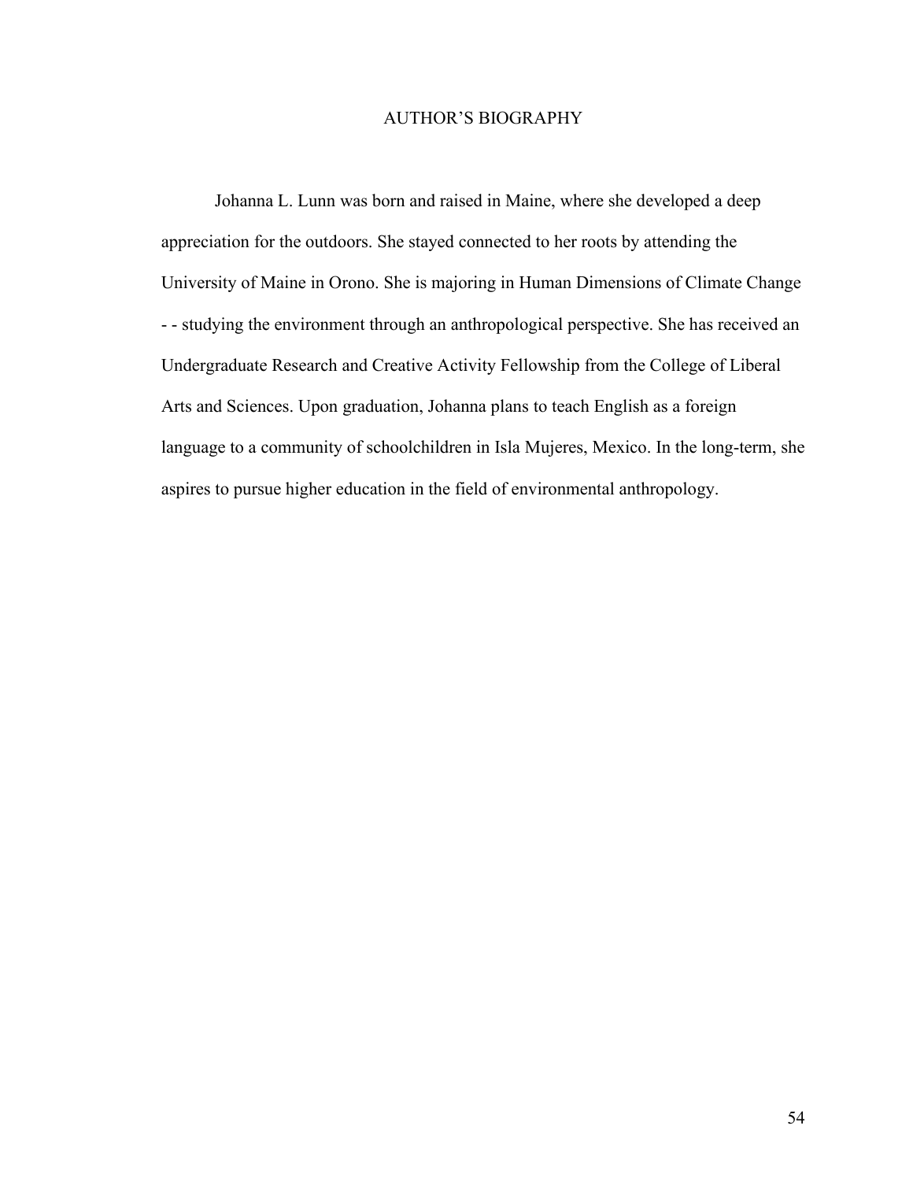# AUTHOR'S BIOGRAPHY

Johanna L. Lunn was born and raised in Maine, where she developed a deep appreciation for the outdoors. She stayed connected to her roots by attending the University of Maine in Orono. She is majoring in Human Dimensions of Climate Change - - studying the environment through an anthropological perspective. She has received an Undergraduate Research and Creative Activity Fellowship from the College of Liberal Arts and Sciences. Upon graduation, Johanna plans to teach English as a foreign language to a community of schoolchildren in Isla Mujeres, Mexico. In the long-term, she aspires to pursue higher education in the field of environmental anthropology.